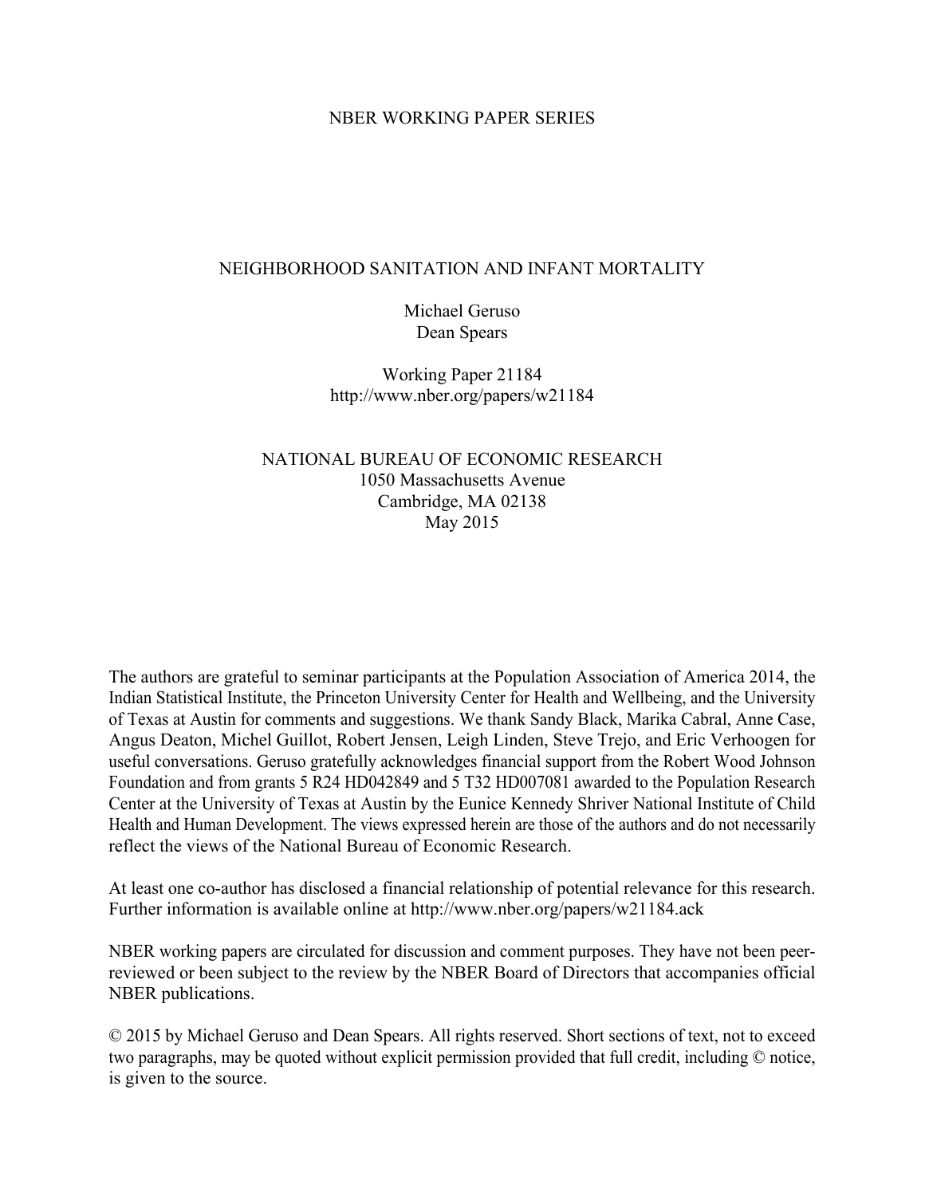NBER WORKING PAPER SERIES

# NEIGHBORHOOD SANITATION AND INFANT MORTALITY

Michael Geruso
Dean Spears

Working Paper 21184
http://www.nber.org/papers/w21184

NATIONAL BUREAU OF ECONOMIC RESEARCH
1050 Massachusetts Avenue
Cambridge, MA 02138
May 2015

The authors are grateful to seminar participants at the Population Association of America 2014, the Indian Statistical Institute, the Princeton University Center for Health and Wellbeing, and the University of Texas at Austin for comments and suggestions. We thank Sandy Black, Marika Cabral, Anne Case, Angus Deaton, Michel Guillot, Robert Jensen, Leigh Linden, Steve Trejo, and Eric Verhoogen for useful conversations. Geruso gratefully acknowledges financial support from the Robert Wood Johnson Foundation and from grants 5 R24 HD042849 and 5 T32 HD007081 awarded to the Population Research Center at the University of Texas at Austin by the Eunice Kennedy Shriver National Institute of Child Health and Human Development. The views expressed herein are those of the authors and do not necessarily reflect the views of the National Bureau of Economic Research.

At least one co-author has disclosed a financial relationship of potential relevance for this research. Further information is available online at http://www.nber.org/papers/w21184.ack

NBER working papers are circulated for discussion and comment purposes. They have not been peer-reviewed or been subject to the review by the NBER Board of Directors that accompanies official NBER publications.

© 2015 by Michael Geruso and Dean Spears. All rights reserved. Short sections of text, not to exceed two paragraphs, may be quoted without explicit permission provided that full credit, including © notice, is given to the source.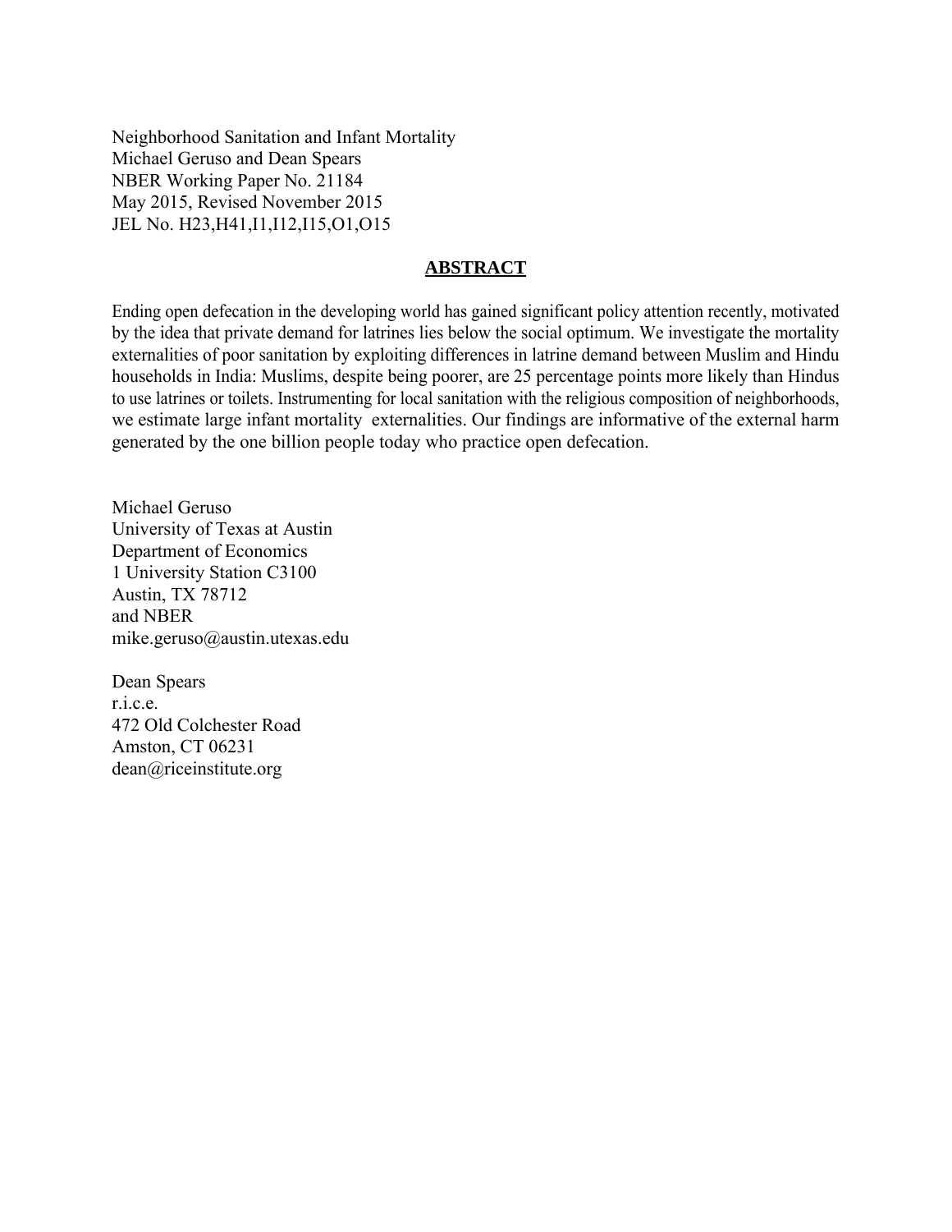Neighborhood Sanitation and Infant Mortality
Michael Geruso and Dean Spears
NBER Working Paper No. 21184
May 2015, Revised November 2015
JEL No. H23,H41,I1,I12,I15,O1,O15

## ABSTRACT

Ending open defecation in the developing world has gained significant policy attention recently, motivated by the idea that private demand for latrines lies below the social optimum. We investigate the mortality externalities of poor sanitation by exploiting differences in latrine demand between Muslim and Hindu households in India: Muslims, despite being poorer, are 25 percentage points more likely than Hindus to use latrines or toilets. Instrumenting for local sanitation with the religious composition of neighborhoods, we estimate large infant mortality externalities. Our findings are informative of the external harm generated by the one billion people today who practice open defecation.

Michael Geruso
University of Texas at Austin
Department of Economics
1 University Station C3100
Austin, TX 78712
and NBER
mike.geruso@austin.utexas.edu

Dean Spears
r.i.c.e.
472 Old Colchester Road
Amston, CT 06231
dean@riceinstitute.org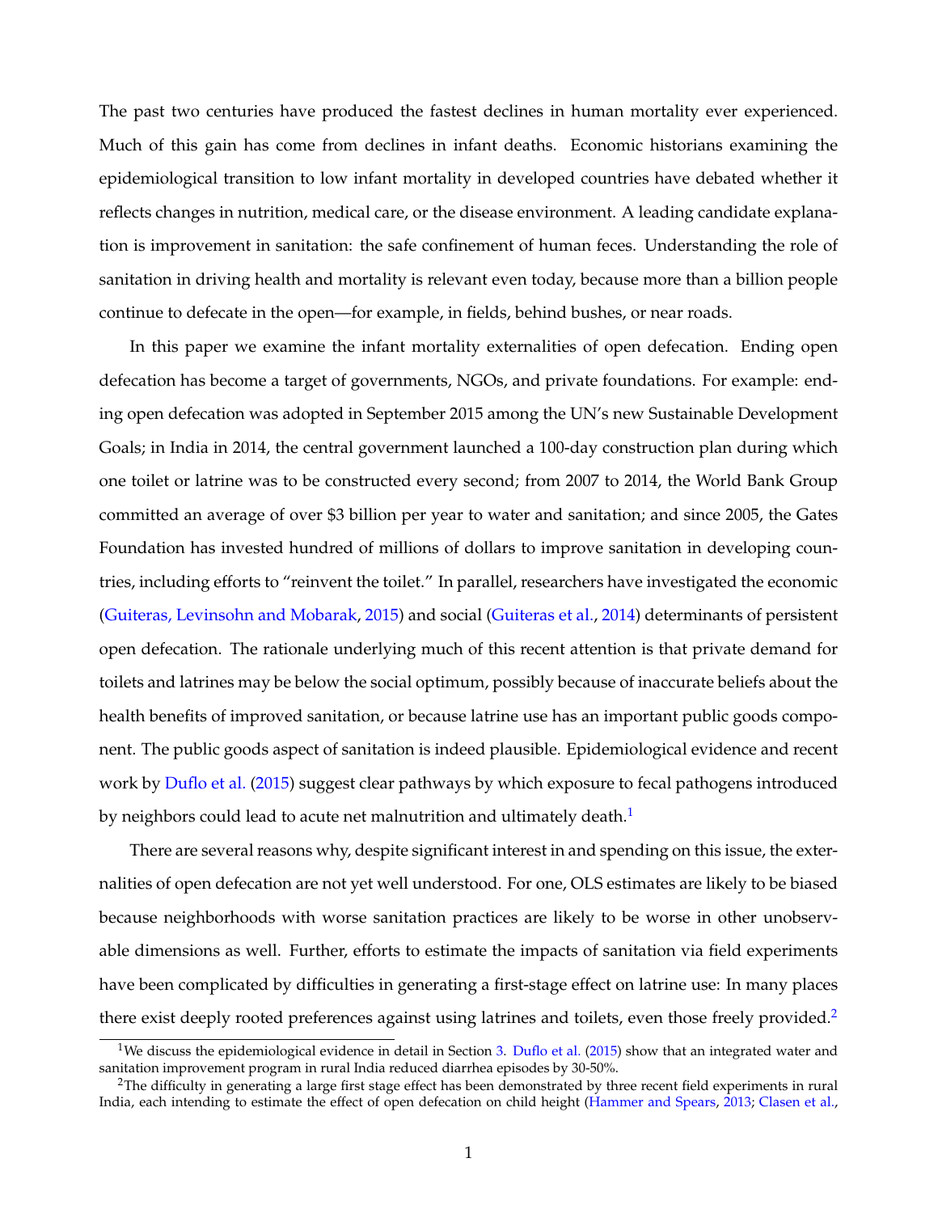The past two centuries have produced the fastest declines in human mortality ever experienced. Much of this gain has come from declines in infant deaths. Economic historians examining the epidemiological transition to low infant mortality in developed countries have debated whether it reflects changes in nutrition, medical care, or the disease environment. A leading candidate explanation is improvement in sanitation: the safe confinement of human feces. Understanding the role of sanitation in driving health and mortality is relevant even today, because more than a billion people continue to defecate in the open—for example, in fields, behind bushes, or near roads.

In this paper we examine the infant mortality externalities of open defecation. Ending open defecation has become a target of governments, NGOs, and private foundations. For example: ending open defecation was adopted in September 2015 among the UN's new Sustainable Development Goals; in India in 2014, the central government launched a 100-day construction plan during which one toilet or latrine was to be constructed every second; from 2007 to 2014, the World Bank Group committed an average of over $3 billion per year to water and sanitation; and since 2005, the Gates Foundation has invested hundred of millions of dollars to improve sanitation in developing countries, including efforts to "reinvent the toilet." In parallel, researchers have investigated the economic (Guiteras, Levinsohn and Mobarak, 2015) and social (Guiteras et al., 2014) determinants of persistent open defecation. The rationale underlying much of this recent attention is that private demand for toilets and latrines may be below the social optimum, possibly because of inaccurate beliefs about the health benefits of improved sanitation, or because latrine use has an important public goods component. The public goods aspect of sanitation is indeed plausible. Epidemiological evidence and recent work by Duflo et al. (2015) suggest clear pathways by which exposure to fecal pathogens introduced by neighbors could lead to acute net malnutrition and ultimately death.[1]

There are several reasons why, despite significant interest in and spending on this issue, the externalities of open defecation are not yet well understood. For one, OLS estimates are likely to be biased because neighborhoods with worse sanitation practices are likely to be worse in other unobservable dimensions as well. Further, efforts to estimate the impacts of sanitation via field experiments have been complicated by difficulties in generating a first-stage effect on latrine use: In many places there exist deeply rooted preferences against using latrines and toilets, even those freely provided.[2]

[1]We discuss the epidemiological evidence in detail in Section 3. Duflo et al. (2015) show that an integrated water and sanitation improvement program in rural India reduced diarrhea episodes by 30-50%.

[2]The difficulty in generating a large first stage effect has been demonstrated by three recent field experiments in rural India, each intending to estimate the effect of open defecation on child height (Hammer and Spears, 2013; Clasen et al.,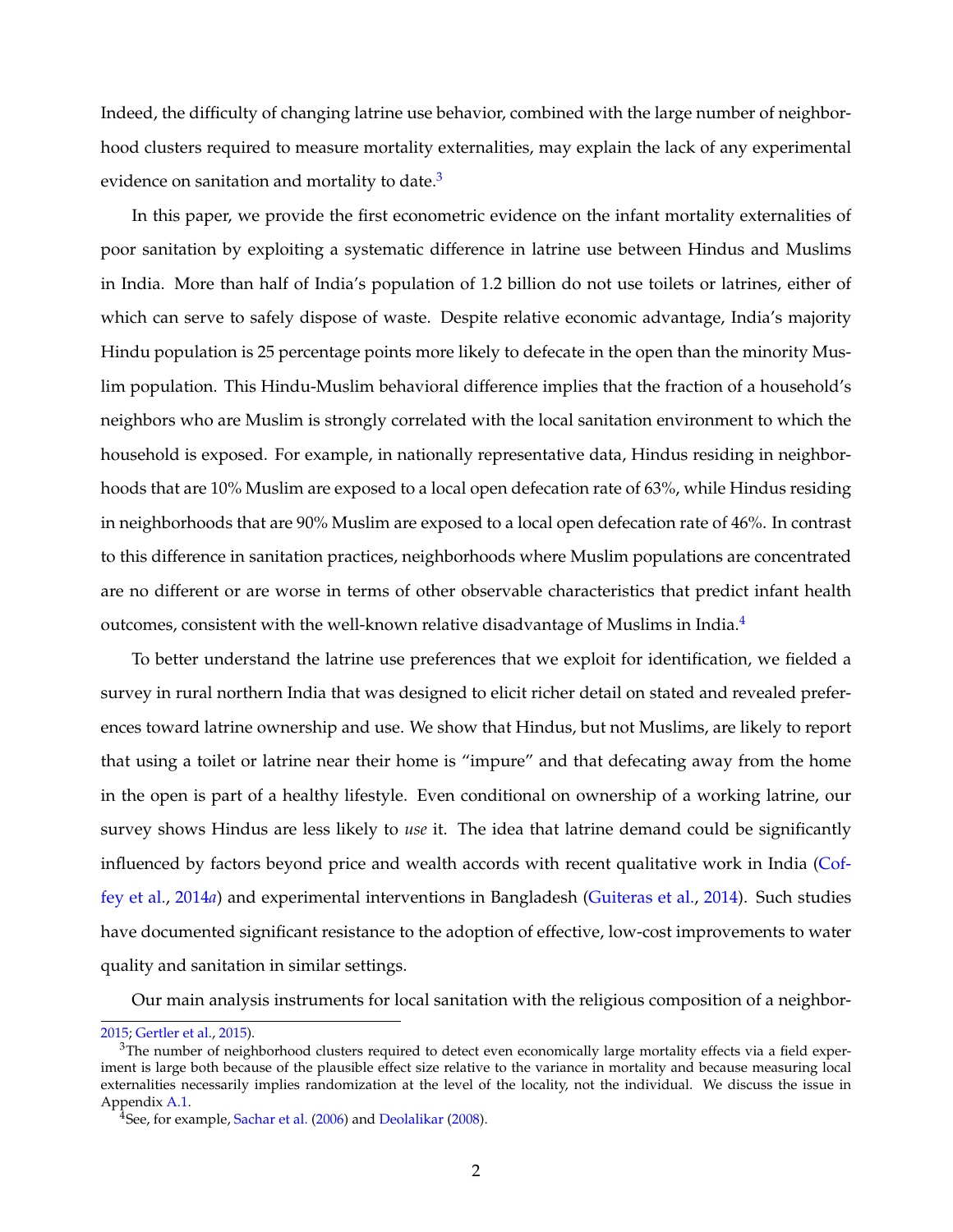Indeed, the difficulty of changing latrine use behavior, combined with the large number of neighborhood clusters required to measure mortality externalities, may explain the lack of any experimental evidence on sanitation and mortality to date.[3]

In this paper, we provide the first econometric evidence on the infant mortality externalities of poor sanitation by exploiting a systematic difference in latrine use between Hindus and Muslims in India. More than half of India's population of 1.2 billion do not use toilets or latrines, either of which can serve to safely dispose of waste. Despite relative economic advantage, India's majority Hindu population is 25 percentage points more likely to defecate in the open than the minority Muslim population. This Hindu-Muslim behavioral difference implies that the fraction of a household's neighbors who are Muslim is strongly correlated with the local sanitation environment to which the household is exposed. For example, in nationally representative data, Hindus residing in neighborhoods that are 10% Muslim are exposed to a local open defecation rate of 63%, while Hindus residing in neighborhoods that are 90% Muslim are exposed to a local open defecation rate of 46%. In contrast to this difference in sanitation practices, neighborhoods where Muslim populations are concentrated are no different or are worse in terms of other observable characteristics that predict infant health outcomes, consistent with the well-known relative disadvantage of Muslims in India.[4]

To better understand the latrine use preferences that we exploit for identification, we fielded a survey in rural northern India that was designed to elicit richer detail on stated and revealed preferences toward latrine ownership and use. We show that Hindus, but not Muslims, are likely to report that using a toilet or latrine near their home is "impure" and that defecating away from the home in the open is part of a healthy lifestyle. Even conditional on ownership of a working latrine, our survey shows Hindus are less likely to *use* it. The idea that latrine demand could be significantly influenced by factors beyond price and wealth accords with recent qualitative work in India (Coffey et al., 2014*a*) and experimental interventions in Bangladesh (Guiteras et al., 2014). Such studies have documented significant resistance to the adoption of effective, low-cost improvements to water quality and sanitation in similar settings.

Our main analysis instruments for local sanitation with the religious composition of a neighbor-

---

2015; Gertler et al., 2015).

[3]The number of neighborhood clusters required to detect even economically large mortality effects via a field experiment is large both because of the plausible effect size relative to the variance in mortality and because measuring local externalities necessarily implies randomization at the level of the locality, not the individual. We discuss the issue in Appendix A.1.

[4]See, for example, Sachar et al. (2006) and Deolalikar (2008).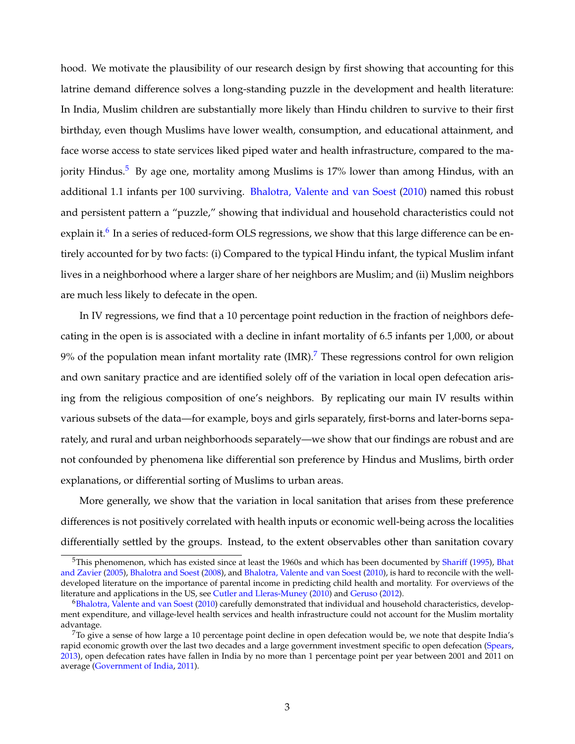hood. We motivate the plausibility of our research design by first showing that accounting for this latrine demand difference solves a long-standing puzzle in the development and health literature: In India, Muslim children are substantially more likely than Hindu children to survive to their first birthday, even though Muslims have lower wealth, consumption, and educational attainment, and face worse access to state services liked piped water and health infrastructure, compared to the majority Hindus.[5] By age one, mortality among Muslims is 17% lower than among Hindus, with an additional 1.1 infants per 100 surviving. Bhalotra, Valente and van Soest (2010) named this robust and persistent pattern a "puzzle," showing that individual and household characteristics could not explain it.[6] In a series of reduced-form OLS regressions, we show that this large difference can be entirely accounted for by two facts: (i) Compared to the typical Hindu infant, the typical Muslim infant lives in a neighborhood where a larger share of her neighbors are Muslim; and (ii) Muslim neighbors are much less likely to defecate in the open.

In IV regressions, we find that a 10 percentage point reduction in the fraction of neighbors defecating in the open is is associated with a decline in infant mortality of 6.5 infants per 1,000, or about 9% of the population mean infant mortality rate (IMR).[7] These regressions control for own religion and own sanitary practice and are identified solely off of the variation in local open defecation arising from the religious composition of one's neighbors. By replicating our main IV results within various subsets of the data—for example, boys and girls separately, first-borns and later-borns separately, and rural and urban neighborhoods separately—we show that our findings are robust and are not confounded by phenomena like differential son preference by Hindus and Muslims, birth order explanations, or differential sorting of Muslims to urban areas.

More generally, we show that the variation in local sanitation that arises from these preference differences is not positively correlated with health inputs or economic well-being across the localities differentially settled by the groups. Instead, to the extent observables other than sanitation covary

[5] This phenomenon, which has existed since at least the 1960s and which has been documented by Shariff (1995), Bhat and Zavier (2005), Bhalotra and Soest (2008), and Bhalotra, Valente and van Soest (2010), is hard to reconcile with the well-developed literature on the importance of parental income in predicting child health and mortality. For overviews of the literature and applications in the US, see Cutler and Lleras-Muney (2010) and Geruso (2012).

[6] Bhalotra, Valente and van Soest (2010) carefully demonstrated that individual and household characteristics, development expenditure, and village-level health services and health infrastructure could not account for the Muslim mortality advantage.

[7] To give a sense of how large a 10 percentage point decline in open defecation would be, we note that despite India's rapid economic growth over the last two decades and a large government investment specific to open defecation (Spears, 2013), open defecation rates have fallen in India by no more than 1 percentage point per year between 2001 and 2011 on average (Government of India, 2011).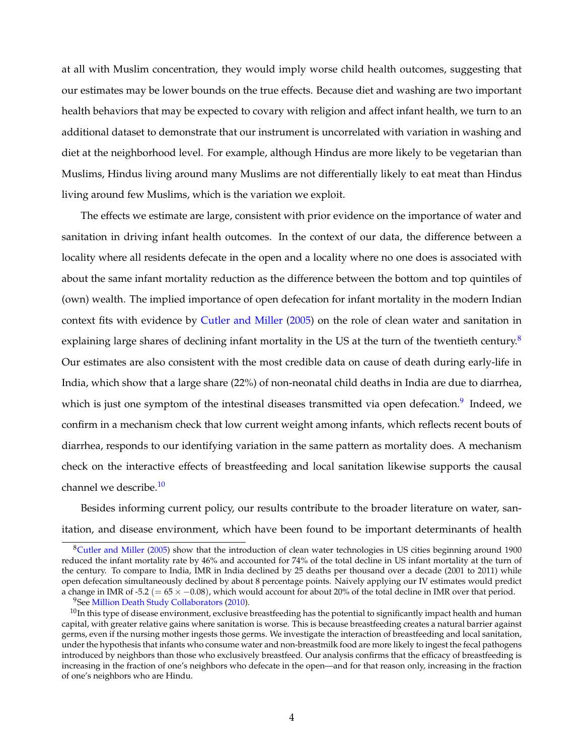at all with Muslim concentration, they would imply worse child health outcomes, suggesting that our estimates may be lower bounds on the true effects. Because diet and washing are two important health behaviors that may be expected to covary with religion and affect infant health, we turn to an additional dataset to demonstrate that our instrument is uncorrelated with variation in washing and diet at the neighborhood level. For example, although Hindus are more likely to be vegetarian than Muslims, Hindus living around many Muslims are not differentially likely to eat meat than Hindus living around few Muslims, which is the variation we exploit.

The effects we estimate are large, consistent with prior evidence on the importance of water and sanitation in driving infant health outcomes. In the context of our data, the difference between a locality where all residents defecate in the open and a locality where no one does is associated with about the same infant mortality reduction as the difference between the bottom and top quintiles of (own) wealth. The implied importance of open defecation for infant mortality in the modern Indian context fits with evidence by Cutler and Miller (2005) on the role of clean water and sanitation in explaining large shares of declining infant mortality in the US at the turn of the twentieth century.[8] Our estimates are also consistent with the most credible data on cause of death during early-life in India, which show that a large share (22%) of non-neonatal child deaths in India are due to diarrhea, which is just one symptom of the intestinal diseases transmitted via open defecation.[9] Indeed, we confirm in a mechanism check that low current weight among infants, which reflects recent bouts of diarrhea, responds to our identifying variation in the same pattern as mortality does. A mechanism check on the interactive effects of breastfeeding and local sanitation likewise supports the causal channel we describe.[10]

Besides informing current policy, our results contribute to the broader literature on water, sanitation, and disease environment, which have been found to be important determinants of health

[8] Cutler and Miller (2005) show that the introduction of clean water technologies in US cities beginning around 1900 reduced the infant mortality rate by 46% and accounted for 74% of the total decline in US infant mortality at the turn of the century. To compare to India, IMR in India declined by 25 deaths per thousand over a decade (2001 to 2011) while open defecation simultaneously declined by about 8 percentage points. Naively applying our IV estimates would predict a change in IMR of -5.2 ($= 65 \times -0.08$), which would account for about 20% of the total decline in IMR over that period.

[9] See Million Death Study Collaborators (2010).

[10] In this type of disease environment, exclusive breastfeeding has the potential to significantly impact health and human capital, with greater relative gains where sanitation is worse. This is because breastfeeding creates a natural barrier against germs, even if the nursing mother ingests those germs. We investigate the interaction of breastfeeding and local sanitation, under the hypothesis that infants who consume water and non-breastmilk food are more likely to ingest the fecal pathogens introduced by neighbors than those who exclusively breastfeed. Our analysis confirms that the efficacy of breastfeeding is increasing in the fraction of one's neighbors who defecate in the open—and for that reason only, increasing in the fraction of one's neighbors who are Hindu.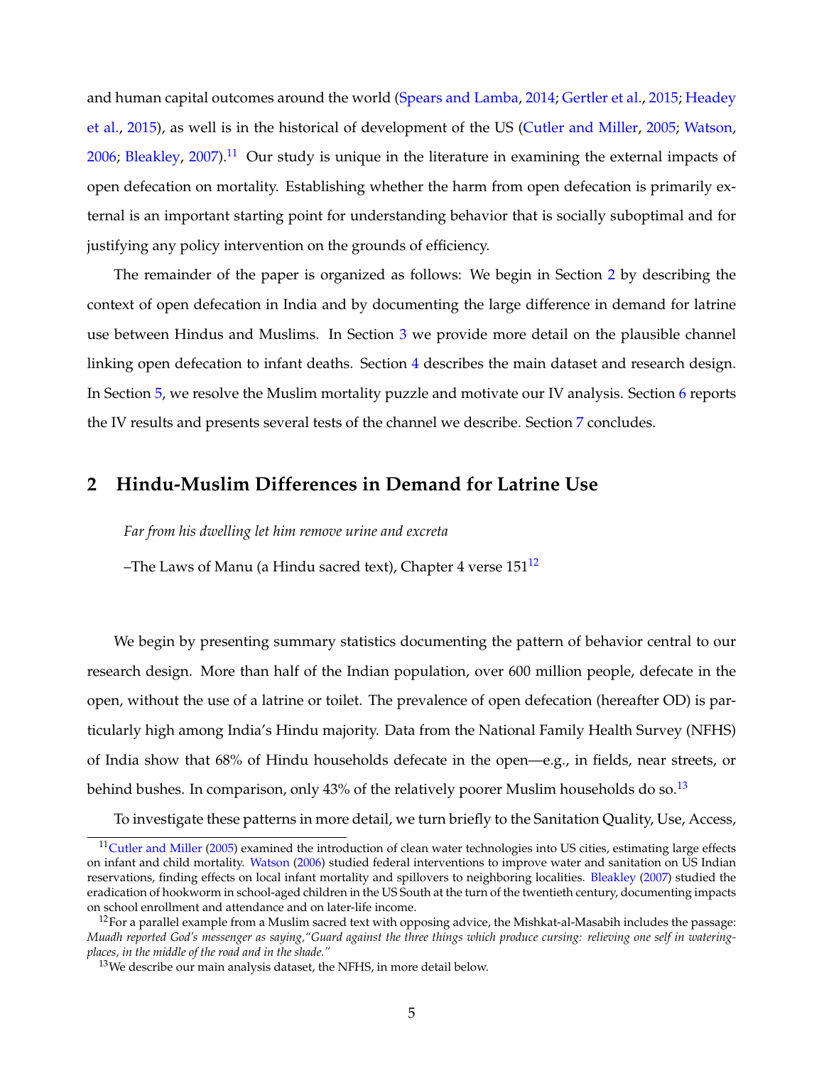and human capital outcomes around the world (Spears and Lamba, 2014; Gertler et al., 2015; Headey et al., 2015), as well is in the historical of development of the US (Cutler and Miller, 2005; Watson, 2006; Bleakley, 2007).[11] Our study is unique in the literature in examining the external impacts of open defecation on mortality. Establishing whether the harm from open defecation is primarily external is an important starting point for understanding behavior that is socially suboptimal and for justifying any policy intervention on the grounds of efficiency.

The remainder of the paper is organized as follows: We begin in Section 2 by describing the context of open defecation in India and by documenting the large difference in demand for latrine use between Hindus and Muslims. In Section 3 we provide more detail on the plausible channel linking open defecation to infant deaths. Section 4 describes the main dataset and research design. In Section 5, we resolve the Muslim mortality puzzle and motivate our IV analysis. Section 6 reports the IV results and presents several tests of the channel we describe. Section 7 concludes.

## 2 Hindu-Muslim Differences in Demand for Latrine Use

*Far from his dwelling let him remove urine and excreta*

–The Laws of Manu (a Hindu sacred text), Chapter 4 verse 151[12]

We begin by presenting summary statistics documenting the pattern of behavior central to our research design. More than half of the Indian population, over 600 million people, defecate in the open, without the use of a latrine or toilet. The prevalence of open defecation (hereafter OD) is particularly high among India's Hindu majority. Data from the National Family Health Survey (NFHS) of India show that 68% of Hindu households defecate in the open—e.g., in fields, near streets, or behind bushes. In comparison, only 43% of the relatively poorer Muslim households do so.[13]

To investigate these patterns in more detail, we turn briefly to the Sanitation Quality, Use, Access,

[11] Cutler and Miller (2005) examined the introduction of clean water technologies into US cities, estimating large effects on infant and child mortality. Watson (2006) studied federal interventions to improve water and sanitation on US Indian reservations, finding effects on local infant mortality and spillovers to neighboring localities. Bleakley (2007) studied the eradication of hookworm in school-aged children in the US South at the turn of the twentieth century, documenting impacts on school enrollment and attendance and on later-life income.

[12] For a parallel example from a Muslim sacred text with opposing advice, the Mishkat-al-Masabih includes the passage: *Muadh reported God's messenger as saying,"Guard against the three things which produce cursing: relieving one self in watering-places, in the middle of the road and in the shade."*

[13] We describe our main analysis dataset, the NFHS, in more detail below.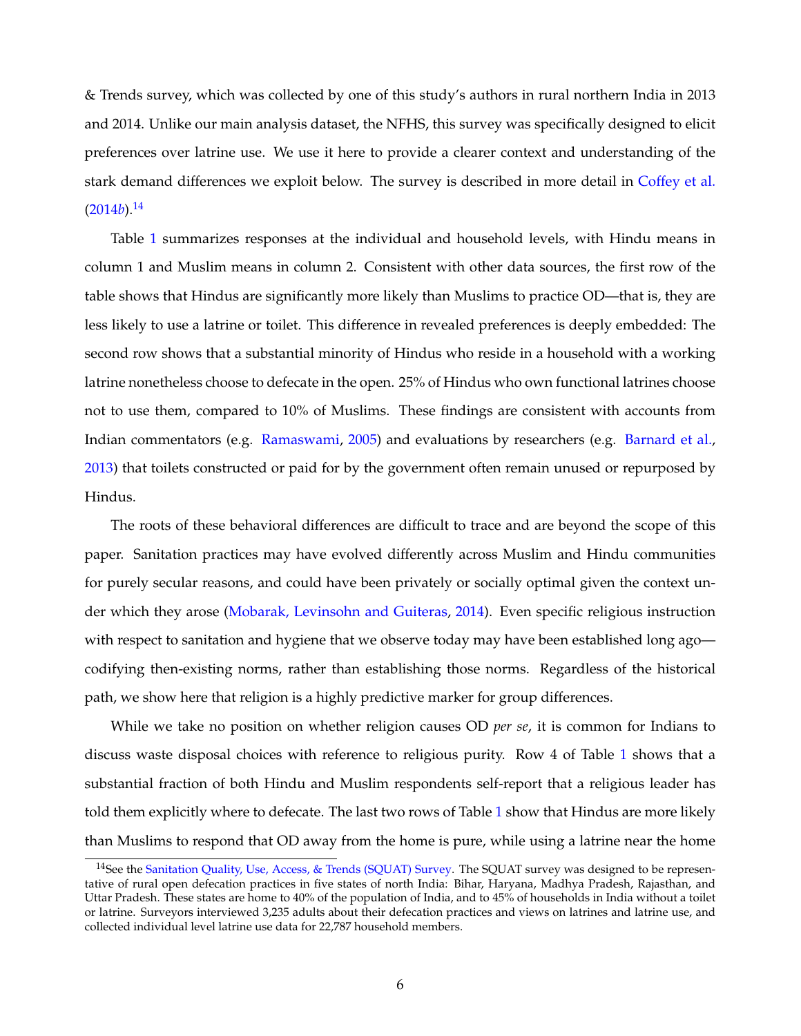& Trends survey, which was collected by one of this study's authors in rural northern India in 2013 and 2014. Unlike our main analysis dataset, the NFHS, this survey was specifically designed to elicit preferences over latrine use. We use it here to provide a clearer context and understanding of the stark demand differences we exploit below. The survey is described in more detail in Coffey et al. (2014*b*).[14]

Table 1 summarizes responses at the individual and household levels, with Hindu means in column 1 and Muslim means in column 2. Consistent with other data sources, the first row of the table shows that Hindus are significantly more likely than Muslims to practice OD—that is, they are less likely to use a latrine or toilet. This difference in revealed preferences is deeply embedded: The second row shows that a substantial minority of Hindus who reside in a household with a working latrine nonetheless choose to defecate in the open. 25% of Hindus who own functional latrines choose not to use them, compared to 10% of Muslims. These findings are consistent with accounts from Indian commentators (e.g. Ramaswami, 2005) and evaluations by researchers (e.g. Barnard et al., 2013) that toilets constructed or paid for by the government often remain unused or repurposed by Hindus.

The roots of these behavioral differences are difficult to trace and are beyond the scope of this paper. Sanitation practices may have evolved differently across Muslim and Hindu communities for purely secular reasons, and could have been privately or socially optimal given the context under which they arose (Mobarak, Levinsohn and Guiteras, 2014). Even specific religious instruction with respect to sanitation and hygiene that we observe today may have been established long ago—codifying then-existing norms, rather than establishing those norms. Regardless of the historical path, we show here that religion is a highly predictive marker for group differences.

While we take no position on whether religion causes OD *per se*, it is common for Indians to discuss waste disposal choices with reference to religious purity. Row 4 of Table 1 shows that a substantial fraction of both Hindu and Muslim respondents self-report that a religious leader has told them explicitly where to defecate. The last two rows of Table 1 show that Hindus are more likely than Muslims to respond that OD away from the home is pure, while using a latrine near the home

[14] See the Sanitation Quality, Use, Access, & Trends (SQUAT) Survey. The SQUAT survey was designed to be representative of rural open defecation practices in five states of north India: Bihar, Haryana, Madhya Pradesh, Rajasthan, and Uttar Pradesh. These states are home to 40% of the population of India, and to 45% of households in India without a toilet or latrine. Surveyors interviewed 3,235 adults about their defecation practices and views on latrines and latrine use, and collected individual level latrine use data for 22,787 household members.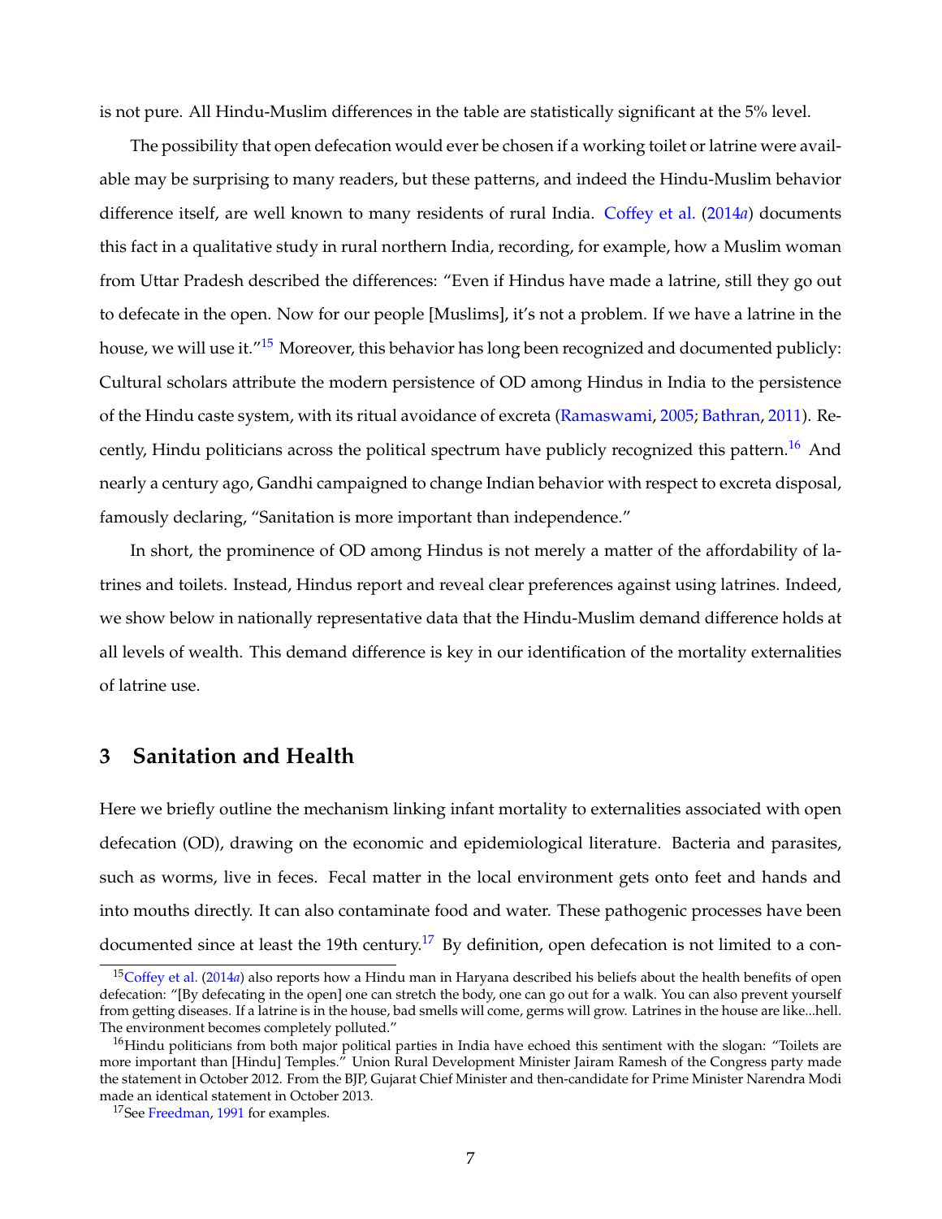is not pure. All Hindu-Muslim differences in the table are statistically significant at the 5% level.

The possibility that open defecation would ever be chosen if a working toilet or latrine were available may be surprising to many readers, but these patterns, and indeed the Hindu-Muslim behavior difference itself, are well known to many residents of rural India. Coffey et al. (2014*a*) documents this fact in a qualitative study in rural northern India, recording, for example, how a Muslim woman from Uttar Pradesh described the differences: "Even if Hindus have made a latrine, still they go out to defecate in the open. Now for our people [Muslims], it's not a problem. If we have a latrine in the house, we will use it."[15] Moreover, this behavior has long been recognized and documented publicly: Cultural scholars attribute the modern persistence of OD among Hindus in India to the persistence of the Hindu caste system, with its ritual avoidance of excreta (Ramaswami, 2005; Bathran, 2011). Recently, Hindu politicians across the political spectrum have publicly recognized this pattern.[16] And nearly a century ago, Gandhi campaigned to change Indian behavior with respect to excreta disposal, famously declaring, "Sanitation is more important than independence."

In short, the prominence of OD among Hindus is not merely a matter of the affordability of latrines and toilets. Instead, Hindus report and reveal clear preferences against using latrines. Indeed, we show below in nationally representative data that the Hindu-Muslim demand difference holds at all levels of wealth. This demand difference is key in our identification of the mortality externalities of latrine use.

## 3 Sanitation and Health

Here we briefly outline the mechanism linking infant mortality to externalities associated with open defecation (OD), drawing on the economic and epidemiological literature. Bacteria and parasites, such as worms, live in feces. Fecal matter in the local environment gets onto feet and hands and into mouths directly. It can also contaminate food and water. These pathogenic processes have been documented since at least the 19th century.[17] By definition, open defecation is not limited to a con-

[15] Coffey et al. (2014*a*) also reports how a Hindu man in Haryana described his beliefs about the health benefits of open defecation: "[By defecating in the open] one can stretch the body, one can go out for a walk. You can also prevent yourself from getting diseases. If a latrine is in the house, bad smells will come, germs will grow. Latrines in the house are like...hell. The environment becomes completely polluted."

[16] Hindu politicians from both major political parties in India have echoed this sentiment with the slogan: "Toilets are more important than [Hindu] Temples." Union Rural Development Minister Jairam Ramesh of the Congress party made the statement in October 2012. From the BJP, Gujarat Chief Minister and then-candidate for Prime Minister Narendra Modi made an identical statement in October 2013.

[17] See Freedman, 1991 for examples.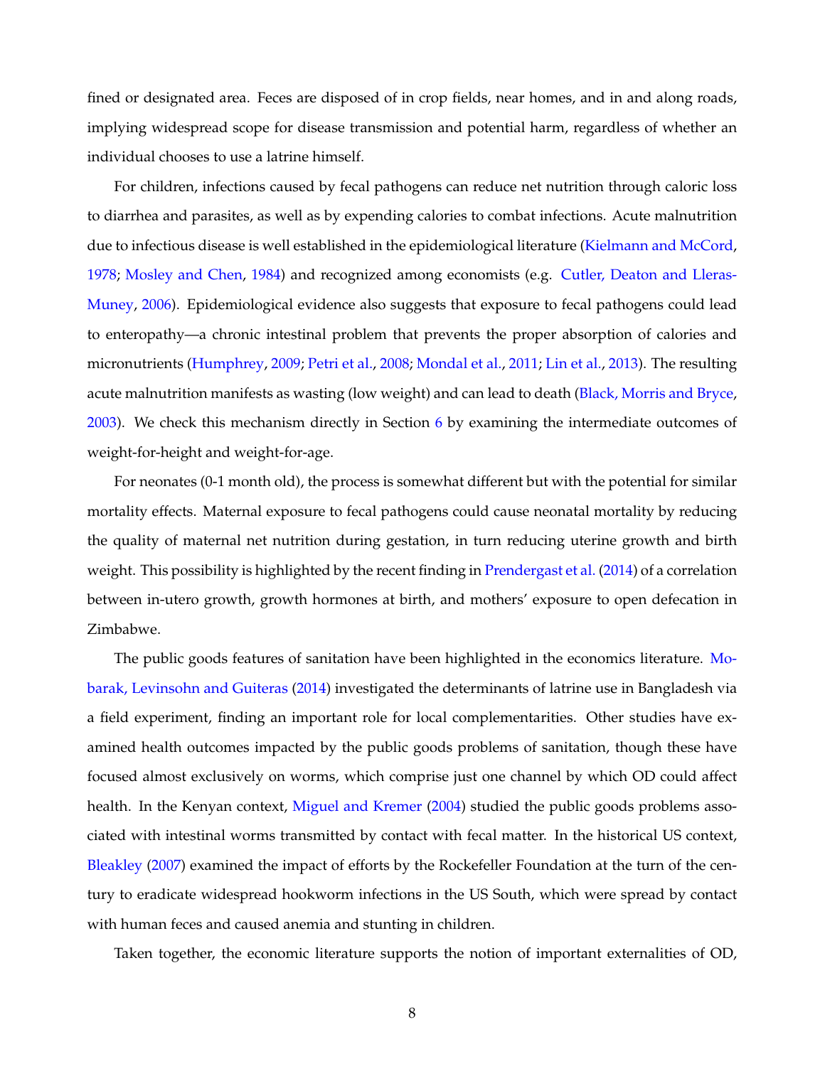fined or designated area. Feces are disposed of in crop fields, near homes, and in and along roads, implying widespread scope for disease transmission and potential harm, regardless of whether an individual chooses to use a latrine himself.

For children, infections caused by fecal pathogens can reduce net nutrition through caloric loss to diarrhea and parasites, as well as by expending calories to combat infections. Acute malnutrition due to infectious disease is well established in the epidemiological literature (Kielmann and McCord, 1978; Mosley and Chen, 1984) and recognized among economists (e.g. Cutler, Deaton and Lleras-Muney, 2006). Epidemiological evidence also suggests that exposure to fecal pathogens could lead to enteropathy—a chronic intestinal problem that prevents the proper absorption of calories and micronutrients (Humphrey, 2009; Petri et al., 2008; Mondal et al., 2011; Lin et al., 2013). The resulting acute malnutrition manifests as wasting (low weight) and can lead to death (Black, Morris and Bryce, 2003). We check this mechanism directly in Section 6 by examining the intermediate outcomes of weight-for-height and weight-for-age.

For neonates (0-1 month old), the process is somewhat different but with the potential for similar mortality effects. Maternal exposure to fecal pathogens could cause neonatal mortality by reducing the quality of maternal net nutrition during gestation, in turn reducing uterine growth and birth weight. This possibility is highlighted by the recent finding in Prendergast et al. (2014) of a correlation between in-utero growth, growth hormones at birth, and mothers' exposure to open defecation in Zimbabwe.

The public goods features of sanitation have been highlighted in the economics literature. Mobarak, Levinsohn and Guiteras (2014) investigated the determinants of latrine use in Bangladesh via a field experiment, finding an important role for local complementarities. Other studies have examined health outcomes impacted by the public goods problems of sanitation, though these have focused almost exclusively on worms, which comprise just one channel by which OD could affect health. In the Kenyan context, Miguel and Kremer (2004) studied the public goods problems associated with intestinal worms transmitted by contact with fecal matter. In the historical US context, Bleakley (2007) examined the impact of efforts by the Rockefeller Foundation at the turn of the century to eradicate widespread hookworm infections in the US South, which were spread by contact with human feces and caused anemia and stunting in children.

Taken together, the economic literature supports the notion of important externalities of OD,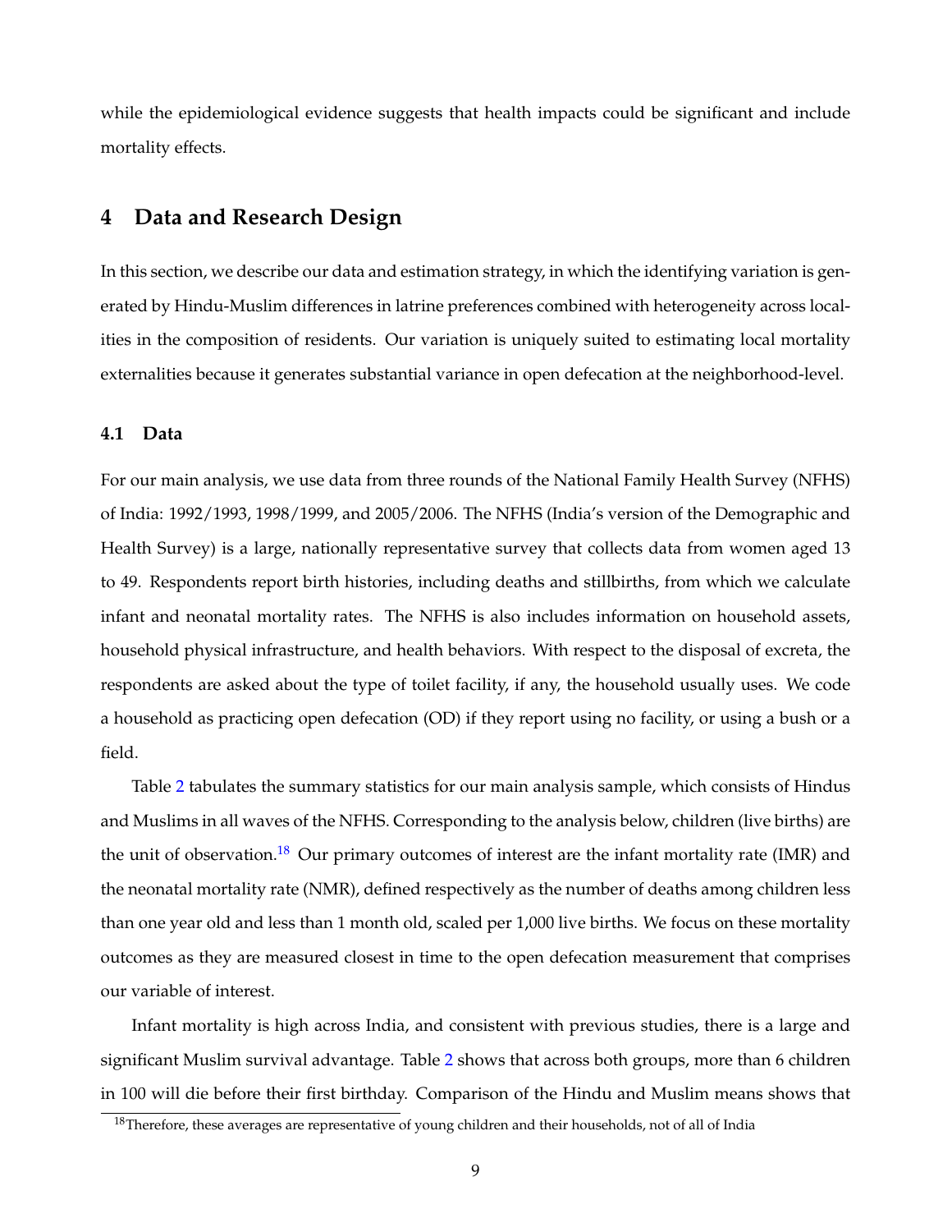while the epidemiological evidence suggests that health impacts could be significant and include mortality effects.

## 4 Data and Research Design

In this section, we describe our data and estimation strategy, in which the identifying variation is generated by Hindu-Muslim differences in latrine preferences combined with heterogeneity across localities in the composition of residents. Our variation is uniquely suited to estimating local mortality externalities because it generates substantial variance in open defecation at the neighborhood-level.

### 4.1 Data

For our main analysis, we use data from three rounds of the National Family Health Survey (NFHS) of India: 1992/1993, 1998/1999, and 2005/2006. The NFHS (India's version of the Demographic and Health Survey) is a large, nationally representative survey that collects data from women aged 13 to 49. Respondents report birth histories, including deaths and stillbirths, from which we calculate infant and neonatal mortality rates. The NFHS is also includes information on household assets, household physical infrastructure, and health behaviors. With respect to the disposal of excreta, the respondents are asked about the type of toilet facility, if any, the household usually uses. We code a household as practicing open defecation (OD) if they report using no facility, or using a bush or a field.

Table 2 tabulates the summary statistics for our main analysis sample, which consists of Hindus and Muslims in all waves of the NFHS. Corresponding to the analysis below, children (live births) are the unit of observation.[18] Our primary outcomes of interest are the infant mortality rate (IMR) and the neonatal mortality rate (NMR), defined respectively as the number of deaths among children less than one year old and less than 1 month old, scaled per 1,000 live births. We focus on these mortality outcomes as they are measured closest in time to the open defecation measurement that comprises our variable of interest.

Infant mortality is high across India, and consistent with previous studies, there is a large and significant Muslim survival advantage. Table 2 shows that across both groups, more than 6 children in 100 will die before their first birthday. Comparison of the Hindu and Muslim means shows that

[18] Therefore, these averages are representative of young children and their households, not of all of India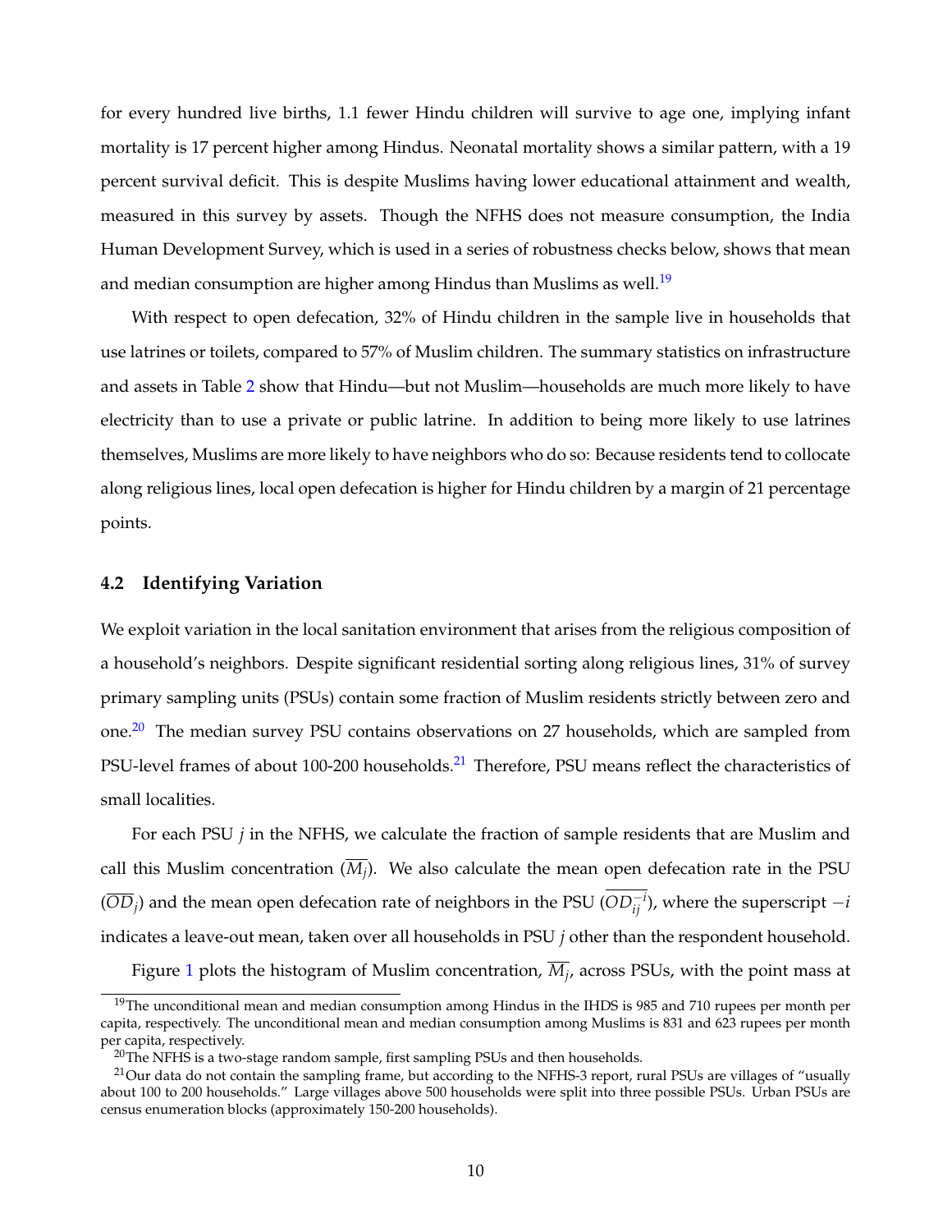for every hundred live births, 1.1 fewer Hindu children will survive to age one, implying infant mortality is 17 percent higher among Hindus. Neonatal mortality shows a similar pattern, with a 19 percent survival deficit. This is despite Muslims having lower educational attainment and wealth, measured in this survey by assets. Though the NFHS does not measure consumption, the India Human Development Survey, which is used in a series of robustness checks below, shows that mean and median consumption are higher among Hindus than Muslims as well.[19]

With respect to open defecation, 32% of Hindu children in the sample live in households that use latrines or toilets, compared to 57% of Muslim children. The summary statistics on infrastructure and assets in Table 2 show that Hindu—but not Muslim—households are much more likely to have electricity than to use a private or public latrine. In addition to being more likely to use latrines themselves, Muslims are more likely to have neighbors who do so: Because residents tend to collocate along religious lines, local open defecation is higher for Hindu children by a margin of 21 percentage points.

### 4.2 Identifying Variation

We exploit variation in the local sanitation environment that arises from the religious composition of a household's neighbors. Despite significant residential sorting along religious lines, 31% of survey primary sampling units (PSUs) contain some fraction of Muslim residents strictly between zero and one.[20] The median survey PSU contains observations on 27 households, which are sampled from PSU-level frames of about 100-200 households.[21] Therefore, PSU means reflect the characteristics of small localities.

For each PSU $j$ in the NFHS, we calculate the fraction of sample residents that are Muslim and call this Muslim concentration ($\overline{M_j}$). We also calculate the mean open defecation rate in the PSU ($\overline{OD}_j$) and the mean open defecation rate of neighbors in the PSU ($\overline{OD_{ij}^{-i}}$), where the superscript $-i$ indicates a leave-out mean, taken over all households in PSU $j$ other than the respondent household.

Figure 1 plots the histogram of Muslim concentration, $\overline{M_j}$, across PSUs, with the point mass at

[19] The unconditional mean and median consumption among Hindus in the IHDS is 985 and 710 rupees per month per capita, respectively. The unconditional mean and median consumption among Muslims is 831 and 623 rupees per month per capita, respectively.

[20] The NFHS is a two-stage random sample, first sampling PSUs and then households.

[21] Our data do not contain the sampling frame, but according to the NFHS-3 report, rural PSUs are villages of "usually about 100 to 200 households." Large villages above 500 households were split into three possible PSUs. Urban PSUs are census enumeration blocks (approximately 150-200 households).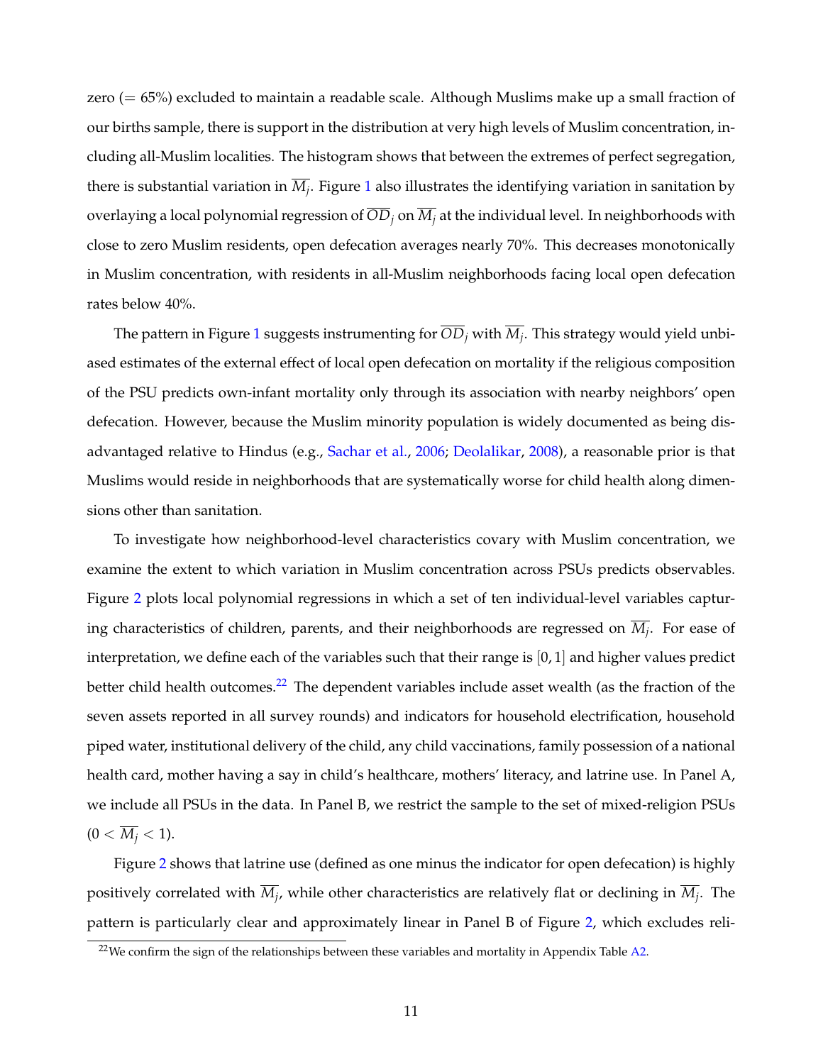zero (= 65%) excluded to maintain a readable scale. Although Muslims make up a small fraction of our births sample, there is support in the distribution at very high levels of Muslim concentration, including all-Muslim localities. The histogram shows that between the extremes of perfect segregation, there is substantial variation in $\overline{M_j}$. Figure 1 also illustrates the identifying variation in sanitation by overlaying a local polynomial regression of $\overline{OD}_j$ on $\overline{M_j}$ at the individual level. In neighborhoods with close to zero Muslim residents, open defecation averages nearly 70%. This decreases monotonically in Muslim concentration, with residents in all-Muslim neighborhoods facing local open defecation rates below 40%.

The pattern in Figure 1 suggests instrumenting for $\overline{OD}_j$ with $\overline{M_j}$. This strategy would yield unbiased estimates of the external effect of local open defecation on mortality if the religious composition of the PSU predicts own-infant mortality only through its association with nearby neighbors' open defecation. However, because the Muslim minority population is widely documented as being disadvantaged relative to Hindus (e.g., Sachar et al., 2006; Deolalikar, 2008), a reasonable prior is that Muslims would reside in neighborhoods that are systematically worse for child health along dimensions other than sanitation.

To investigate how neighborhood-level characteristics covary with Muslim concentration, we examine the extent to which variation in Muslim concentration across PSUs predicts observables. Figure 2 plots local polynomial regressions in which a set of ten individual-level variables capturing characteristics of children, parents, and their neighborhoods are regressed on $\overline{M_j}$. For ease of interpretation, we define each of the variables such that their range is $[0, 1]$ and higher values predict better child health outcomes.[22] The dependent variables include asset wealth (as the fraction of the seven assets reported in all survey rounds) and indicators for household electrification, household piped water, institutional delivery of the child, any child vaccinations, family possession of a national health card, mother having a say in child's healthcare, mothers' literacy, and latrine use. In Panel A, we include all PSUs in the data. In Panel B, we restrict the sample to the set of mixed-religion PSUs ($0 < \overline{M_j} < 1$).

Figure 2 shows that latrine use (defined as one minus the indicator for open defecation) is highly positively correlated with $\overline{M_j}$, while other characteristics are relatively flat or declining in $\overline{M_j}$. The pattern is particularly clear and approximately linear in Panel B of Figure 2, which excludes reli-

[22] We confirm the sign of the relationships between these variables and mortality in Appendix Table A2.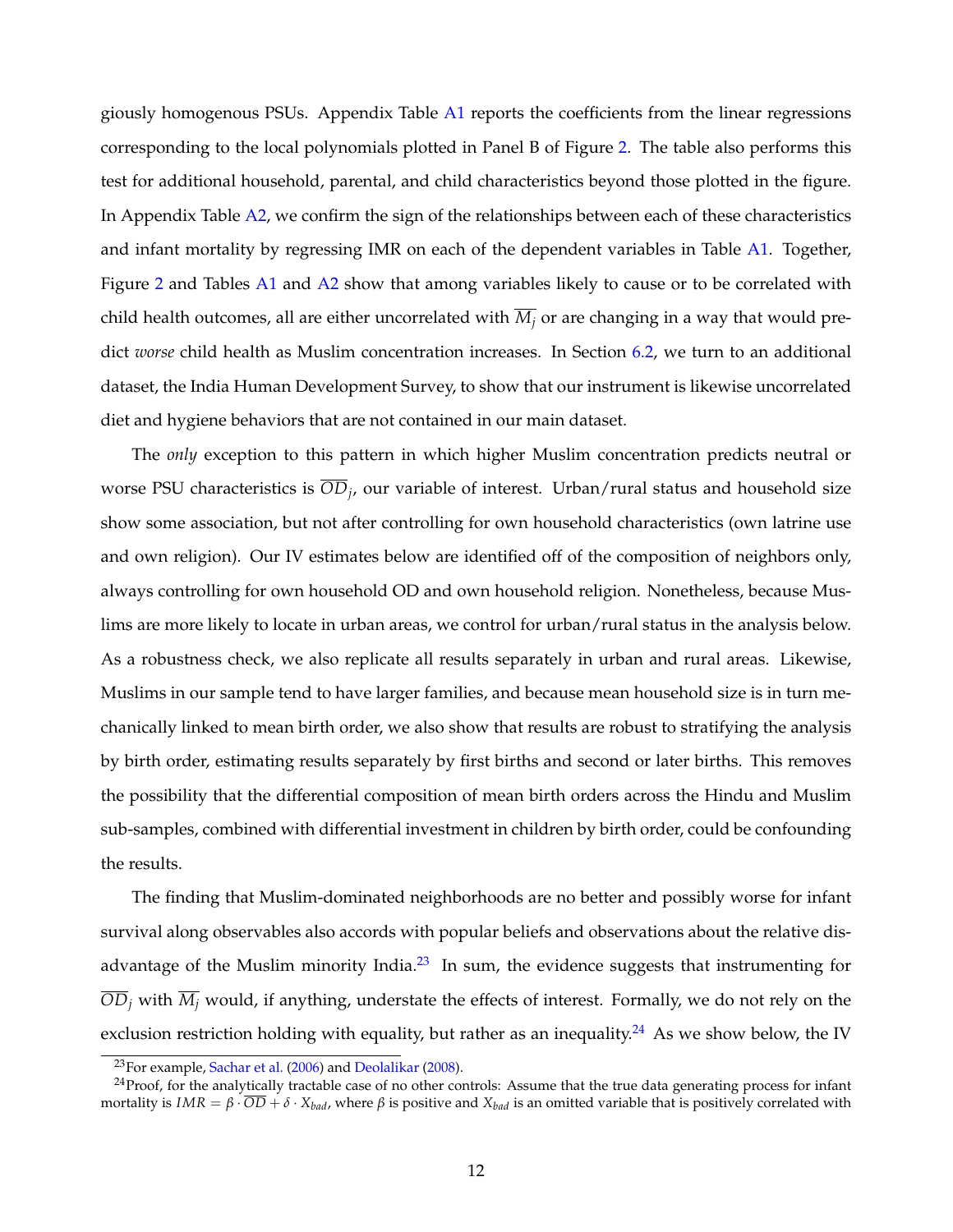giously homogenous PSUs. Appendix Table A1 reports the coefficients from the linear regressions corresponding to the local polynomials plotted in Panel B of Figure 2. The table also performs this test for additional household, parental, and child characteristics beyond those plotted in the figure. In Appendix Table A2, we confirm the sign of the relationships between each of these characteristics and infant mortality by regressing IMR on each of the dependent variables in Table A1. Together, Figure 2 and Tables A1 and A2 show that among variables likely to cause or to be correlated with child health outcomes, all are either uncorrelated with $\overline{M_j}$ or are changing in a way that would predict *worse* child health as Muslim concentration increases. In Section 6.2, we turn to an additional dataset, the India Human Development Survey, to show that our instrument is likewise uncorrelated diet and hygiene behaviors that are not contained in our main dataset.

The *only* exception to this pattern in which higher Muslim concentration predicts neutral or worse PSU characteristics is $\overline{OD}_j$, our variable of interest. Urban/rural status and household size show some association, but not after controlling for own household characteristics (own latrine use and own religion). Our IV estimates below are identified off of the composition of neighbors only, always controlling for own household OD and own household religion. Nonetheless, because Muslims are more likely to locate in urban areas, we control for urban/rural status in the analysis below. As a robustness check, we also replicate all results separately in urban and rural areas. Likewise, Muslims in our sample tend to have larger families, and because mean household size is in turn mechanically linked to mean birth order, we also show that results are robust to stratifying the analysis by birth order, estimating results separately by first births and second or later births. This removes the possibility that the differential composition of mean birth orders across the Hindu and Muslim sub-samples, combined with differential investment in children by birth order, could be confounding the results.

The finding that Muslim-dominated neighborhoods are no better and possibly worse for infant survival along observables also accords with popular beliefs and observations about the relative disadvantage of the Muslim minority India.[23] In sum, the evidence suggests that instrumenting for $\overline{OD}_j$ with $\overline{M_j}$ would, if anything, understate the effects of interest. Formally, we do not rely on the exclusion restriction holding with equality, but rather as an inequality.[24] As we show below, the IV

[23]For example, Sachar et al. (2006) and Deolalikar (2008).

[24]Proof, for the analytically tractable case of no other controls: Assume that the true data generating process for infant mortality is $IMR = \beta \cdot \overline{OD} + \delta \cdot X_{bad}$, where $\beta$ is positive and $X_{bad}$ is an omitted variable that is positively correlated with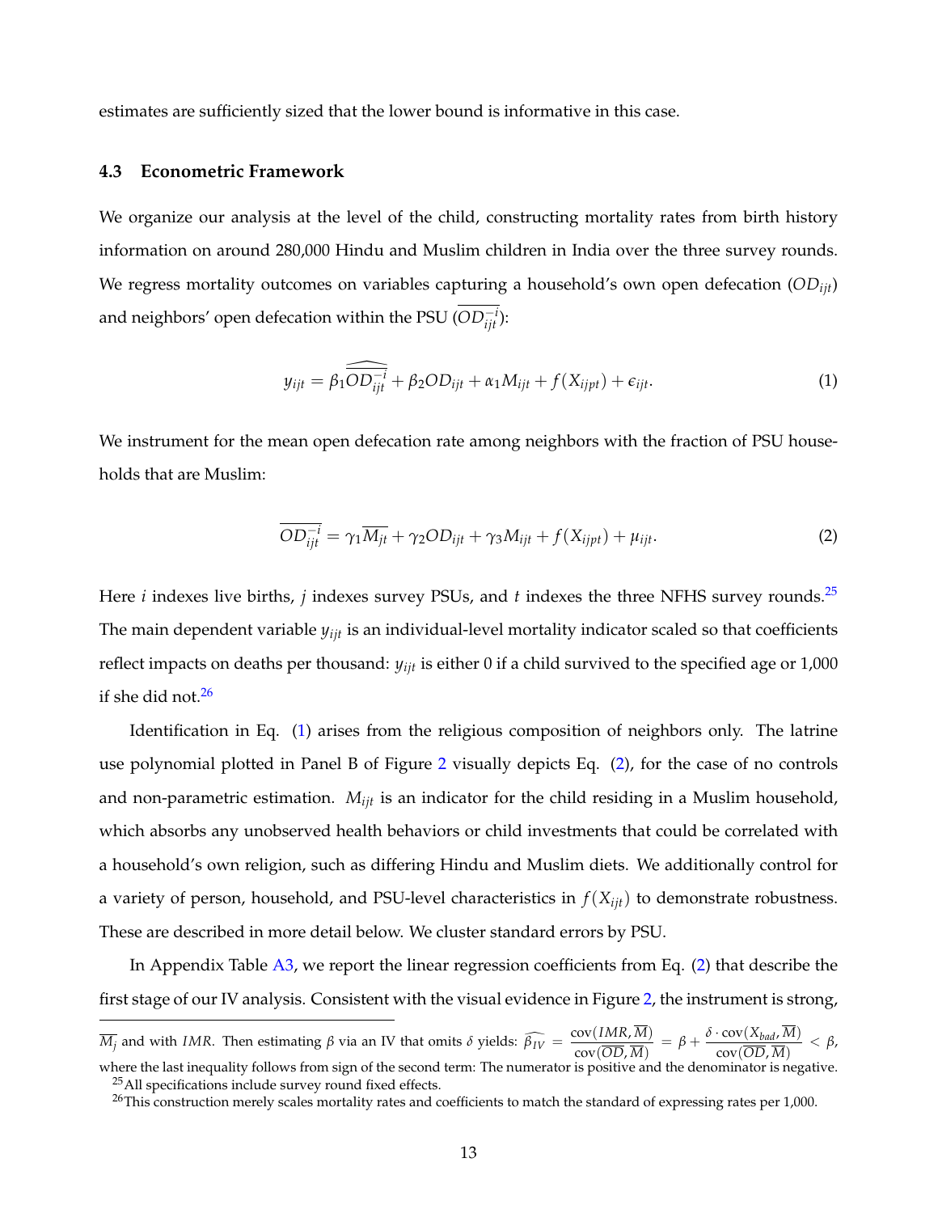estimates are sufficiently sized that the lower bound is informative in this case.

### 4.3 Econometric Framework

We organize our analysis at the level of the child, constructing mortality rates from birth history information on around 280,000 Hindu and Muslim children in India over the three survey rounds. We regress mortality outcomes on variables capturing a household's own open defecation ($OD_{ijt}$) and neighbors' open defecation within the PSU ($\overline{OD_{ijt}^{-i}}$):

$$y_{ijt} = \beta_1 \widehat{\overline{OD_{ijt}^{-i}}} + \beta_2 OD_{ijt} + \alpha_1 M_{ijt} + f(X_{ijpt}) + \epsilon_{ijt}. \tag{1}$$

We instrument for the mean open defecation rate among neighbors with the fraction of PSU households that are Muslim:

$$\overline{OD_{ijt}^{-i}} = \gamma_1 \overline{M_{jt}} + \gamma_2 OD_{ijt} + \gamma_3 M_{ijt} + f(X_{ijpt}) + \mu_{ijt}. \tag{2}$$

Here $i$ indexes live births, $j$ indexes survey PSUs, and $t$ indexes the three NFHS survey rounds.[25] The main dependent variable $y_{ijt}$ is an individual-level mortality indicator scaled so that coefficients reflect impacts on deaths per thousand: $y_{ijt}$ is either 0 if a child survived to the specified age or 1,000 if she did not.[26]

Identification in Eq. (1) arises from the religious composition of neighbors only. The latrine use polynomial plotted in Panel B of Figure 2 visually depicts Eq. (2), for the case of no controls and non-parametric estimation. $M_{ijt}$ is an indicator for the child residing in a Muslim household, which absorbs any unobserved health behaviors or child investments that could be correlated with a household's own religion, such as differing Hindu and Muslim diets. We additionally control for a variety of person, household, and PSU-level characteristics in $f(X_{ijt})$ to demonstrate robustness. These are described in more detail below. We cluster standard errors by PSU.

In Appendix Table A3, we report the linear regression coefficients from Eq. (2) that describe the first stage of our IV analysis. Consistent with the visual evidence in Figure 2, the instrument is strong,

---

$\overline{M_j}$ and with $IMR$. Then estimating $\beta$ via an IV that omits $\delta$ yields: $\widehat{\beta_{IV}} = \frac{\text{cov}(IMR, \overline{M})}{\text{cov}(\overline{OD}, \overline{M})} = \beta + \frac{\delta \cdot \text{cov}(X_{bad}, \overline{M})}{\text{cov}(\overline{OD}, \overline{M})} < \beta$, where the last inequality follows from sign of the second term: The numerator is positive and the denominator is negative.

[25] All specifications include survey round fixed effects.

[26] This construction merely scales mortality rates and coefficients to match the standard of expressing rates per 1,000.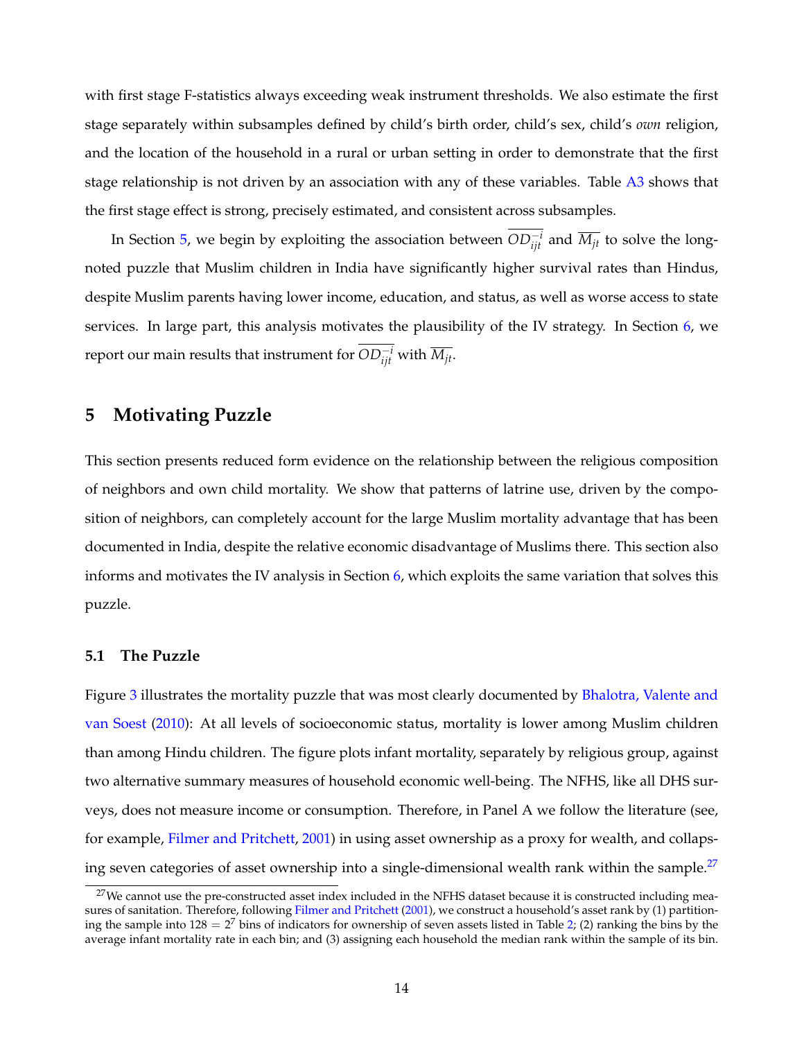with first stage F-statistics always exceeding weak instrument thresholds. We also estimate the first stage separately within subsamples defined by child's birth order, child's sex, child's *own* religion, and the location of the household in a rural or urban setting in order to demonstrate that the first stage relationship is not driven by an association with any of these variables. Table A3 shows that the first stage effect is strong, precisely estimated, and consistent across subsamples.

In Section 5, we begin by exploiting the association between $\overline{OD}_{ijt}^{-i}$ and $\overline{M_{jt}}$ to solve the long-noted puzzle that Muslim children in India have significantly higher survival rates than Hindus, despite Muslim parents having lower income, education, and status, as well as worse access to state services. In large part, this analysis motivates the plausibility of the IV strategy. In Section 6, we report our main results that instrument for $\overline{OD}_{ijt}^{-i}$ with $\overline{M_{jt}}$.

# 5 Motivating Puzzle

This section presents reduced form evidence on the relationship between the religious composition of neighbors and own child mortality. We show that patterns of latrine use, driven by the composition of neighbors, can completely account for the large Muslim mortality advantage that has been documented in India, despite the relative economic disadvantage of Muslims there. This section also informs and motivates the IV analysis in Section 6, which exploits the same variation that solves this puzzle.

## 5.1 The Puzzle

Figure 3 illustrates the mortality puzzle that was most clearly documented by Bhalotra, Valente and van Soest (2010): At all levels of socioeconomic status, mortality is lower among Muslim children than among Hindu children. The figure plots infant mortality, separately by religious group, against two alternative summary measures of household economic well-being. The NFHS, like all DHS surveys, does not measure income or consumption. Therefore, in Panel A we follow the literature (see, for example, Filmer and Pritchett, 2001) in using asset ownership as a proxy for wealth, and collapsing seven categories of asset ownership into a single-dimensional wealth rank within the sample.[27]

[27] We cannot use the pre-constructed asset index included in the NFHS dataset because it is constructed including measures of sanitation. Therefore, following Filmer and Pritchett (2001), we construct a household's asset rank by (1) partitioning the sample into $128 = 2^7$ bins of indicators for ownership of seven assets listed in Table 2; (2) ranking the bins by the average infant mortality rate in each bin; and (3) assigning each household the median rank within the sample of its bin.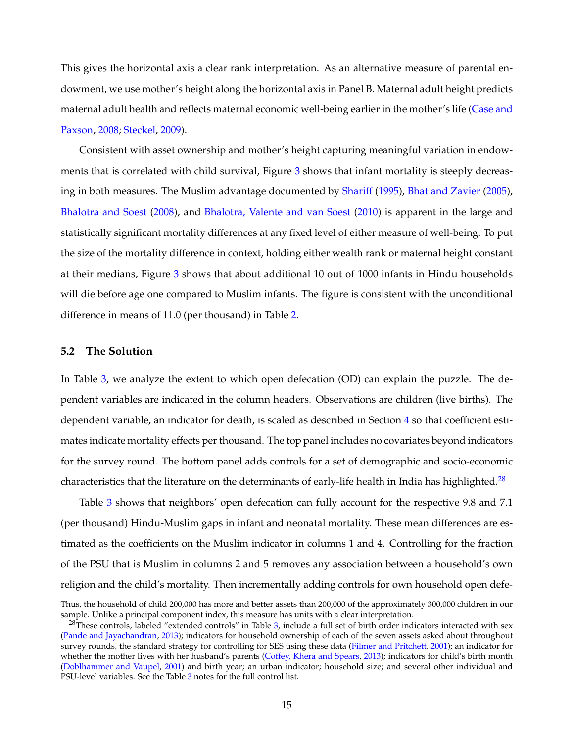This gives the horizontal axis a clear rank interpretation. As an alternative measure of parental endowment, we use mother's height along the horizontal axis in Panel B. Maternal adult height predicts maternal adult health and reflects maternal economic well-being earlier in the mother's life (Case and Paxson, 2008; Steckel, 2009).

Consistent with asset ownership and mother's height capturing meaningful variation in endowments that is correlated with child survival, Figure 3 shows that infant mortality is steeply decreasing in both measures. The Muslim advantage documented by Shariff (1995), Bhat and Zavier (2005), Bhalotra and Soest (2008), and Bhalotra, Valente and van Soest (2010) is apparent in the large and statistically significant mortality differences at any fixed level of either measure of well-being. To put the size of the mortality difference in context, holding either wealth rank or maternal height constant at their medians, Figure 3 shows that about additional 10 out of 1000 infants in Hindu households will die before age one compared to Muslim infants. The figure is consistent with the unconditional difference in means of 11.0 (per thousand) in Table 2.

### 5.2 The Solution

In Table 3, we analyze the extent to which open defecation (OD) can explain the puzzle. The dependent variables are indicated in the column headers. Observations are children (live births). The dependent variable, an indicator for death, is scaled as described in Section 4 so that coefficient estimates indicate mortality effects per thousand. The top panel includes no covariates beyond indicators for the survey round. The bottom panel adds controls for a set of demographic and socio-economic characteristics that the literature on the determinants of early-life health in India has highlighted.[28]

Table 3 shows that neighbors' open defecation can fully account for the respective 9.8 and 7.1 (per thousand) Hindu-Muslim gaps in infant and neonatal mortality. These mean differences are estimated as the coefficients on the Muslim indicator in columns 1 and 4. Controlling for the fraction of the PSU that is Muslim in columns 2 and 5 removes any association between a household's own religion and the child's mortality. Then incrementally adding controls for own household open defe-

---

Thus, the household of child 200,000 has more and better assets than 200,000 of the approximately 300,000 children in our sample. Unlike a principal component index, this measure has units with a clear interpretation.

[28] These controls, labeled "extended controls" in Table 3, include a full set of birth order indicators interacted with sex (Pande and Jayachandran, 2013); indicators for household ownership of each of the seven assets asked about throughout survey rounds, the standard strategy for controlling for SES using these data (Filmer and Pritchett, 2001); an indicator for whether the mother lives with her husband's parents (Coffey, Khera and Spears, 2013); indicators for child's birth month (Doblhammer and Vaupel, 2001) and birth year; an urban indicator; household size; and several other individual and PSU-level variables. See the Table 3 notes for the full control list.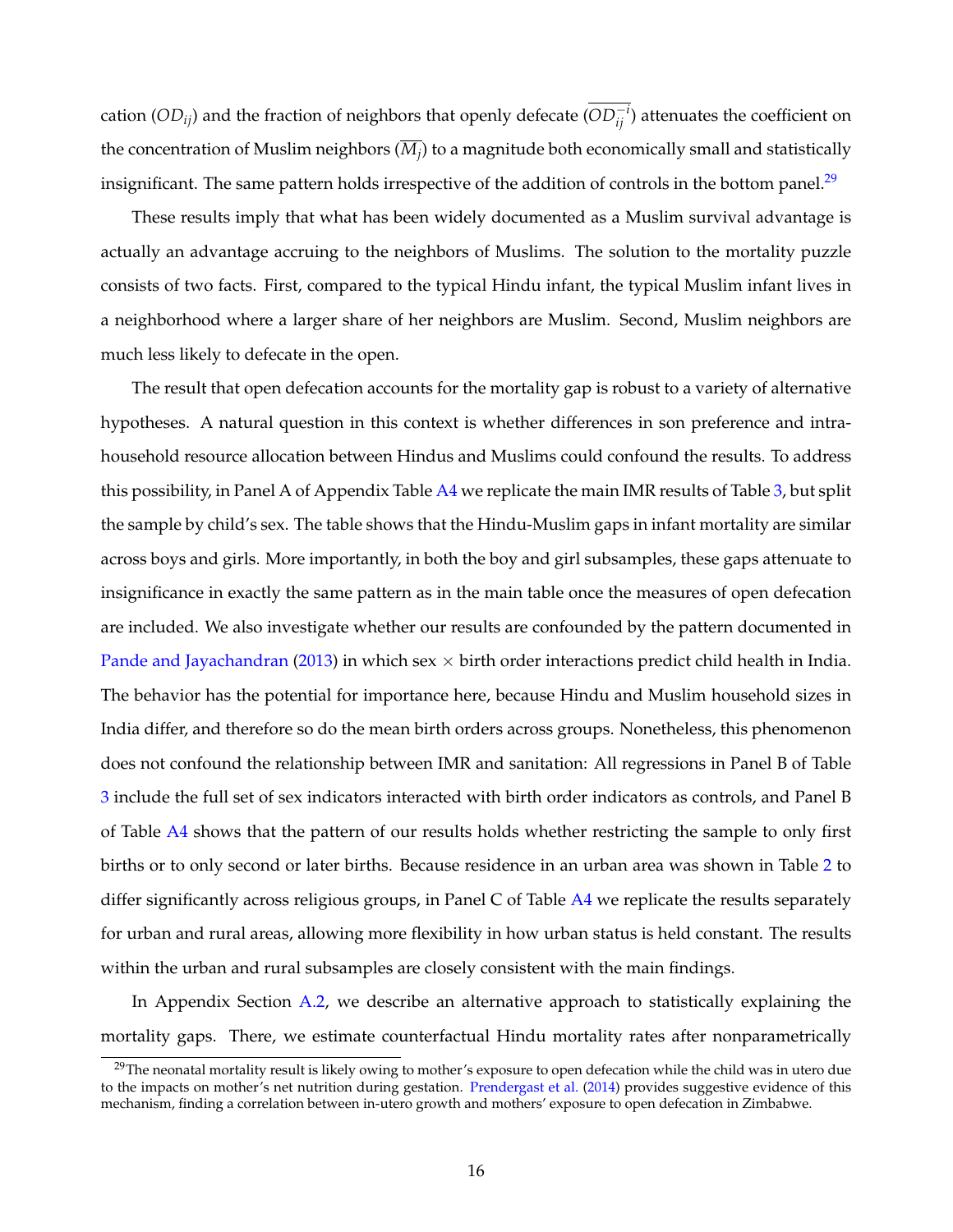cation ($OD_{ij}$) and the fraction of neighbors that openly defecate ($\overline{OD}_{ij}^{-i}$) attenuates the coefficient on the concentration of Muslim neighbors ($\overline{M}_j$) to a magnitude both economically small and statistically insignificant. The same pattern holds irrespective of the addition of controls in the bottom panel.[29]

These results imply that what has been widely documented as a Muslim survival advantage is actually an advantage accruing to the neighbors of Muslims. The solution to the mortality puzzle consists of two facts. First, compared to the typical Hindu infant, the typical Muslim infant lives in a neighborhood where a larger share of her neighbors are Muslim. Second, Muslim neighbors are much less likely to defecate in the open.

The result that open defecation accounts for the mortality gap is robust to a variety of alternative hypotheses. A natural question in this context is whether differences in son preference and intra-household resource allocation between Hindus and Muslims could confound the results. To address this possibility, in Panel A of Appendix Table A4 we replicate the main IMR results of Table 3, but split the sample by child's sex. The table shows that the Hindu-Muslim gaps in infant mortality are similar across boys and girls. More importantly, in both the boy and girl subsamples, these gaps attenuate to insignificance in exactly the same pattern as in the main table once the measures of open defecation are included. We also investigate whether our results are confounded by the pattern documented in Pande and Jayachandran (2013) in which sex $\times$ birth order interactions predict child health in India. The behavior has the potential for importance here, because Hindu and Muslim household sizes in India differ, and therefore so do the mean birth orders across groups. Nonetheless, this phenomenon does not confound the relationship between IMR and sanitation: All regressions in Panel B of Table 3 include the full set of sex indicators interacted with birth order indicators as controls, and Panel B of Table A4 shows that the pattern of our results holds whether restricting the sample to only first births or to only second or later births. Because residence in an urban area was shown in Table 2 to differ significantly across religious groups, in Panel C of Table A4 we replicate the results separately for urban and rural areas, allowing more flexibility in how urban status is held constant. The results within the urban and rural subsamples are closely consistent with the main findings.

In Appendix Section A.2, we describe an alternative approach to statistically explaining the mortality gaps. There, we estimate counterfactual Hindu mortality rates after nonparametrically

[29] The neonatal mortality result is likely owing to mother's exposure to open defecation while the child was in utero due to the impacts on mother's net nutrition during gestation. Prendergast et al. (2014) provides suggestive evidence of this mechanism, finding a correlation between in-utero growth and mothers' exposure to open defecation in Zimbabwe.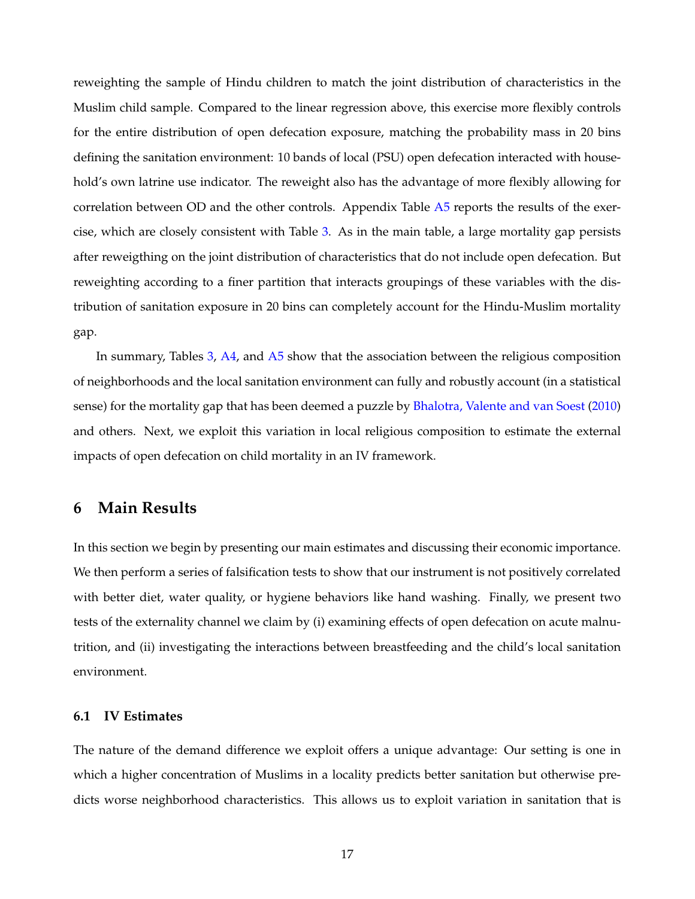reweighting the sample of Hindu children to match the joint distribution of characteristics in the Muslim child sample. Compared to the linear regression above, this exercise more flexibly controls for the entire distribution of open defecation exposure, matching the probability mass in 20 bins defining the sanitation environment: 10 bands of local (PSU) open defecation interacted with household's own latrine use indicator. The reweight also has the advantage of more flexibly allowing for correlation between OD and the other controls. Appendix Table A5 reports the results of the exercise, which are closely consistent with Table 3. As in the main table, a large mortality gap persists after reweigthing on the joint distribution of characteristics that do not include open defecation. But reweighting according to a finer partition that interacts groupings of these variables with the distribution of sanitation exposure in 20 bins can completely account for the Hindu-Muslim mortality gap.

In summary, Tables 3, A4, and A5 show that the association between the religious composition of neighborhoods and the local sanitation environment can fully and robustly account (in a statistical sense) for the mortality gap that has been deemed a puzzle by Bhalotra, Valente and van Soest (2010) and others. Next, we exploit this variation in local religious composition to estimate the external impacts of open defecation on child mortality in an IV framework.

## 6 Main Results

In this section we begin by presenting our main estimates and discussing their economic importance. We then perform a series of falsification tests to show that our instrument is not positively correlated with better diet, water quality, or hygiene behaviors like hand washing. Finally, we present two tests of the externality channel we claim by (i) examining effects of open defecation on acute malnutrition, and (ii) investigating the interactions between breastfeeding and the child's local sanitation environment.

### 6.1 IV Estimates

The nature of the demand difference we exploit offers a unique advantage: Our setting is one in which a higher concentration of Muslims in a locality predicts better sanitation but otherwise predicts worse neighborhood characteristics. This allows us to exploit variation in sanitation that is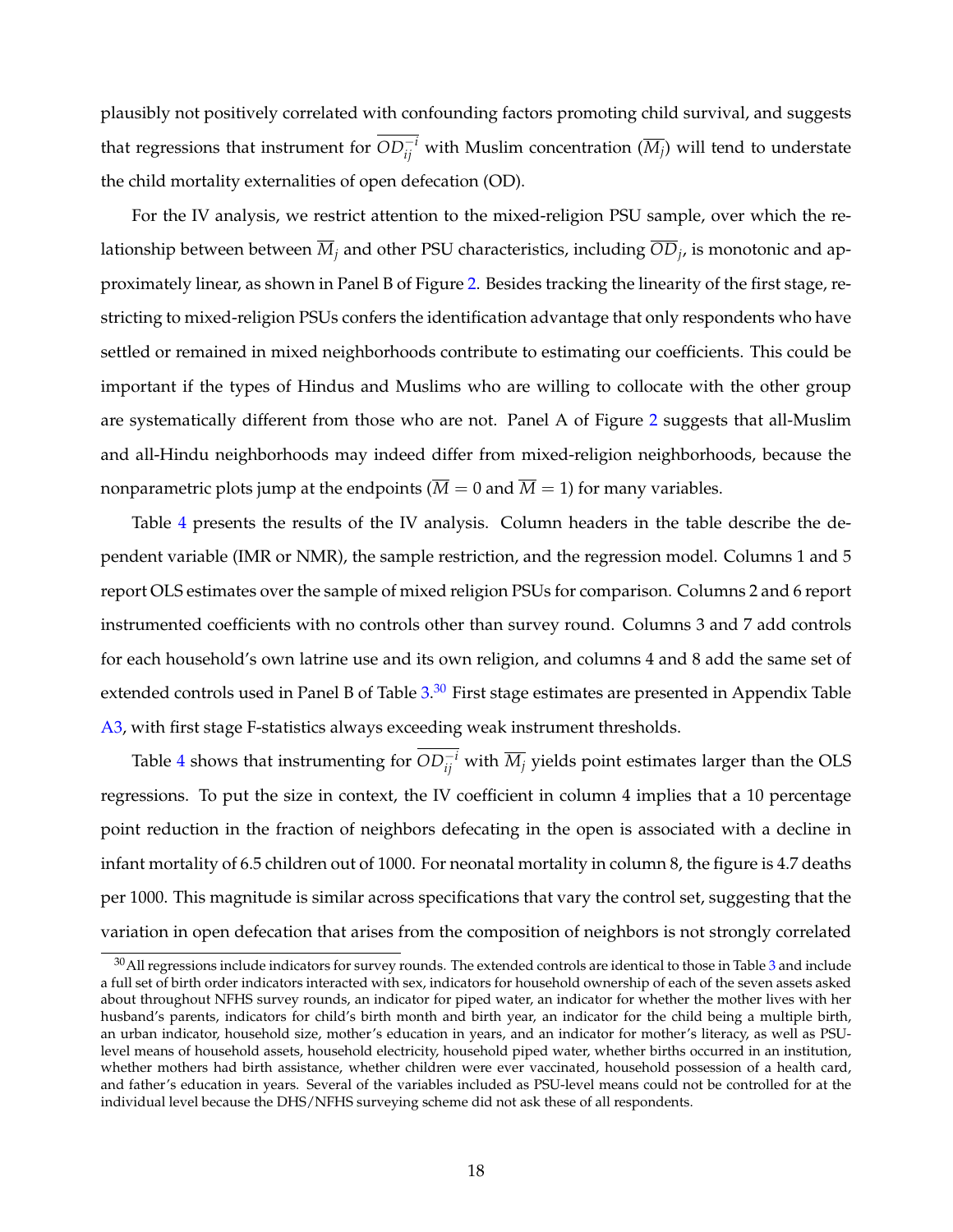plausibly not positively correlated with confounding factors promoting child survival, and suggests that regressions that instrument for $\overline{OD}_{ij}^{-i}$ with Muslim concentration ($\overline{M}_j$) will tend to understate the child mortality externalities of open defecation (OD).

For the IV analysis, we restrict attention to the mixed-religion PSU sample, over which the relationship between between $\overline{M}_j$ and other PSU characteristics, including $\overline{OD}_j$, is monotonic and approximately linear, as shown in Panel B of Figure 2. Besides tracking the linearity of the first stage, restricting to mixed-religion PSUs confers the identification advantage that only respondents who have settled or remained in mixed neighborhoods contribute to estimating our coefficients. This could be important if the types of Hindus and Muslims who are willing to collocate with the other group are systematically different from those who are not. Panel A of Figure 2 suggests that all-Muslim and all-Hindu neighborhoods may indeed differ from mixed-religion neighborhoods, because the nonparametric plots jump at the endpoints ($\overline{M} = 0$ and $\overline{M} = 1$) for many variables.

Table 4 presents the results of the IV analysis. Column headers in the table describe the dependent variable (IMR or NMR), the sample restriction, and the regression model. Columns 1 and 5 report OLS estimates over the sample of mixed religion PSUs for comparison. Columns 2 and 6 report instrumented coefficients with no controls other than survey round. Columns 3 and 7 add controls for each household's own latrine use and its own religion, and columns 4 and 8 add the same set of extended controls used in Panel B of Table 3.[30] First stage estimates are presented in Appendix Table A3, with first stage F-statistics always exceeding weak instrument thresholds.

Table 4 shows that instrumenting for $\overline{OD}_{ij}^{-i}$ with $\overline{M}_j$ yields point estimates larger than the OLS regressions. To put the size in context, the IV coefficient in column 4 implies that a 10 percentage point reduction in the fraction of neighbors defecating in the open is associated with a decline in infant mortality of 6.5 children out of 1000. For neonatal mortality in column 8, the figure is 4.7 deaths per 1000. This magnitude is similar across specifications that vary the control set, suggesting that the variation in open defecation that arises from the composition of neighbors is not strongly correlated

[30] All regressions include indicators for survey rounds. The extended controls are identical to those in Table 3 and include a full set of birth order indicators interacted with sex, indicators for household ownership of each of the seven assets asked about throughout NFHS survey rounds, an indicator for piped water, an indicator for whether the mother lives with her husband's parents, indicators for child's birth month and birth year, an indicator for the child being a multiple birth, an urban indicator, household size, mother's education in years, and an indicator for mother's literacy, as well as PSU-level means of household assets, household electricity, household piped water, whether births occurred in an institution, whether mothers had birth assistance, whether children were ever vaccinated, household possession of a health card, and father's education in years. Several of the variables included as PSU-level means could not be controlled for at the individual level because the DHS/NFHS surveying scheme did not ask these of all respondents.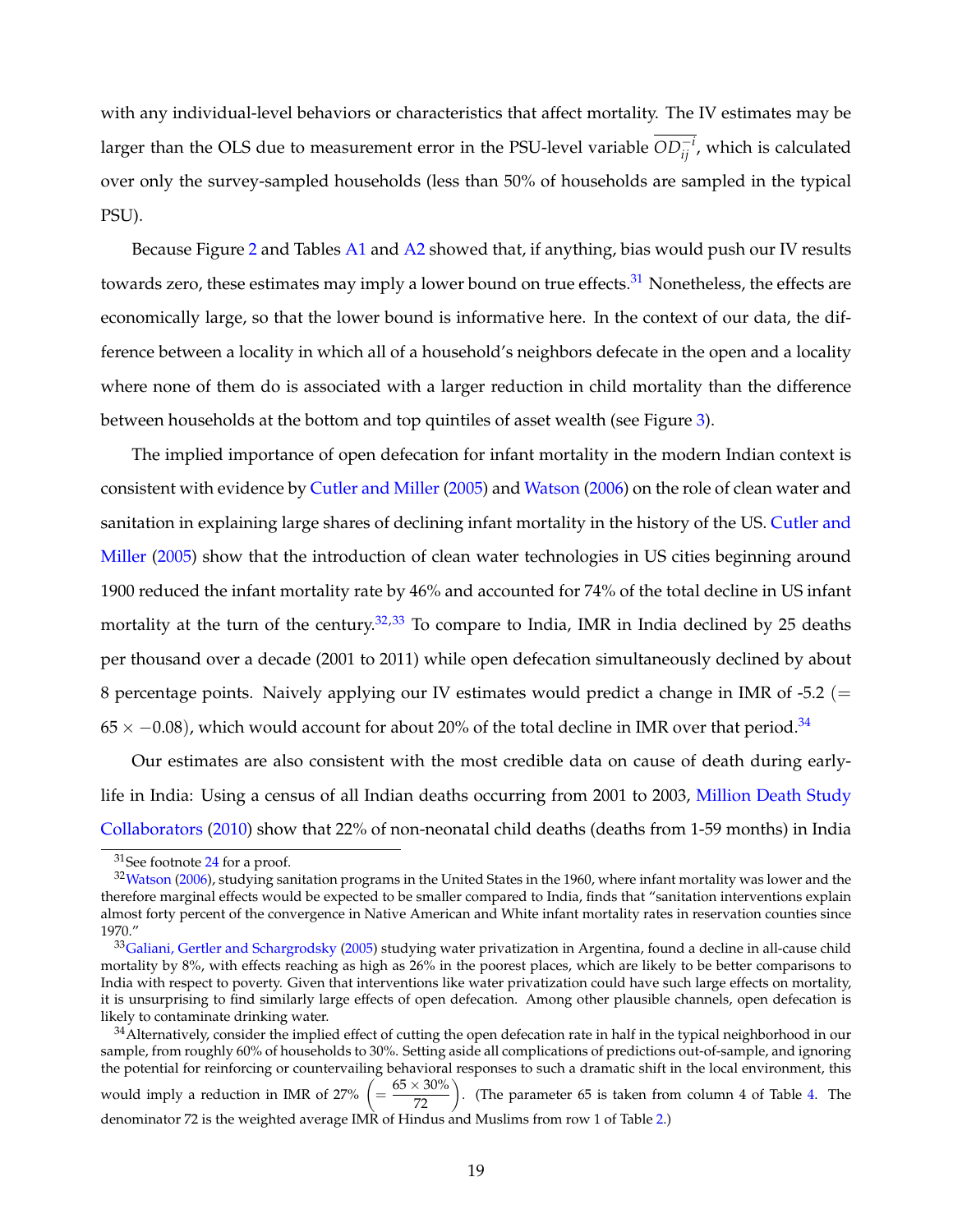with any individual-level behaviors or characteristics that affect mortality. The IV estimates may be larger than the OLS due to measurement error in the PSU-level variable $\overline{OD_{ij}^{-i}}$, which is calculated over only the survey-sampled households (less than 50% of households are sampled in the typical PSU).

Because Figure 2 and Tables A1 and A2 showed that, if anything, bias would push our IV results towards zero, these estimates may imply a lower bound on true effects.[31] Nonetheless, the effects are economically large, so that the lower bound is informative here. In the context of our data, the difference between a locality in which all of a household's neighbors defecate in the open and a locality where none of them do is associated with a larger reduction in child mortality than the difference between households at the bottom and top quintiles of asset wealth (see Figure 3).

The implied importance of open defecation for infant mortality in the modern Indian context is consistent with evidence by Cutler and Miller (2005) and Watson (2006) on the role of clean water and sanitation in explaining large shares of declining infant mortality in the history of the US. Cutler and Miller (2005) show that the introduction of clean water technologies in US cities beginning around 1900 reduced the infant mortality rate by 46% and accounted for 74% of the total decline in US infant mortality at the turn of the century.[32,33] To compare to India, IMR in India declined by 25 deaths per thousand over a decade (2001 to 2011) while open defecation simultaneously declined by about 8 percentage points. Naively applying our IV estimates would predict a change in IMR of -5.2 ($= 65 \times -0.08$), which would account for about 20% of the total decline in IMR over that period.[34]

Our estimates are also consistent with the most credible data on cause of death during early-life in India: Using a census of all Indian deaths occurring from 2001 to 2003, Million Death Study Collaborators (2010) show that 22% of non-neonatal child deaths (deaths from 1-59 months) in India

[31] See footnote 24 for a proof.

[32] Watson (2006), studying sanitation programs in the United States in the 1960, where infant mortality was lower and the therefore marginal effects would be expected to be smaller compared to India, finds that "sanitation interventions explain almost forty percent of the convergence in Native American and White infant mortality rates in reservation counties since 1970."

[33] Galiani, Gertler and Schargrodsky (2005) studying water privatization in Argentina, found a decline in all-cause child mortality by 8%, with effects reaching as high as 26% in the poorest places, which are likely to be better comparisons to India with respect to poverty. Given that interventions like water privatization could have such large effects on mortality, it is unsurprising to find similarly large effects of open defecation. Among other plausible channels, open defecation is likely to contaminate drinking water.

[34] Alternatively, consider the implied effect of cutting the open defecation rate in half in the typical neighborhood in our sample, from roughly 60% of households to 30%. Setting aside all complications of predictions out-of-sample, and ignoring the potential for reinforcing or countervailing behavioral responses to such a dramatic shift in the local environment, this would imply a reduction in IMR of 27% $\left(= \frac{65 \times 30\%}{72}\right)$. (The parameter 65 is taken from column 4 of Table 4. The denominator 72 is the weighted average IMR of Hindus and Muslims from row 1 of Table 2.)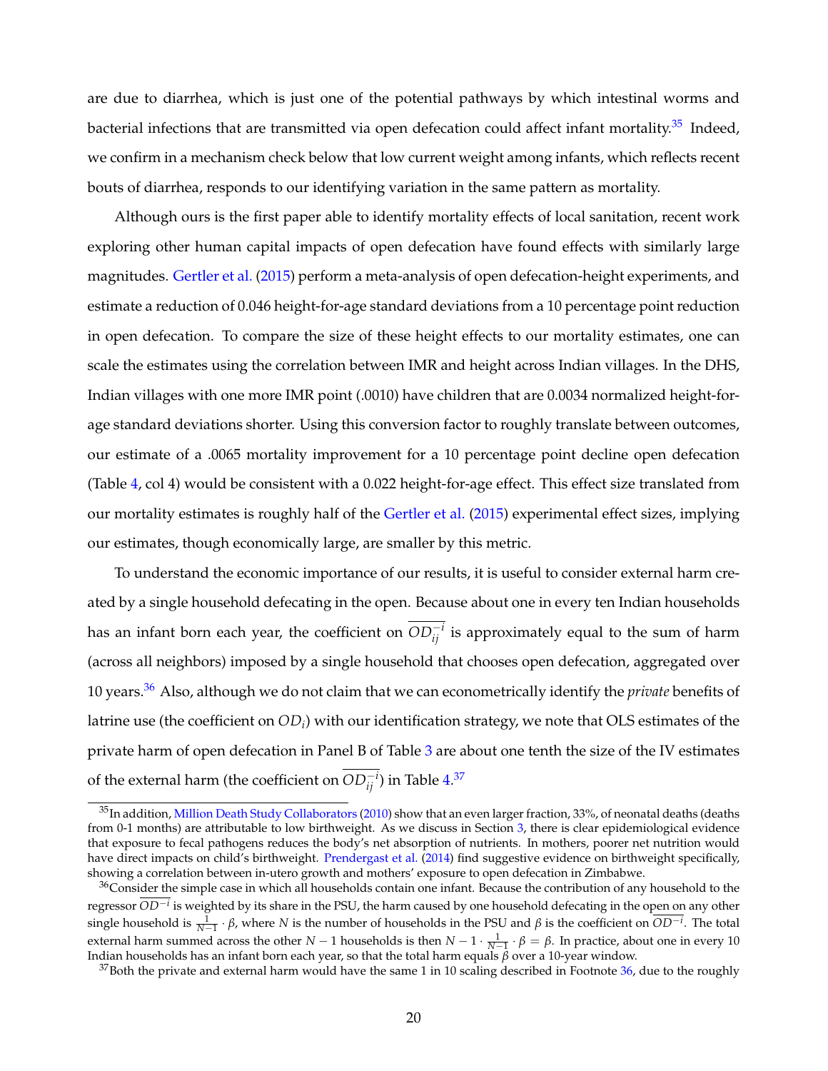are due to diarrhea, which is just one of the potential pathways by which intestinal worms and bacterial infections that are transmitted via open defecation could affect infant mortality.[35] Indeed, we confirm in a mechanism check below that low current weight among infants, which reflects recent bouts of diarrhea, responds to our identifying variation in the same pattern as mortality.

Although ours is the first paper able to identify mortality effects of local sanitation, recent work exploring other human capital impacts of open defecation have found effects with similarly large magnitudes. Gertler et al. (2015) perform a meta-analysis of open defecation-height experiments, and estimate a reduction of 0.046 height-for-age standard deviations from a 10 percentage point reduction in open defecation. To compare the size of these height effects to our mortality estimates, one can scale the estimates using the correlation between IMR and height across Indian villages. In the DHS, Indian villages with one more IMR point (.0010) have children that are 0.0034 normalized height-for-age standard deviations shorter. Using this conversion factor to roughly translate between outcomes, our estimate of a .0065 mortality improvement for a 10 percentage point decline open defecation (Table 4, col 4) would be consistent with a 0.022 height-for-age effect. This effect size translated from our mortality estimates is roughly half of the Gertler et al. (2015) experimental effect sizes, implying our estimates, though economically large, are smaller by this metric.

To understand the economic importance of our results, it is useful to consider external harm created by a single household defecating in the open. Because about one in every ten Indian households has an infant born each year, the coefficient on $\overline{OD_{ij}^{-i}}$ is approximately equal to the sum of harm (across all neighbors) imposed by a single household that chooses open defecation, aggregated over 10 years.[36] Also, although we do not claim that we can econometrically identify the *private* benefits of latrine use (the coefficient on $OD_i$) with our identification strategy, we note that OLS estimates of the private harm of open defecation in Panel B of Table 3 are about one tenth the size of the IV estimates of the external harm (the coefficient on $\overline{OD_{ij}^{-i}}$) in Table 4.[37]

[35] In addition, Million Death Study Collaborators (2010) show that an even larger fraction, 33%, of neonatal deaths (deaths from 0-1 months) are attributable to low birthweight. As we discuss in Section 3, there is clear epidemiological evidence that exposure to fecal pathogens reduces the body's net absorption of nutrients. In mothers, poorer net nutrition would have direct impacts on child's birthweight. Prendergast et al. (2014) find suggestive evidence on birthweight specifically, showing a correlation between in-utero growth and mothers' exposure to open defecation in Zimbabwe.

[36] Consider the simple case in which all households contain one infant. Because the contribution of any household to the regressor $\overline{OD^{-i}}$ is weighted by its share in the PSU, the harm caused by one household defecating in the open on any other single household is $\frac{1}{N-1} \cdot \beta$, where $N$ is the number of households in the PSU and $\beta$ is the coefficient on $\overline{OD^{-i}}$. The total external harm summed across the other $N-1$ households is then $N-1 \cdot \frac{1}{N-1} \cdot \beta = \beta$. In practice, about one in every 10 Indian households has an infant born each year, so that the total harm equals $\beta$ over a 10-year window.

[37] Both the private and external harm would have the same 1 in 10 scaling described in Footnote 36, due to the roughly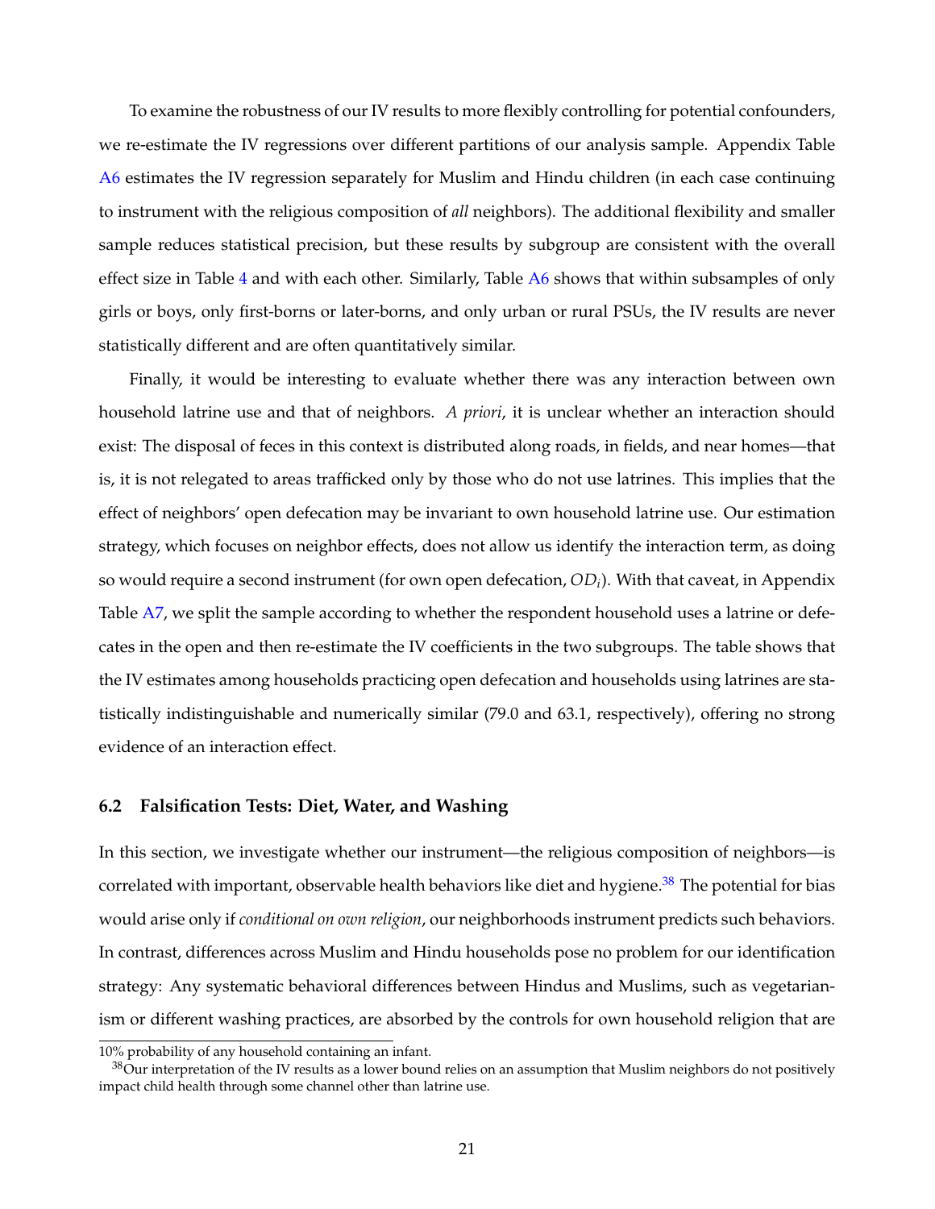To examine the robustness of our IV results to more flexibly controlling for potential confounders, we re-estimate the IV regressions over different partitions of our analysis sample. Appendix Table A6 estimates the IV regression separately for Muslim and Hindu children (in each case continuing to instrument with the religious composition of *all* neighbors). The additional flexibility and smaller sample reduces statistical precision, but these results by subgroup are consistent with the overall effect size in Table 4 and with each other. Similarly, Table A6 shows that within subsamples of only girls or boys, only first-borns or later-borns, and only urban or rural PSUs, the IV results are never statistically different and are often quantitatively similar.

Finally, it would be interesting to evaluate whether there was any interaction between own household latrine use and that of neighbors. *A priori*, it is unclear whether an interaction should exist: The disposal of feces in this context is distributed along roads, in fields, and near homes—that is, it is not relegated to areas trafficked only by those who do not use latrines. This implies that the effect of neighbors' open defecation may be invariant to own household latrine use. Our estimation strategy, which focuses on neighbor effects, does not allow us identify the interaction term, as doing so would require a second instrument (for own open defecation, $OD_i$). With that caveat, in Appendix Table A7, we split the sample according to whether the respondent household uses a latrine or defecates in the open and then re-estimate the IV coefficients in the two subgroups. The table shows that the IV estimates among households practicing open defecation and households using latrines are statistically indistinguishable and numerically similar (79.0 and 63.1, respectively), offering no strong evidence of an interaction effect.

### 6.2 Falsification Tests: Diet, Water, and Washing

In this section, we investigate whether our instrument—the religious composition of neighbors—is correlated with important, observable health behaviors like diet and hygiene.[38] The potential for bias would arise only if *conditional on own religion*, our neighborhoods instrument predicts such behaviors. In contrast, differences across Muslim and Hindu households pose no problem for our identification strategy: Any systematic behavioral differences between Hindus and Muslims, such as vegetarianism or different washing practices, are absorbed by the controls for own household religion that are

10% probability of any household containing an infant.

[38] Our interpretation of the IV results as a lower bound relies on an assumption that Muslim neighbors do not positively impact child health through some channel other than latrine use.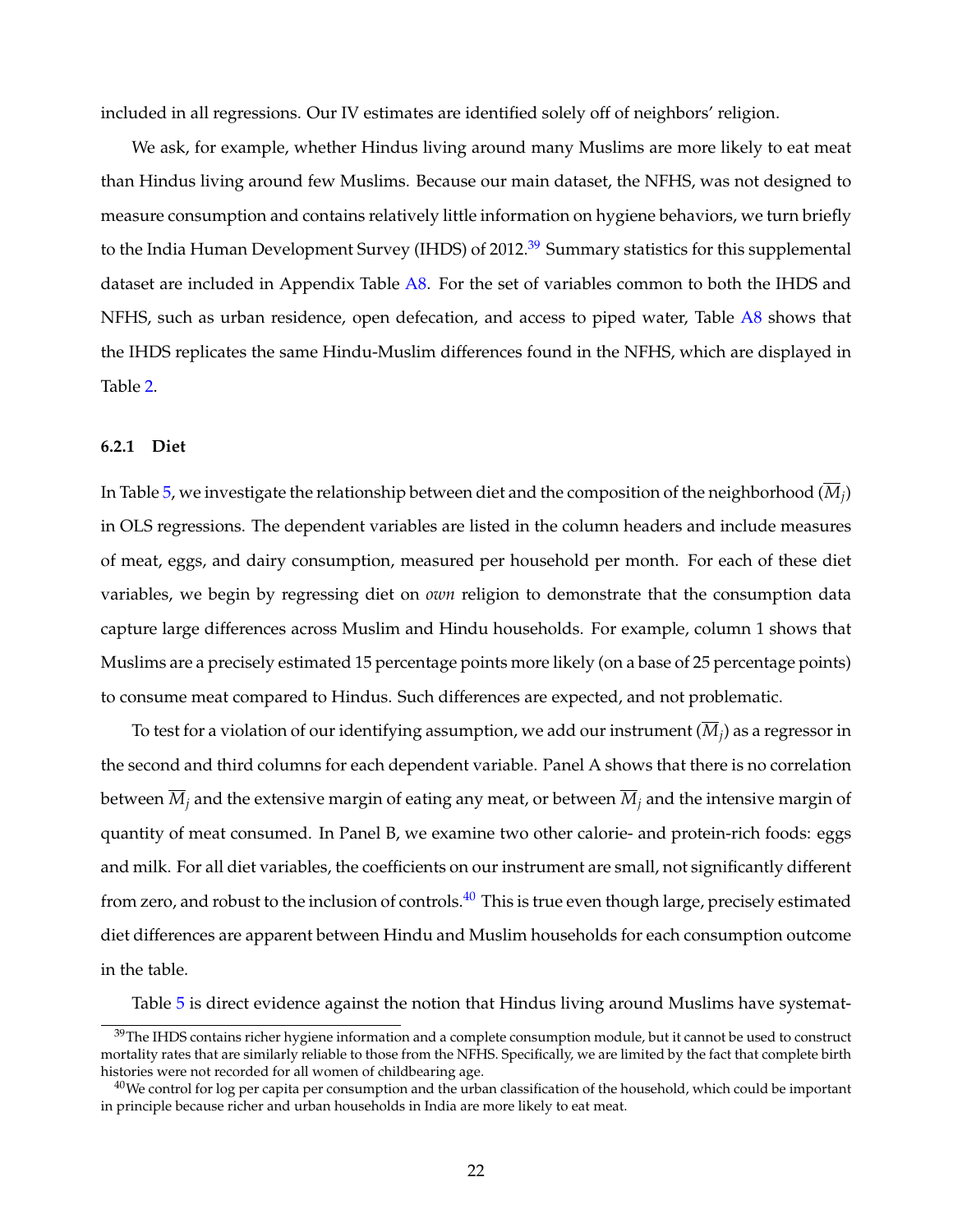included in all regressions. Our IV estimates are identified solely off of neighbors' religion.

We ask, for example, whether Hindus living around many Muslims are more likely to eat meat than Hindus living around few Muslims. Because our main dataset, the NFHS, was not designed to measure consumption and contains relatively little information on hygiene behaviors, we turn briefly to the India Human Development Survey (IHDS) of 2012.[39] Summary statistics for this supplemental dataset are included in Appendix Table A8. For the set of variables common to both the IHDS and NFHS, such as urban residence, open defecation, and access to piped water, Table A8 shows that the IHDS replicates the same Hindu-Muslim differences found in the NFHS, which are displayed in Table 2.

#### 6.2.1 Diet

In Table 5, we investigate the relationship between diet and the composition of the neighborhood ($\overline{M}_j$) in OLS regressions. The dependent variables are listed in the column headers and include measures of meat, eggs, and dairy consumption, measured per household per month. For each of these diet variables, we begin by regressing diet on *own* religion to demonstrate that the consumption data capture large differences across Muslim and Hindu households. For example, column 1 shows that Muslims are a precisely estimated 15 percentage points more likely (on a base of 25 percentage points) to consume meat compared to Hindus. Such differences are expected, and not problematic.

To test for a violation of our identifying assumption, we add our instrument ($\overline{M}_j$) as a regressor in the second and third columns for each dependent variable. Panel A shows that there is no correlation between $\overline{M}_j$ and the extensive margin of eating any meat, or between $\overline{M}_j$ and the intensive margin of quantity of meat consumed. In Panel B, we examine two other calorie- and protein-rich foods: eggs and milk. For all diet variables, the coefficients on our instrument are small, not significantly different from zero, and robust to the inclusion of controls.[40] This is true even though large, precisely estimated diet differences are apparent between Hindu and Muslim households for each consumption outcome in the table.

Table 5 is direct evidence against the notion that Hindus living around Muslims have systemat-

[39] The IHDS contains richer hygiene information and a complete consumption module, but it cannot be used to construct mortality rates that are similarly reliable to those from the NFHS. Specifically, we are limited by the fact that complete birth histories were not recorded for all women of childbearing age.

[40] We control for log per capita per consumption and the urban classification of the household, which could be important in principle because richer and urban households in India are more likely to eat meat.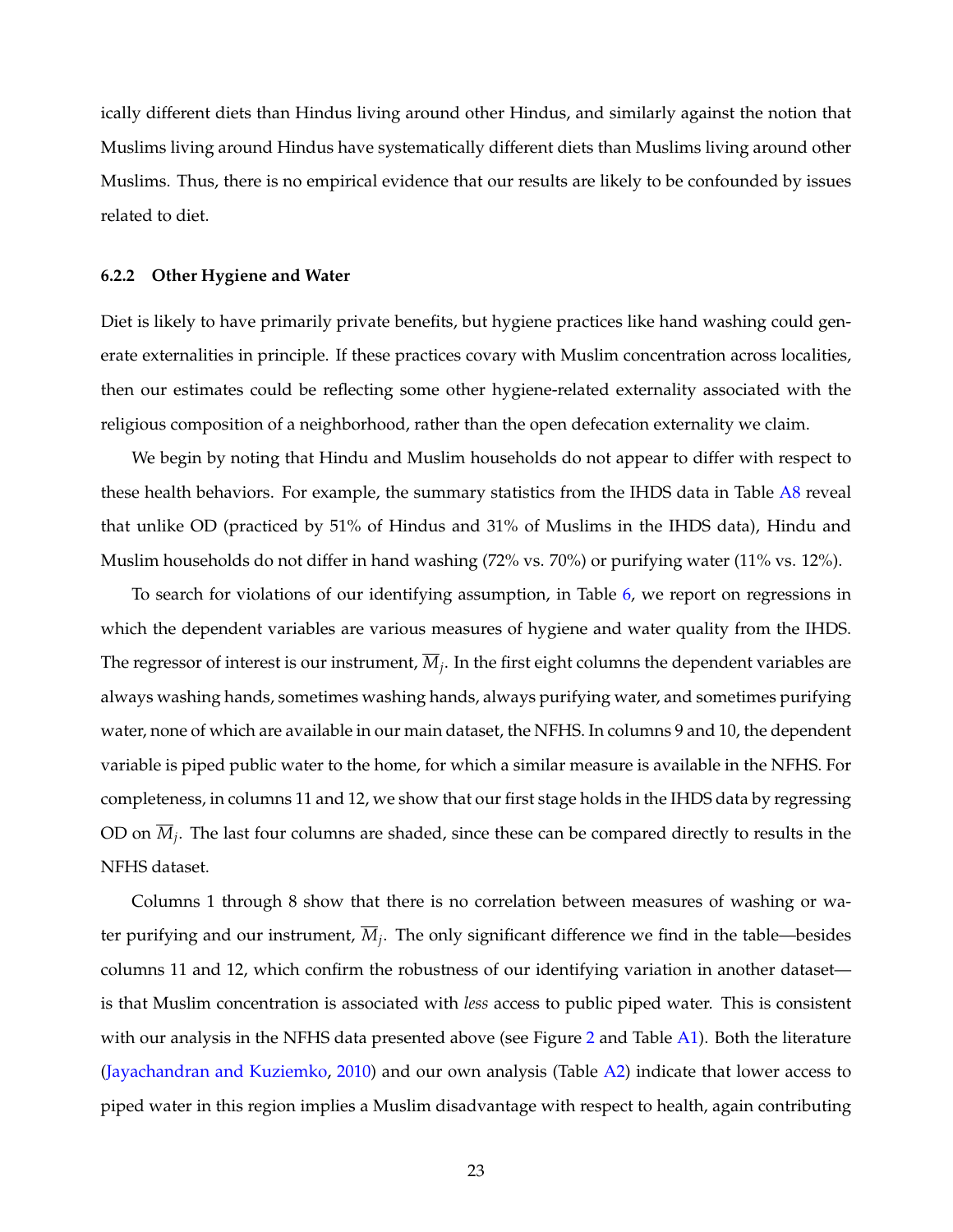ically different diets than Hindus living around other Hindus, and similarly against the notion that Muslims living around Hindus have systematically different diets than Muslims living around other Muslims. Thus, there is no empirical evidence that our results are likely to be confounded by issues related to diet.

#### 6.2.2 Other Hygiene and Water

Diet is likely to have primarily private benefits, but hygiene practices like hand washing could generate externalities in principle. If these practices covary with Muslim concentration across localities, then our estimates could be reflecting some other hygiene-related externality associated with the religious composition of a neighborhood, rather than the open defecation externality we claim.

We begin by noting that Hindu and Muslim households do not appear to differ with respect to these health behaviors. For example, the summary statistics from the IHDS data in Table A8 reveal that unlike OD (practiced by 51% of Hindus and 31% of Muslims in the IHDS data), Hindu and Muslim households do not differ in hand washing (72% vs. 70%) or purifying water (11% vs. 12%).

To search for violations of our identifying assumption, in Table 6, we report on regressions in which the dependent variables are various measures of hygiene and water quality from the IHDS. The regressor of interest is our instrument, $\overline{M}_j$. In the first eight columns the dependent variables are always washing hands, sometimes washing hands, always purifying water, and sometimes purifying water, none of which are available in our main dataset, the NFHS. In columns 9 and 10, the dependent variable is piped public water to the home, for which a similar measure is available in the NFHS. For completeness, in columns 11 and 12, we show that our first stage holds in the IHDS data by regressing OD on $\overline{M}_j$. The last four columns are shaded, since these can be compared directly to results in the NFHS dataset.

Columns 1 through 8 show that there is no correlation between measures of washing or water purifying and our instrument, $\overline{M}_j$. The only significant difference we find in the table—besides columns 11 and 12, which confirm the robustness of our identifying variation in another dataset—is that Muslim concentration is associated with *less* access to public piped water. This is consistent with our analysis in the NFHS data presented above (see Figure 2 and Table A1). Both the literature (Jayachandran and Kuziemko, 2010) and our own analysis (Table A2) indicate that lower access to piped water in this region implies a Muslim disadvantage with respect to health, again contributing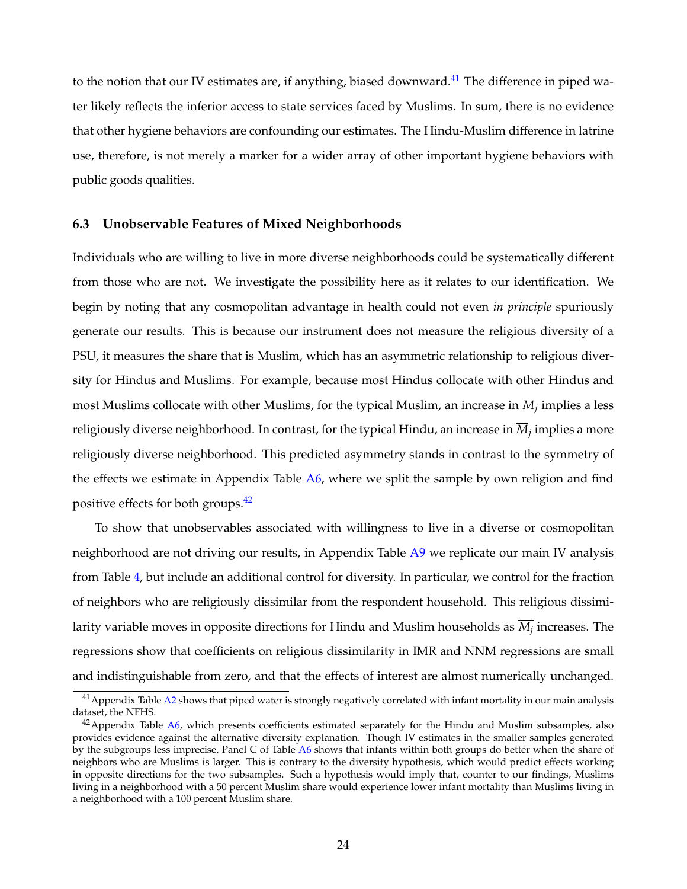to the notion that our IV estimates are, if anything, biased downward.[41] The difference in piped water likely reflects the inferior access to state services faced by Muslims. In sum, there is no evidence that other hygiene behaviors are confounding our estimates. The Hindu-Muslim difference in latrine use, therefore, is not merely a marker for a wider array of other important hygiene behaviors with public goods qualities.

### 6.3 Unobservable Features of Mixed Neighborhoods

Individuals who are willing to live in more diverse neighborhoods could be systematically different from those who are not. We investigate the possibility here as it relates to our identification. We begin by noting that any cosmopolitan advantage in health could not even *in principle* spuriously generate our results. This is because our instrument does not measure the religious diversity of a PSU, it measures the share that is Muslim, which has an asymmetric relationship to religious diversity for Hindus and Muslims. For example, because most Hindus collocate with other Hindus and most Muslims collocate with other Muslims, for the typical Muslim, an increase in $\overline{M}_j$ implies a less religiously diverse neighborhood. In contrast, for the typical Hindu, an increase in $\overline{M}_j$ implies a more religiously diverse neighborhood. This predicted asymmetry stands in contrast to the symmetry of the effects we estimate in Appendix Table A6, where we split the sample by own religion and find positive effects for both groups.[42]

To show that unobservables associated with willingness to live in a diverse or cosmopolitan neighborhood are not driving our results, in Appendix Table A9 we replicate our main IV analysis from Table 4, but include an additional control for diversity. In particular, we control for the fraction of neighbors who are religiously dissimilar from the respondent household. This religious dissimilarity variable moves in opposite directions for Hindu and Muslim households as $\overline{M}_j$ increases. The regressions show that coefficients on religious dissimilarity in IMR and NNM regressions are small and indistinguishable from zero, and that the effects of interest are almost numerically unchanged.

[41] Appendix Table A2 shows that piped water is strongly negatively correlated with infant mortality in our main analysis dataset, the NFHS.

[42] Appendix Table A6, which presents coefficients estimated separately for the Hindu and Muslim subsamples, also provides evidence against the alternative diversity explanation. Though IV estimates in the smaller samples generated by the subgroups less imprecise, Panel C of Table A6 shows that infants within both groups do better when the share of neighbors who are Muslims is larger. This is contrary to the diversity hypothesis, which would predict effects working in opposite directions for the two subsamples. Such a hypothesis would imply that, counter to our findings, Muslims living in a neighborhood with a 50 percent Muslim share would experience lower infant mortality than Muslims living in a neighborhood with a 100 percent Muslim share.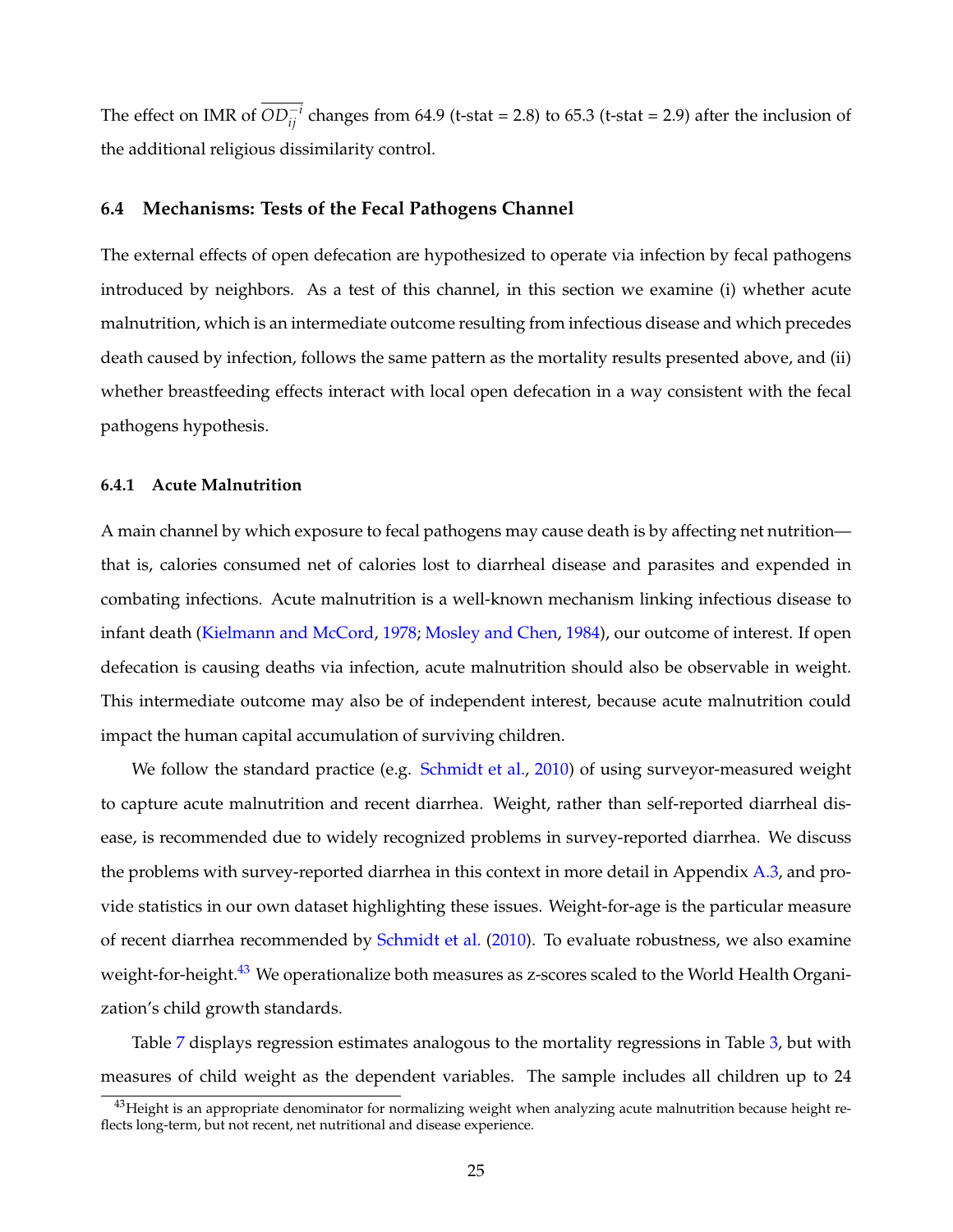The effect on IMR of $\overline{OD_{ij}^{-i}}$ changes from 64.9 (t-stat = 2.8) to 65.3 (t-stat = 2.9) after the inclusion of the additional religious dissimilarity control.

### 6.4 Mechanisms: Tests of the Fecal Pathogens Channel

The external effects of open defecation are hypothesized to operate via infection by fecal pathogens introduced by neighbors. As a test of this channel, in this section we examine (i) whether acute malnutrition, which is an intermediate outcome resulting from infectious disease and which precedes death caused by infection, follows the same pattern as the mortality results presented above, and (ii) whether breastfeeding effects interact with local open defecation in a way consistent with the fecal pathogens hypothesis.

#### 6.4.1 Acute Malnutrition

A main channel by which exposure to fecal pathogens may cause death is by affecting net nutrition—that is, calories consumed net of calories lost to diarrheal disease and parasites and expended in combating infections. Acute malnutrition is a well-known mechanism linking infectious disease to infant death (Kielmann and McCord, 1978; Mosley and Chen, 1984), our outcome of interest. If open defecation is causing deaths via infection, acute malnutrition should also be observable in weight. This intermediate outcome may also be of independent interest, because acute malnutrition could impact the human capital accumulation of surviving children.

We follow the standard practice (e.g. Schmidt et al., 2010) of using surveyor-measured weight to capture acute malnutrition and recent diarrhea. Weight, rather than self-reported diarrheal disease, is recommended due to widely recognized problems in survey-reported diarrhea. We discuss the problems with survey-reported diarrhea in this context in more detail in Appendix A.3, and provide statistics in our own dataset highlighting these issues. Weight-for-age is the particular measure of recent diarrhea recommended by Schmidt et al. (2010). To evaluate robustness, we also examine weight-for-height.[43] We operationalize both measures as z-scores scaled to the World Health Organization's child growth standards.

Table 7 displays regression estimates analogous to the mortality regressions in Table 3, but with measures of child weight as the dependent variables. The sample includes all children up to 24

[43] Height is an appropriate denominator for normalizing weight when analyzing acute malnutrition because height reflects long-term, but not recent, net nutritional and disease experience.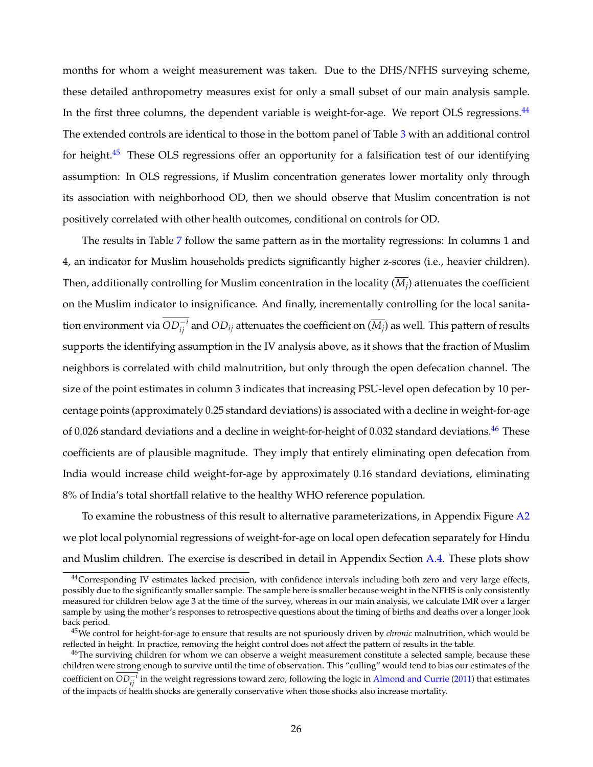months for whom a weight measurement was taken. Due to the DHS/NFHS surveying scheme, these detailed anthropometry measures exist for only a small subset of our main analysis sample. In the first three columns, the dependent variable is weight-for-age. We report OLS regressions.[44] The extended controls are identical to those in the bottom panel of Table 3 with an additional control for height.[45] These OLS regressions offer an opportunity for a falsification test of our identifying assumption: In OLS regressions, if Muslim concentration generates lower mortality only through its association with neighborhood OD, then we should observe that Muslim concentration is not positively correlated with other health outcomes, conditional on controls for OD.

The results in Table 7 follow the same pattern as in the mortality regressions: In columns 1 and 4, an indicator for Muslim households predicts significantly higher z-scores (i.e., heavier children). Then, additionally controlling for Muslim concentration in the locality ($\overline{M_j}$) attenuates the coefficient on the Muslim indicator to insignificance. And finally, incrementally controlling for the local sanitation environment via $\overline{OD_{ij}^{-i}}$ and $OD_{ij}$ attenuates the coefficient on ($\overline{M_j}$) as well. This pattern of results supports the identifying assumption in the IV analysis above, as it shows that the fraction of Muslim neighbors is correlated with child malnutrition, but only through the open defecation channel. The size of the point estimates in column 3 indicates that increasing PSU-level open defecation by 10 percentage points (approximately 0.25 standard deviations) is associated with a decline in weight-for-age of 0.026 standard deviations and a decline in weight-for-height of 0.032 standard deviations.[46] These coefficients are of plausible magnitude. They imply that entirely eliminating open defecation from India would increase child weight-for-age by approximately 0.16 standard deviations, eliminating 8% of India's total shortfall relative to the healthy WHO reference population.

To examine the robustness of this result to alternative parameterizations, in Appendix Figure A2 we plot local polynomial regressions of weight-for-age on local open defecation separately for Hindu and Muslim children. The exercise is described in detail in Appendix Section A.4. These plots show

---

[44] Corresponding IV estimates lacked precision, with confidence intervals including both zero and very large effects, possibly due to the significantly smaller sample. The sample here is smaller because weight in the NFHS is only consistently measured for children below age 3 at the time of the survey, whereas in our main analysis, we calculate IMR over a larger sample by using the mother's responses to retrospective questions about the timing of births and deaths over a longer look back period.

[45] We control for height-for-age to ensure that results are not spuriously driven by *chronic* malnutrition, which would be reflected in height. In practice, removing the height control does not affect the pattern of results in the table.

[46] The surviving children for whom we can observe a weight measurement constitute a selected sample, because these children were strong enough to survive until the time of observation. This "culling" would tend to bias our estimates of the coefficient on $\overline{OD_{ij}^{-i}}$ in the weight regressions toward zero, following the logic in Almond and Currie (2011) that estimates of the impacts of health shocks are generally conservative when those shocks also increase mortality.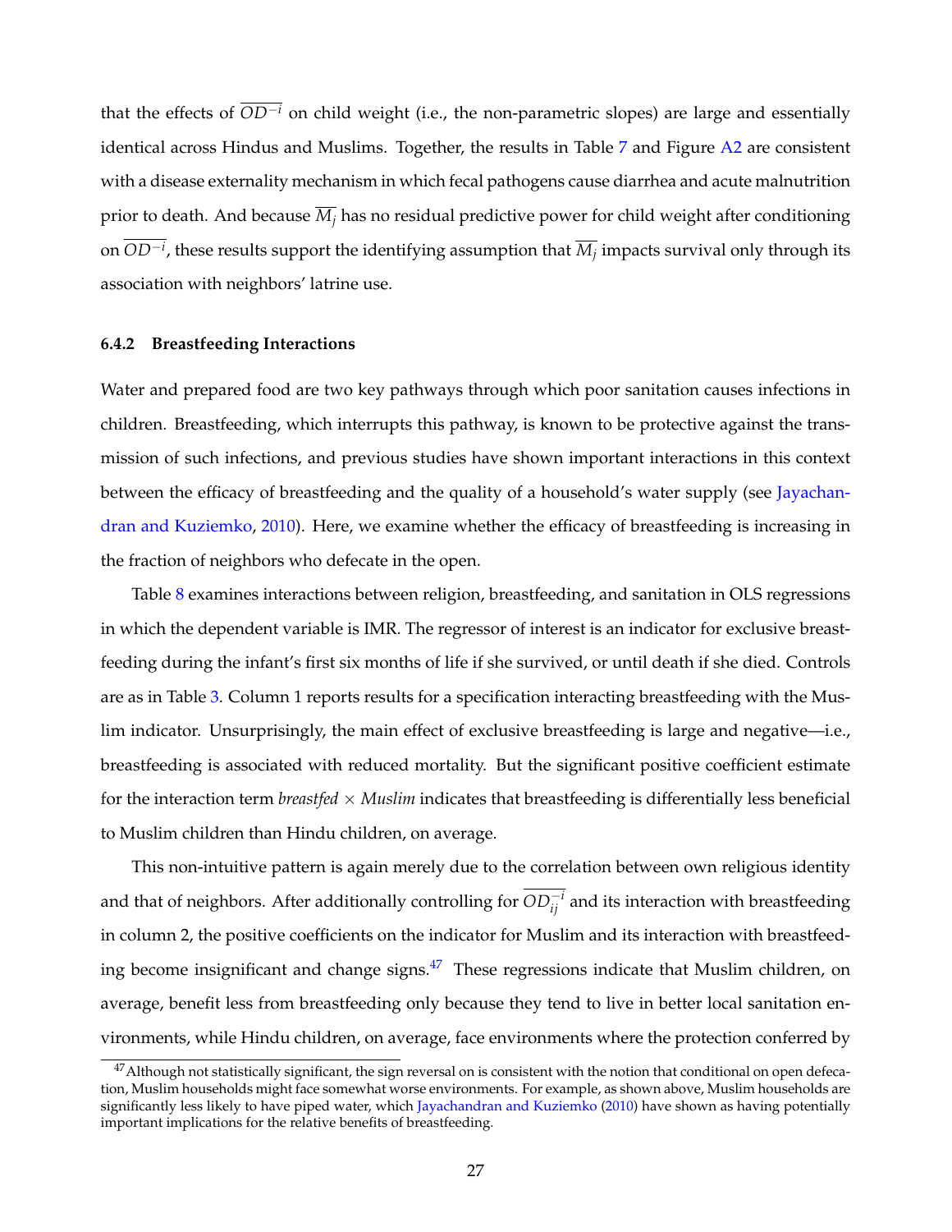that the effects of $\overline{OD^{-i}}$ on child weight (i.e., the non-parametric slopes) are large and essentially identical across Hindus and Muslims. Together, the results in Table 7 and Figure A2 are consistent with a disease externality mechanism in which fecal pathogens cause diarrhea and acute malnutrition prior to death. And because $\overline{M_j}$ has no residual predictive power for child weight after conditioning on $\overline{OD^{-i}}$, these results support the identifying assumption that $\overline{M_j}$ impacts survival only through its association with neighbors' latrine use.

### 6.4.2 Breastfeeding Interactions

Water and prepared food are two key pathways through which poor sanitation causes infections in children. Breastfeeding, which interrupts this pathway, is known to be protective against the transmission of such infections, and previous studies have shown important interactions in this context between the efficacy of breastfeeding and the quality of a household's water supply (see Jayachandran and Kuziemko, 2010). Here, we examine whether the efficacy of breastfeeding is increasing in the fraction of neighbors who defecate in the open.

Table 8 examines interactions between religion, breastfeeding, and sanitation in OLS regressions in which the dependent variable is IMR. The regressor of interest is an indicator for exclusive breastfeeding during the infant's first six months of life if she survived, or until death if she died. Controls are as in Table 3. Column 1 reports results for a specification interacting breastfeeding with the Muslim indicator. Unsurprisingly, the main effect of exclusive breastfeeding is large and negative—i.e., breastfeeding is associated with reduced mortality. But the significant positive coefficient estimate for the interaction term *breastfed* × *Muslim* indicates that breastfeeding is differentially less beneficial to Muslim children than Hindu children, on average.

This non-intuitive pattern is again merely due to the correlation between own religious identity and that of neighbors. After additionally controlling for $\overline{OD_{ij}^{-i}}$ and its interaction with breastfeeding in column 2, the positive coefficients on the indicator for Muslim and its interaction with breastfeeding become insignificant and change signs.[47] These regressions indicate that Muslim children, on average, benefit less from breastfeeding only because they tend to live in better local sanitation environments, while Hindu children, on average, face environments where the protection conferred by

[47] Although not statistically significant, the sign reversal on is consistent with the notion that conditional on open defecation, Muslim households might face somewhat worse environments. For example, as shown above, Muslim households are significantly less likely to have piped water, which Jayachandran and Kuziemko (2010) have shown as having potentially important implications for the relative benefits of breastfeeding.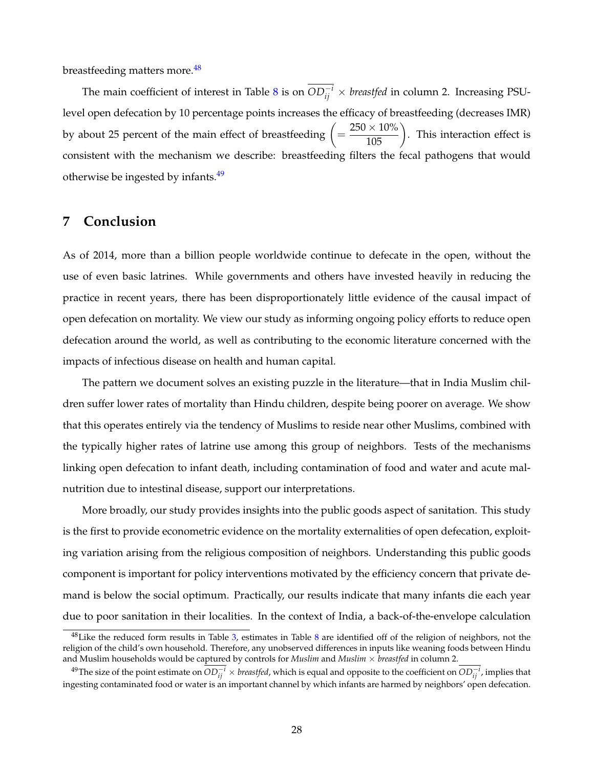breastfeeding matters more.[48]

The main coefficient of interest in Table 8 is on $\overline{OD_{ij}^{-i}} \times$ *breastfed* in column 2. Increasing PSU-level open defecation by 10 percentage points increases the efficacy of breastfeeding (decreases IMR) by about 25 percent of the main effect of breastfeeding $\left(= \frac{250 \times 10\%}{105}\right)$. This interaction effect is consistent with the mechanism we describe: breastfeeding filters the fecal pathogens that would otherwise be ingested by infants.[49]

# 7 Conclusion

As of 2014, more than a billion people worldwide continue to defecate in the open, without the use of even basic latrines. While governments and others have invested heavily in reducing the practice in recent years, there has been disproportionately little evidence of the causal impact of open defecation on mortality. We view our study as informing ongoing policy efforts to reduce open defecation around the world, as well as contributing to the economic literature concerned with the impacts of infectious disease on health and human capital.

The pattern we document solves an existing puzzle in the literature—that in India Muslim children suffer lower rates of mortality than Hindu children, despite being poorer on average. We show that this operates entirely via the tendency of Muslims to reside near other Muslims, combined with the typically higher rates of latrine use among this group of neighbors. Tests of the mechanisms linking open defecation to infant death, including contamination of food and water and acute malnutrition due to intestinal disease, support our interpretations.

More broadly, our study provides insights into the public goods aspect of sanitation. This study is the first to provide econometric evidence on the mortality externalities of open defecation, exploiting variation arising from the religious composition of neighbors. Understanding this public goods component is important for policy interventions motivated by the efficiency concern that private demand is below the social optimum. Practically, our results indicate that many infants die each year due to poor sanitation in their localities. In the context of India, a back-of-the-envelope calculation

[48] Like the reduced form results in Table 3, estimates in Table 8 are identified off of the religion of neighbors, not the religion of the child's own household. Therefore, any unobserved differences in inputs like weaning foods between Hindu and Muslim households would be captured by controls for *Muslim* and *Muslim* $\times$ *breastfed* in column 2.

[49] The size of the point estimate on $\overline{OD_{ij}^{-i}} \times$ *breastfed*, which is equal and opposite to the coefficient on $\overline{OD_{ij}^{-i}}$, implies that ingesting contaminated food or water is an important channel by which infants are harmed by neighbors' open defecation.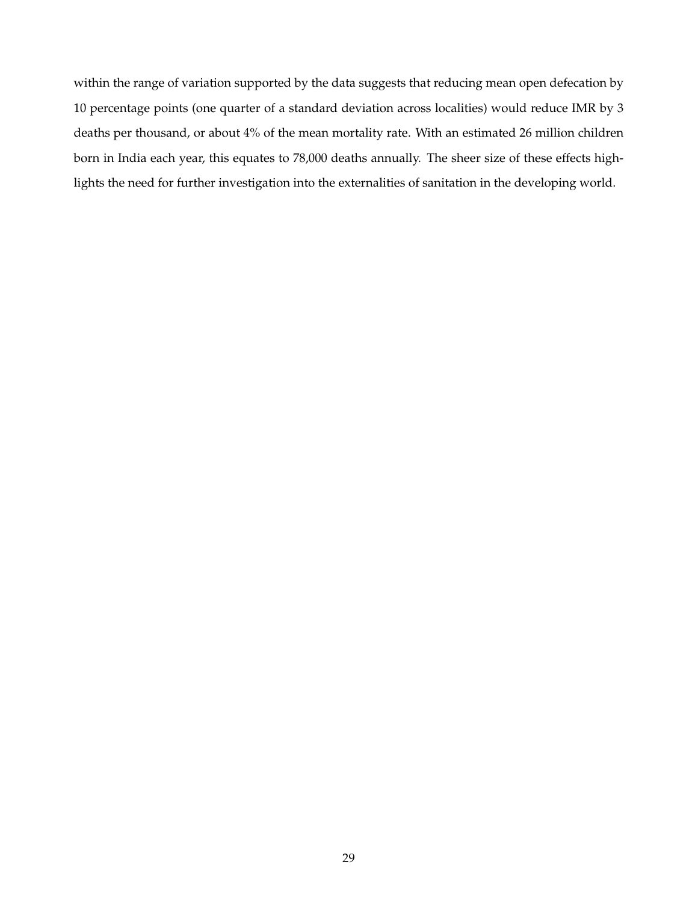within the range of variation supported by the data suggests that reducing mean open defecation by 10 percentage points (one quarter of a standard deviation across localities) would reduce IMR by 3 deaths per thousand, or about 4% of the mean mortality rate. With an estimated 26 million children born in India each year, this equates to 78,000 deaths annually. The sheer size of these effects highlights the need for further investigation into the externalities of sanitation in the developing world.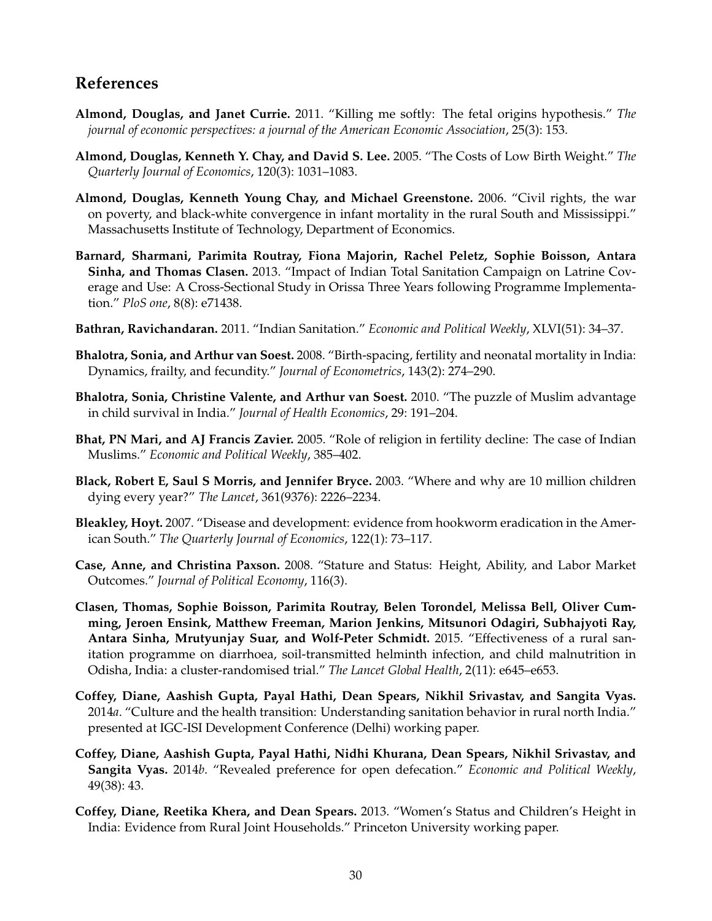## References

**Almond, Douglas, and Janet Currie.** 2011. "Killing me softly: The fetal origins hypothesis." *The journal of economic perspectives: a journal of the American Economic Association*, 25(3): 153.

**Almond, Douglas, Kenneth Y. Chay, and David S. Lee.** 2005. "The Costs of Low Birth Weight." *The Quarterly Journal of Economics*, 120(3): 1031–1083.

**Almond, Douglas, Kenneth Young Chay, and Michael Greenstone.** 2006. "Civil rights, the war on poverty, and black-white convergence in infant mortality in the rural South and Mississippi." Massachusetts Institute of Technology, Department of Economics.

**Barnard, Sharmani, Parimita Routray, Fiona Majorin, Rachel Peletz, Sophie Boisson, Antara Sinha, and Thomas Clasen.** 2013. "Impact of Indian Total Sanitation Campaign on Latrine Coverage and Use: A Cross-Sectional Study in Orissa Three Years following Programme Implementation." *PloS one*, 8(8): e71438.

**Bathran, Ravichandaran.** 2011. "Indian Sanitation." *Economic and Political Weekly*, XLVI(51): 34–37.

**Bhalotra, Sonia, and Arthur van Soest.** 2008. "Birth-spacing, fertility and neonatal mortality in India: Dynamics, frailty, and fecundity." *Journal of Econometrics*, 143(2): 274–290.

**Bhalotra, Sonia, Christine Valente, and Arthur van Soest.** 2010. "The puzzle of Muslim advantage in child survival in India." *Journal of Health Economics*, 29: 191–204.

**Bhat, PN Mari, and AJ Francis Zavier.** 2005. "Role of religion in fertility decline: The case of Indian Muslims." *Economic and Political Weekly*, 385–402.

**Black, Robert E, Saul S Morris, and Jennifer Bryce.** 2003. "Where and why are 10 million children dying every year?" *The Lancet*, 361(9376): 2226–2234.

**Bleakley, Hoyt.** 2007. "Disease and development: evidence from hookworm eradication in the American South." *The Quarterly Journal of Economics*, 122(1): 73–117.

**Case, Anne, and Christina Paxson.** 2008. "Stature and Status: Height, Ability, and Labor Market Outcomes." *Journal of Political Economy*, 116(3).

**Clasen, Thomas, Sophie Boisson, Parimita Routray, Belen Torondel, Melissa Bell, Oliver Cumming, Jeroen Ensink, Matthew Freeman, Marion Jenkins, Mitsunori Odagiri, Subhajyoti Ray, Antara Sinha, Mrutyunjay Suar, and Wolf-Peter Schmidt.** 2015. "Effectiveness of a rural sanitation programme on diarrhoea, soil-transmitted helminth infection, and child malnutrition in Odisha, India: a cluster-randomised trial." *The Lancet Global Health*, 2(11): e645–e653.

**Coffey, Diane, Aashish Gupta, Payal Hathi, Dean Spears, Nikhil Srivastav, and Sangita Vyas.** 2014*a*. "Culture and the health transition: Understanding sanitation behavior in rural north India." presented at IGC-ISI Development Conference (Delhi) working paper.

**Coffey, Diane, Aashish Gupta, Payal Hathi, Nidhi Khurana, Dean Spears, Nikhil Srivastav, and Sangita Vyas.** 2014*b*. "Revealed preference for open defecation." *Economic and Political Weekly*, 49(38): 43.

**Coffey, Diane, Reetika Khera, and Dean Spears.** 2013. "Women's Status and Children's Height in India: Evidence from Rural Joint Households." Princeton University working paper.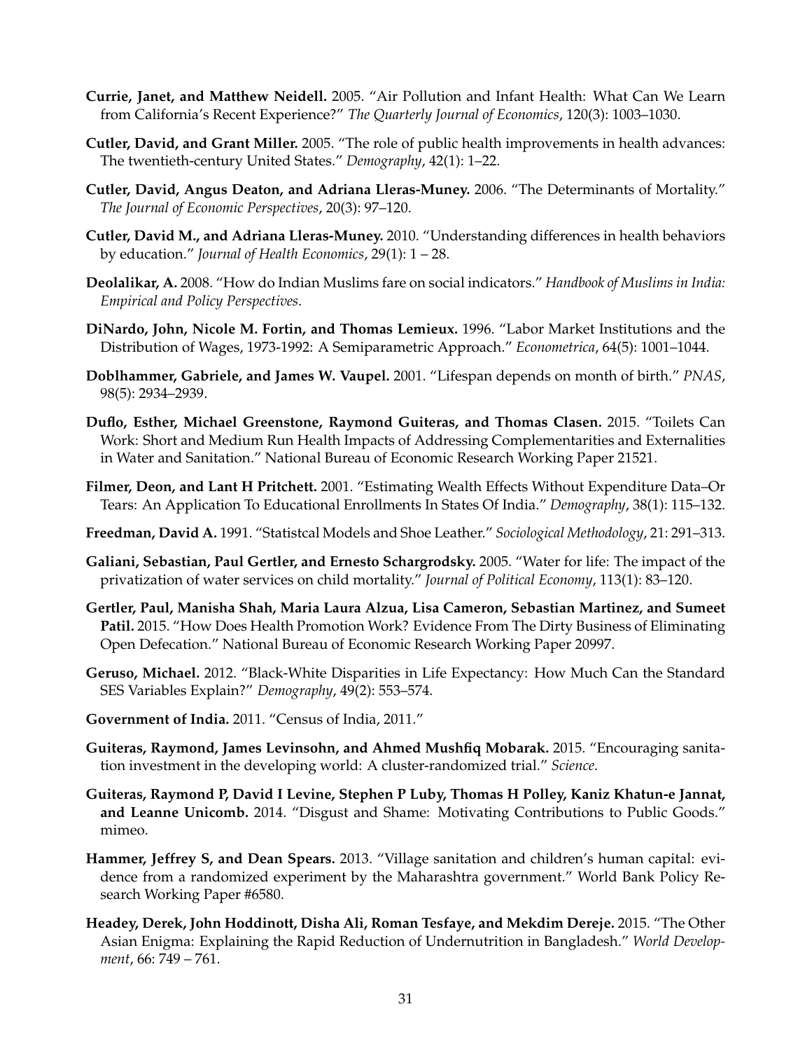**Currie, Janet, and Matthew Neidell.** 2005. "Air Pollution and Infant Health: What Can We Learn from California's Recent Experience?" *The Quarterly Journal of Economics*, 120(3): 1003–1030.

**Cutler, David, and Grant Miller.** 2005. "The role of public health improvements in health advances: The twentieth-century United States." *Demography*, 42(1): 1–22.

**Cutler, David, Angus Deaton, and Adriana Lleras-Muney.** 2006. "The Determinants of Mortality." *The Journal of Economic Perspectives*, 20(3): 97–120.

**Cutler, David M., and Adriana Lleras-Muney.** 2010. "Understanding differences in health behaviors by education." *Journal of Health Economics*, 29(1): 1 – 28.

**Deolalikar, A.** 2008. "How do Indian Muslims fare on social indicators." *Handbook of Muslims in India: Empirical and Policy Perspectives*.

**DiNardo, John, Nicole M. Fortin, and Thomas Lemieux.** 1996. "Labor Market Institutions and the Distribution of Wages, 1973-1992: A Semiparametric Approach." *Econometrica*, 64(5): 1001–1044.

**Doblhammer, Gabriele, and James W. Vaupel.** 2001. "Lifespan depends on month of birth." *PNAS*, 98(5): 2934–2939.

**Duflo, Esther, Michael Greenstone, Raymond Guiteras, and Thomas Clasen.** 2015. "Toilets Can Work: Short and Medium Run Health Impacts of Addressing Complementarities and Externalities in Water and Sanitation." National Bureau of Economic Research Working Paper 21521.

**Filmer, Deon, and Lant H Pritchett.** 2001. "Estimating Wealth Effects Without Expenditure Data–Or Tears: An Application To Educational Enrollments In States Of India." *Demography*, 38(1): 115–132.

**Freedman, David A.** 1991. "Statistcal Models and Shoe Leather." *Sociological Methodology*, 21: 291–313.

**Galiani, Sebastian, Paul Gertler, and Ernesto Schargrodsky.** 2005. "Water for life: The impact of the privatization of water services on child mortality." *Journal of Political Economy*, 113(1): 83–120.

**Gertler, Paul, Manisha Shah, Maria Laura Alzua, Lisa Cameron, Sebastian Martinez, and Sumeet Patil.** 2015. "How Does Health Promotion Work? Evidence From The Dirty Business of Eliminating Open Defecation." National Bureau of Economic Research Working Paper 20997.

**Geruso, Michael.** 2012. "Black-White Disparities in Life Expectancy: How Much Can the Standard SES Variables Explain?" *Demography*, 49(2): 553–574.

**Government of India.** 2011. "Census of India, 2011."

**Guiteras, Raymond, James Levinsohn, and Ahmed Mushfiq Mobarak.** 2015. "Encouraging sanitation investment in the developing world: A cluster-randomized trial." *Science*.

**Guiteras, Raymond P, David I Levine, Stephen P Luby, Thomas H Polley, Kaniz Khatun-e Jannat, and Leanne Unicomb.** 2014. "Disgust and Shame: Motivating Contributions to Public Goods." mimeo.

**Hammer, Jeffrey S, and Dean Spears.** 2013. "Village sanitation and children's human capital: evidence from a randomized experiment by the Maharashtra government." World Bank Policy Research Working Paper #6580.

**Headey, Derek, John Hoddinott, Disha Ali, Roman Tesfaye, and Mekdim Dereje.** 2015. "The Other Asian Enigma: Explaining the Rapid Reduction of Undernutrition in Bangladesh." *World Development*, 66: 749 – 761.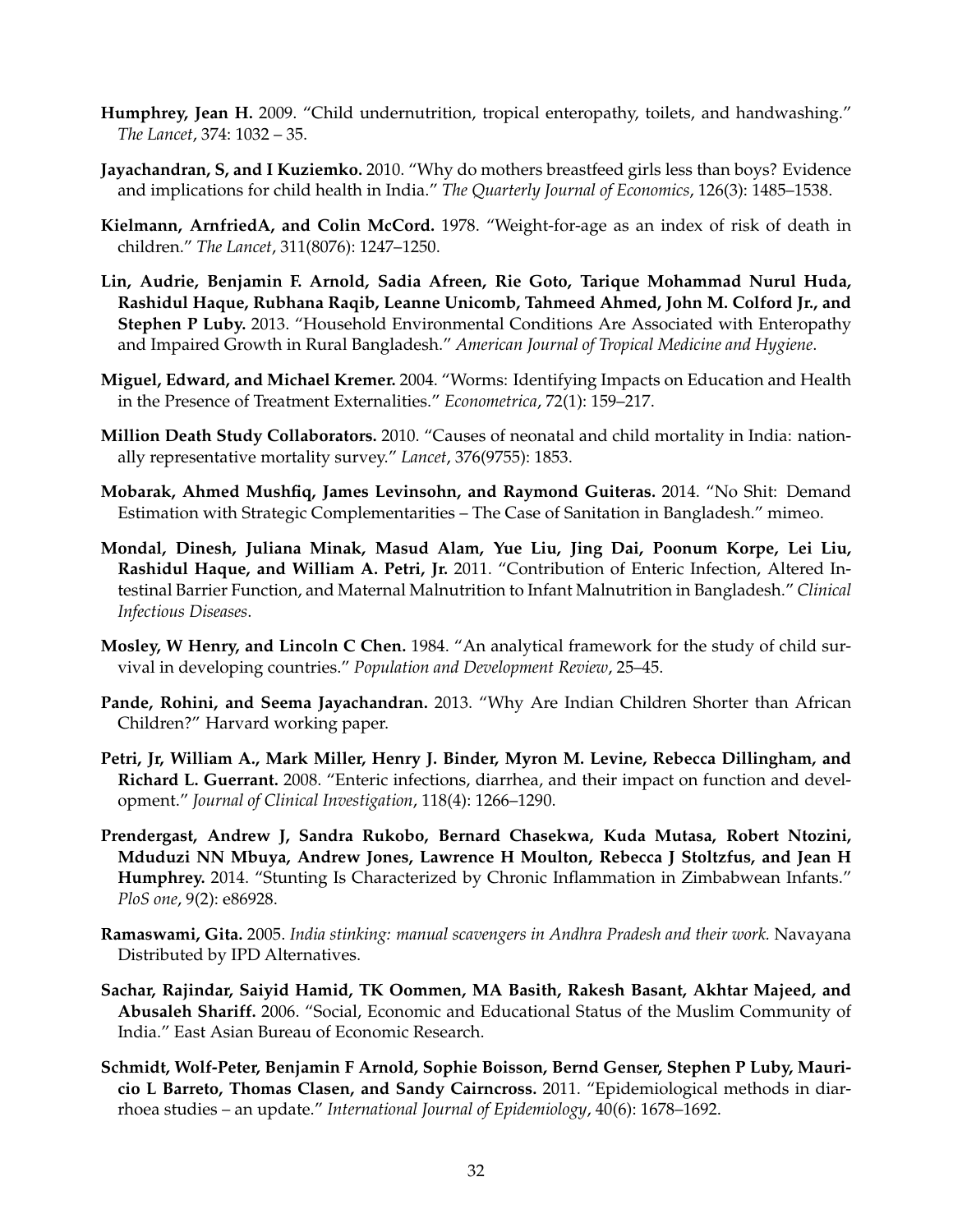**Humphrey, Jean H.** 2009. "Child undernutrition, tropical enteropathy, toilets, and handwashing." *The Lancet*, 374: 1032 – 35.

**Jayachandran, S, and I Kuziemko.** 2010. "Why do mothers breastfeed girls less than boys? Evidence and implications for child health in India." *The Quarterly Journal of Economics*, 126(3): 1485–1538.

**Kielmann, ArnfriedA, and Colin McCord.** 1978. "Weight-for-age as an index of risk of death in children." *The Lancet*, 311(8076): 1247–1250.

**Lin, Audrie, Benjamin F. Arnold, Sadia Afreen, Rie Goto, Tarique Mohammad Nurul Huda, Rashidul Haque, Rubhana Raqib, Leanne Unicomb, Tahmeed Ahmed, John M. Colford Jr., and Stephen P Luby.** 2013. "Household Environmental Conditions Are Associated with Enteropathy and Impaired Growth in Rural Bangladesh." *American Journal of Tropical Medicine and Hygiene*.

**Miguel, Edward, and Michael Kremer.** 2004. "Worms: Identifying Impacts on Education and Health in the Presence of Treatment Externalities." *Econometrica*, 72(1): 159–217.

**Million Death Study Collaborators.** 2010. "Causes of neonatal and child mortality in India: nationally representative mortality survey." *Lancet*, 376(9755): 1853.

**Mobarak, Ahmed Mushfiq, James Levinsohn, and Raymond Guiteras.** 2014. "No Shit: Demand Estimation with Strategic Complementarities – The Case of Sanitation in Bangladesh." mimeo.

**Mondal, Dinesh, Juliana Minak, Masud Alam, Yue Liu, Jing Dai, Poonum Korpe, Lei Liu, Rashidul Haque, and William A. Petri, Jr.** 2011. "Contribution of Enteric Infection, Altered Intestinal Barrier Function, and Maternal Malnutrition to Infant Malnutrition in Bangladesh." *Clinical Infectious Diseases*.

**Mosley, W Henry, and Lincoln C Chen.** 1984. "An analytical framework for the study of child survival in developing countries." *Population and Development Review*, 25–45.

**Pande, Rohini, and Seema Jayachandran.** 2013. "Why Are Indian Children Shorter than African Children?" Harvard working paper.

**Petri, Jr, William A., Mark Miller, Henry J. Binder, Myron M. Levine, Rebecca Dillingham, and Richard L. Guerrant.** 2008. "Enteric infections, diarrhea, and their impact on function and development." *Journal of Clinical Investigation*, 118(4): 1266–1290.

**Prendergast, Andrew J, Sandra Rukobo, Bernard Chasekwa, Kuda Mutasa, Robert Ntozini, Mduduzi NN Mbuya, Andrew Jones, Lawrence H Moulton, Rebecca J Stoltzfus, and Jean H Humphrey.** 2014. "Stunting Is Characterized by Chronic Inflammation in Zimbabwean Infants." *PloS one*, 9(2): e86928.

**Ramaswami, Gita.** 2005. *India stinking: manual scavengers in Andhra Pradesh and their work.* Navayana Distributed by IPD Alternatives.

**Sachar, Rajindar, Saiyid Hamid, TK Oommen, MA Basith, Rakesh Basant, Akhtar Majeed, and Abusaleh Shariff.** 2006. "Social, Economic and Educational Status of the Muslim Community of India." East Asian Bureau of Economic Research.

**Schmidt, Wolf-Peter, Benjamin F Arnold, Sophie Boisson, Bernd Genser, Stephen P Luby, Mauricio L Barreto, Thomas Clasen, and Sandy Cairncross.** 2011. "Epidemiological methods in diarrhoea studies – an update." *International Journal of Epidemiology*, 40(6): 1678–1692.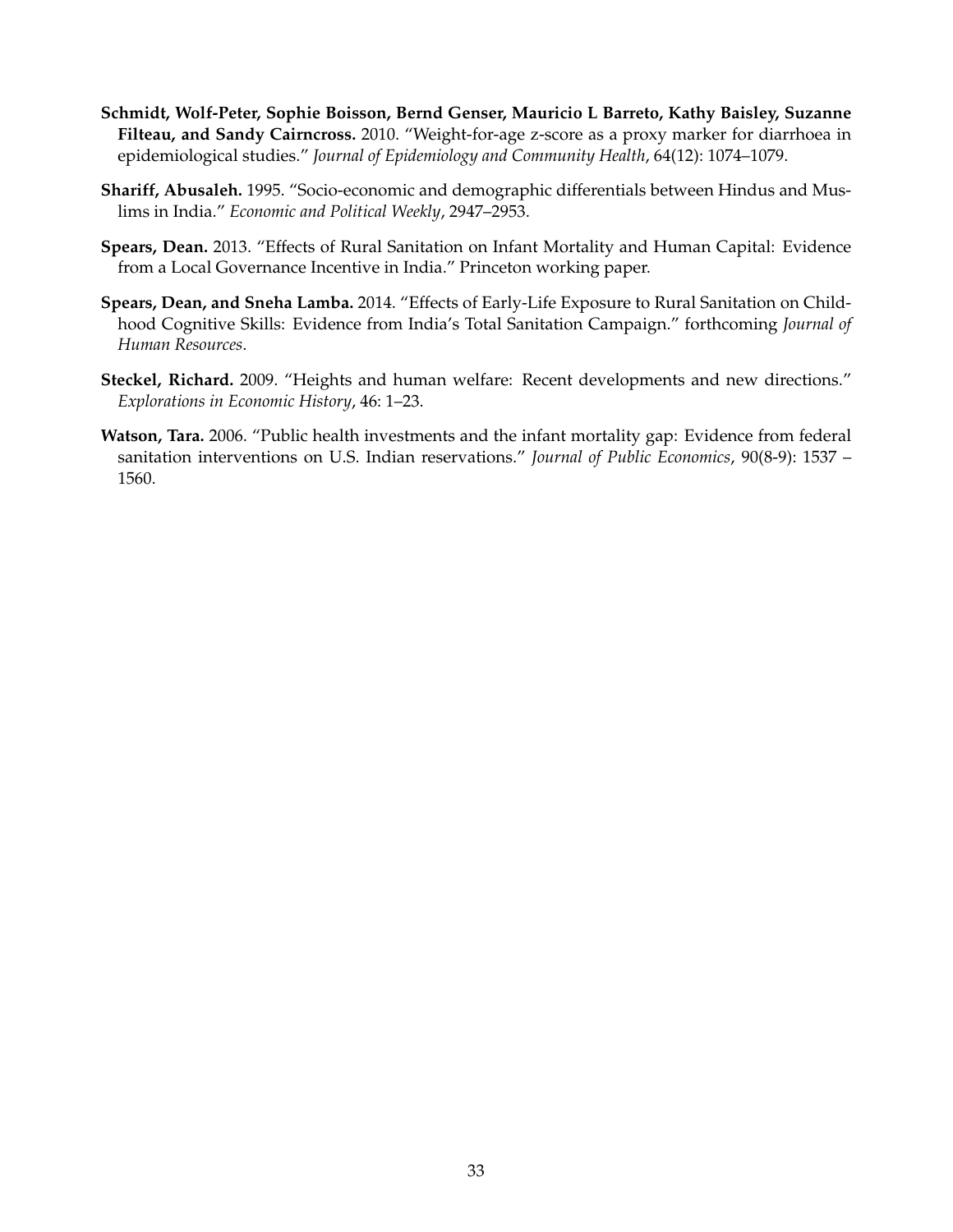**Schmidt, Wolf-Peter, Sophie Boisson, Bernd Genser, Mauricio L Barreto, Kathy Baisley, Suzanne Filteau, and Sandy Cairncross.** 2010. "Weight-for-age z-score as a proxy marker for diarrhoea in epidemiological studies." *Journal of Epidemiology and Community Health*, 64(12): 1074–1079.

**Shariff, Abusaleh.** 1995. "Socio-economic and demographic differentials between Hindus and Muslims in India." *Economic and Political Weekly*, 2947–2953.

**Spears, Dean.** 2013. "Effects of Rural Sanitation on Infant Mortality and Human Capital: Evidence from a Local Governance Incentive in India." Princeton working paper.

**Spears, Dean, and Sneha Lamba.** 2014. "Effects of Early-Life Exposure to Rural Sanitation on Childhood Cognitive Skills: Evidence from India's Total Sanitation Campaign." forthcoming *Journal of Human Resources*.

**Steckel, Richard.** 2009. "Heights and human welfare: Recent developments and new directions." *Explorations in Economic History*, 46: 1–23.

**Watson, Tara.** 2006. "Public health investments and the infant mortality gap: Evidence from federal sanitation interventions on U.S. Indian reservations." *Journal of Public Economics*, 90(8-9): 1537 – 1560.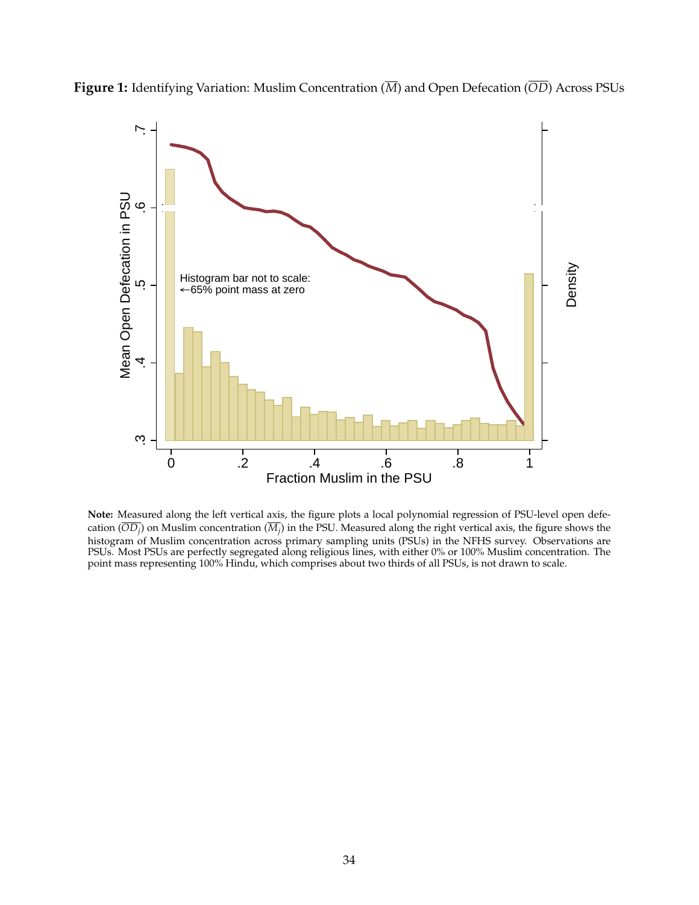**Figure 1:** Identifying Variation: Muslim Concentration ($\overline{M}$) and Open Defecation ($\overline{OD}$) Across PSUs

**Note:** Measured along the left vertical axis, the figure plots a local polynomial regression of PSU-level open defecation ($\overline{OD_j}$) on Muslim concentration ($\overline{M_j}$) in the PSU. Measured along the right vertical axis, the figure shows the histogram of Muslim concentration across primary sampling units (PSUs) in the NFHS survey. Observations are PSUs. Most PSUs are perfectly segregated along religious lines, with either 0% or 100% Muslim concentration. The point mass representing 100% Hindu, which comprises about two thirds of all PSUs, is not drawn to scale.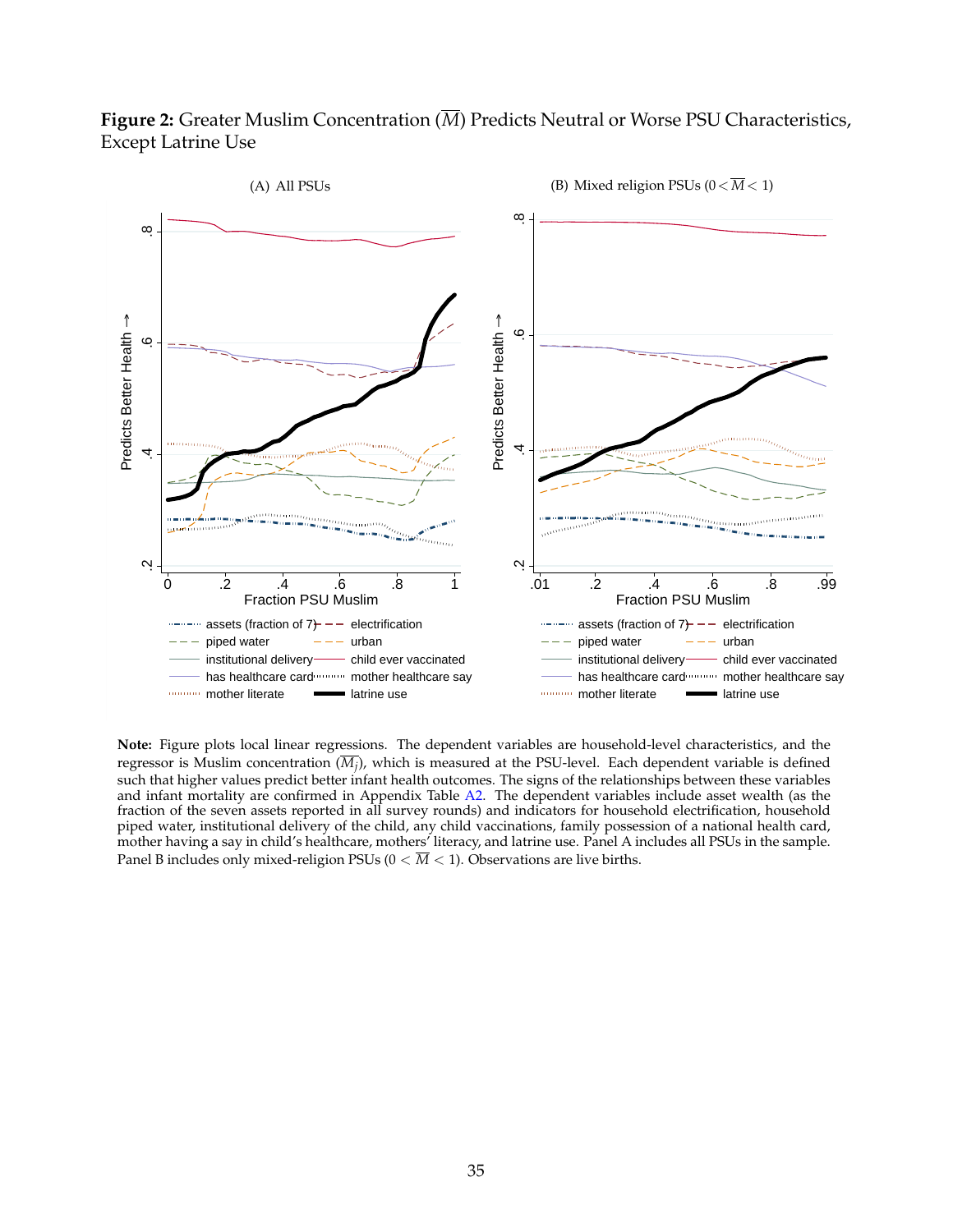**Figure 2:** Greater Muslim Concentration ($\overline{M}$) Predicts Neutral or Worse PSU Characteristics, Except Latrine Use

(A) All PSUs

(B) Mixed religion PSUs ($0 < \overline{M} < 1$)

**Note:** Figure plots local linear regressions. The dependent variables are household-level characteristics, and the regressor is Muslim concentration ($\overline{M}_j$), which is measured at the PSU-level. Each dependent variable is defined such that higher values predict better infant health outcomes. The signs of the relationships between these variables and infant mortality are confirmed in Appendix Table A2. The dependent variables include asset wealth (as the fraction of the seven assets reported in all survey rounds) and indicators for household electrification, household piped water, institutional delivery of the child, any child vaccinations, family possession of a national health card, mother having a say in child's healthcare, mothers' literacy, and latrine use. Panel A includes all PSUs in the sample. Panel B includes only mixed-religion PSUs ($0 < \overline{M} < 1$). Observations are live births.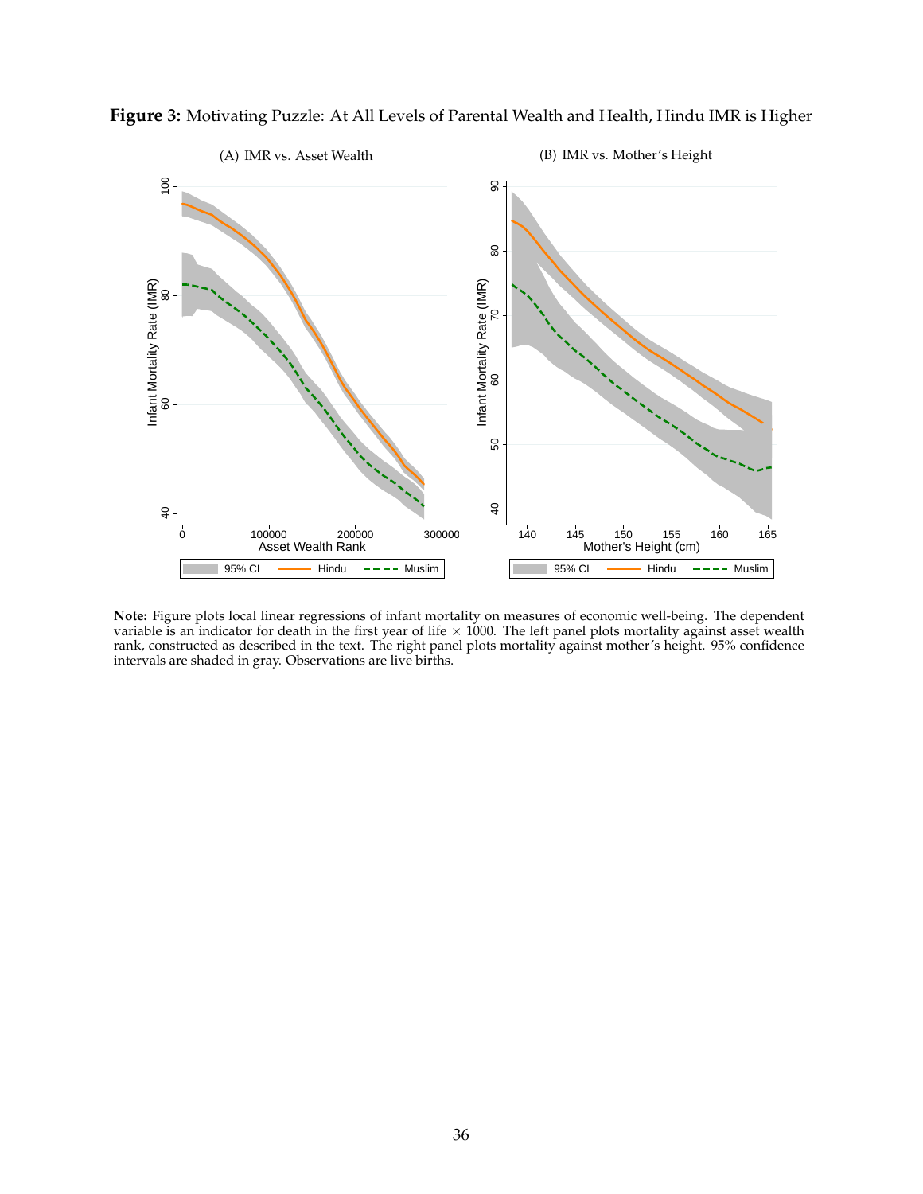**Figure 3:** Motivating Puzzle: At All Levels of Parental Wealth and Health, Hindu IMR is Higher

**Note:** Figure plots local linear regressions of infant mortality on measures of economic well-being. The dependent variable is an indicator for death in the first year of life $\times$ 1000. The left panel plots mortality against asset wealth rank, constructed as described in the text. The right panel plots mortality against mother's height. 95% confidence intervals are shaded in gray. Observations are live births.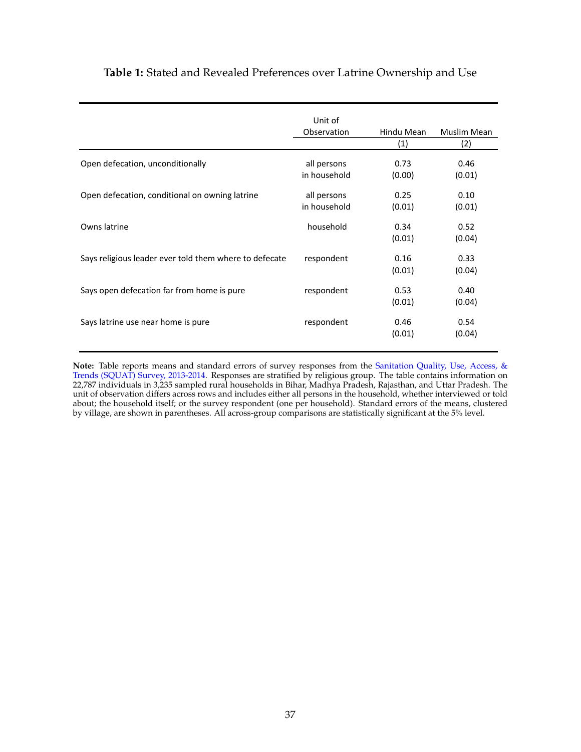**Table 1:** Stated and Revealed Preferences over Latrine Ownership and Use

| | Unit of Observation | Hindu Mean | Muslim Mean |
|---|---|---|---|
| | | (1) | (2) |
| Open defecation, unconditionally | all persons in household | 0.73 | 0.46 |
| | | (0.00) | (0.01) |
| Open defecation, conditional on owning latrine | all persons in household | 0.25 | 0.10 |
| | | (0.01) | (0.01) |
| Owns latrine | household | 0.34 | 0.52 |
| | | (0.01) | (0.04) |
| Says religious leader ever told them where to defecate | respondent | 0.16 | 0.33 |
| | | (0.01) | (0.04) |
| Says open defecation far from home is pure | respondent | 0.53 | 0.40 |
| | | (0.01) | (0.04) |
| Says latrine use near home is pure | respondent | 0.46 | 0.54 |
| | | (0.01) | (0.04) |

**Note:** Table reports means and standard errors of survey responses from the Sanitation Quality, Use, Access, & Trends (SQUAT) Survey, 2013-2014. Responses are stratified by religious group. The table contains information on 22,787 individuals in 3,235 sampled rural households in Bihar, Madhya Pradesh, Rajasthan, and Uttar Pradesh. The unit of observation differs across rows and includes either all persons in the household, whether interviewed or told about; the household itself; or the survey respondent (one per household). Standard errors of the means, clustered by village, are shown in parentheses. All across-group comparisons are statistically significant at the 5% level.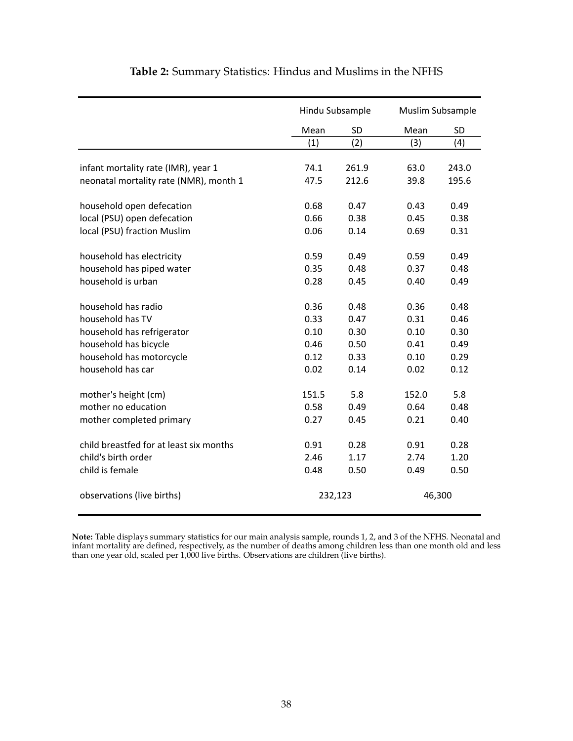**Table 2:** Summary Statistics: Hindus and Muslims in the NFHS

| | Hindu Subsample | | Muslim Subsample | |
|---|---|---|---|---|
| | Mean | SD | Mean | SD |
| | (1) | (2) | (3) | (4) |
| infant mortality rate (IMR), year 1 | 74.1 | 261.9 | 63.0 | 243.0 |
| neonatal mortality rate (NMR), month 1 | 47.5 | 212.6 | 39.8 | 195.6 |
| household open defecation | 0.68 | 0.47 | 0.43 | 0.49 |
| local (PSU) open defecation | 0.66 | 0.38 | 0.45 | 0.38 |
| local (PSU) fraction Muslim | 0.06 | 0.14 | 0.69 | 0.31 |
| household has electricity | 0.59 | 0.49 | 0.59 | 0.49 |
| household has piped water | 0.35 | 0.48 | 0.37 | 0.48 |
| household is urban | 0.28 | 0.45 | 0.40 | 0.49 |
| household has radio | 0.36 | 0.48 | 0.36 | 0.48 |
| household has TV | 0.33 | 0.47 | 0.31 | 0.46 |
| household has refrigerator | 0.10 | 0.30 | 0.10 | 0.30 |
| household has bicycle | 0.46 | 0.50 | 0.41 | 0.49 |
| household has motorcycle | 0.12 | 0.33 | 0.10 | 0.29 |
| household has car | 0.02 | 0.14 | 0.02 | 0.12 |
| mother's height (cm) | 151.5 | 5.8 | 152.0 | 5.8 |
| mother no education | 0.58 | 0.49 | 0.64 | 0.48 |
| mother completed primary | 0.27 | 0.45 | 0.21 | 0.40 |
| child breastfed for at least six months | 0.91 | 0.28 | 0.91 | 0.28 |
| child's birth order | 2.46 | 1.17 | 2.74 | 1.20 |
| child is female | 0.48 | 0.50 | 0.49 | 0.50 |
| observations (live births) | 232,123 | | 46,300 | |

**Note:** Table displays summary statistics for our main analysis sample, rounds 1, 2, and 3 of the NFHS. Neonatal and infant mortality are defined, respectively, as the number of deaths among children less than one month old and less than one year old, scaled per 1,000 live births. Observations are children (live births).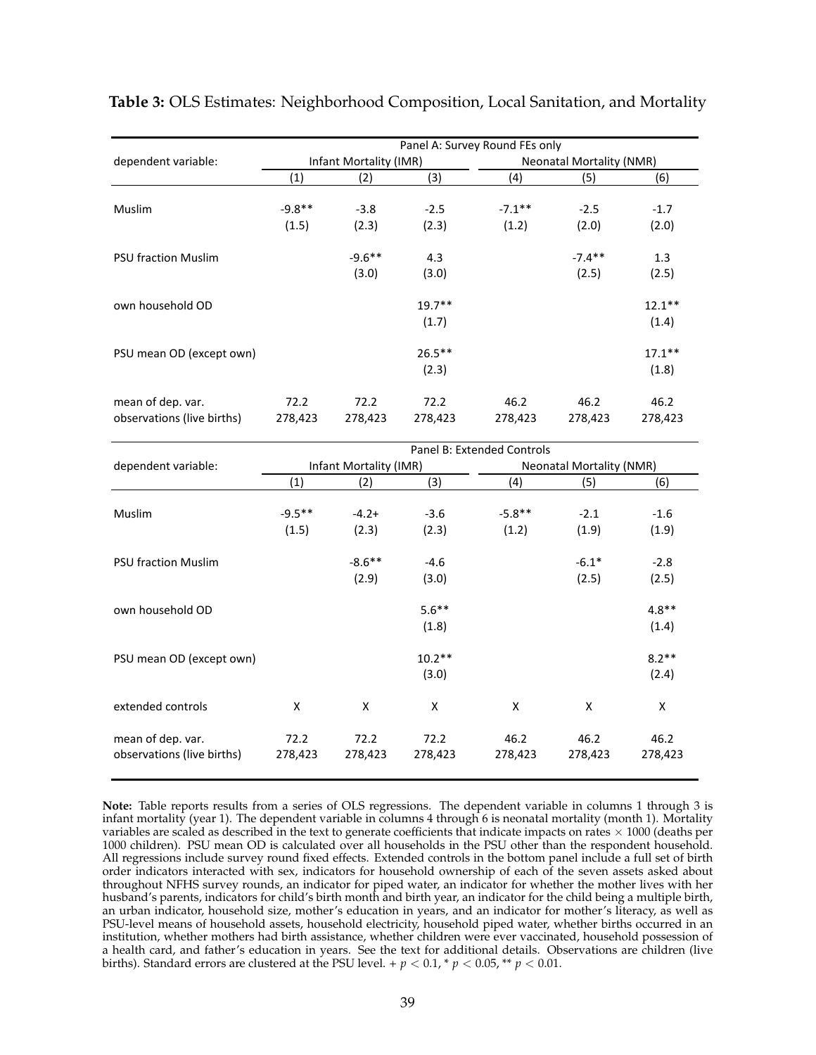**Table 3:** OLS Estimates: Neighborhood Composition, Local Sanitation, and Mortality

| | Panel A: Survey Round FEs only | | | | | |
|---|---|---|---|---|---|---|
| dependent variable: | Infant Mortality (IMR) | | | Neonatal Mortality (NMR) | | |
| | (1) | (2) | (3) | (4) | (5) | (6) |
| Muslim | -9.8** | -3.8 | -2.5 | -7.1** | -2.5 | -1.7 |
| | (1.5) | (2.3) | (2.3) | (1.2) | (2.0) | (2.0) |
| PSU fraction Muslim | | -9.6** | 4.3 | | -7.4** | 1.3 |
| | | (3.0) | (3.0) | | (2.5) | (2.5) |
| own household OD | | | 19.7** | | | 12.1** |
| | | | (1.7) | | | (1.4) |
| PSU mean OD (except own) | | | 26.5** | | | 17.1** |
| | | | (2.3) | | | (1.8) |
| mean of dep. var. | 72.2 | 72.2 | 72.2 | 46.2 | 46.2 | 46.2 |
| observations (live births) | 278,423 | 278,423 | 278,423 | 278,423 | 278,423 | 278,423 |
| | **Panel B: Extended Controls** | | | | | |
| dependent variable: | Infant Mortality (IMR) | | | Neonatal Mortality (NMR) | | |
| | (1) | (2) | (3) | (4) | (5) | (6) |
| Muslim | -9.5** | -4.2+ | -3.6 | -5.8** | -2.1 | -1.6 |
| | (1.5) | (2.3) | (2.3) | (1.2) | (1.9) | (1.9) |
| PSU fraction Muslim | | -8.6** | -4.6 | | -6.1* | -2.8 |
| | | (2.9) | (3.0) | | (2.5) | (2.5) |
| own household OD | | | 5.6** | | | 4.8** |
| | | | (1.8) | | | (1.4) |
| PSU mean OD (except own) | | | 10.2** | | | 8.2** |
| | | | (3.0) | | | (2.4) |
| extended controls | X | X | X | X | X | X |
| mean of dep. var. | 72.2 | 72.2 | 72.2 | 46.2 | 46.2 | 46.2 |
| observations (live births) | 278,423 | 278,423 | 278,423 | 278,423 | 278,423 | 278,423 |

**Note:** Table reports results from a series of OLS regressions. The dependent variable in columns 1 through 3 is infant mortality (year 1). The dependent variable in columns 4 through 6 is neonatal mortality (month 1). Mortality variables are scaled as described in the text to generate coefficients that indicate impacts on rates $\times$ 1000 (deaths per 1000 children). PSU mean OD is calculated over all households in the PSU other than the respondent household. All regressions include survey round fixed effects. Extended controls in the bottom panel include a full set of birth order indicators interacted with sex, indicators for household ownership of each of the seven assets asked about throughout NFHS survey rounds, an indicator for piped water, an indicator for whether the mother lives with her husband's parents, indicators for child's birth month and birth year, an indicator for the child being a multiple birth, an urban indicator, household size, mother's education in years, and an indicator for mother's literacy, as well as PSU-level means of household assets, household electricity, household piped water, whether births occurred in an institution, whether mothers had birth assistance, whether children were ever vaccinated, household possession of a health card, and father's education in years. See the text for additional details. Observations are children (live births). Standard errors are clustered at the PSU level. + $p < 0.1$, * $p < 0.05$, ** $p < 0.01$.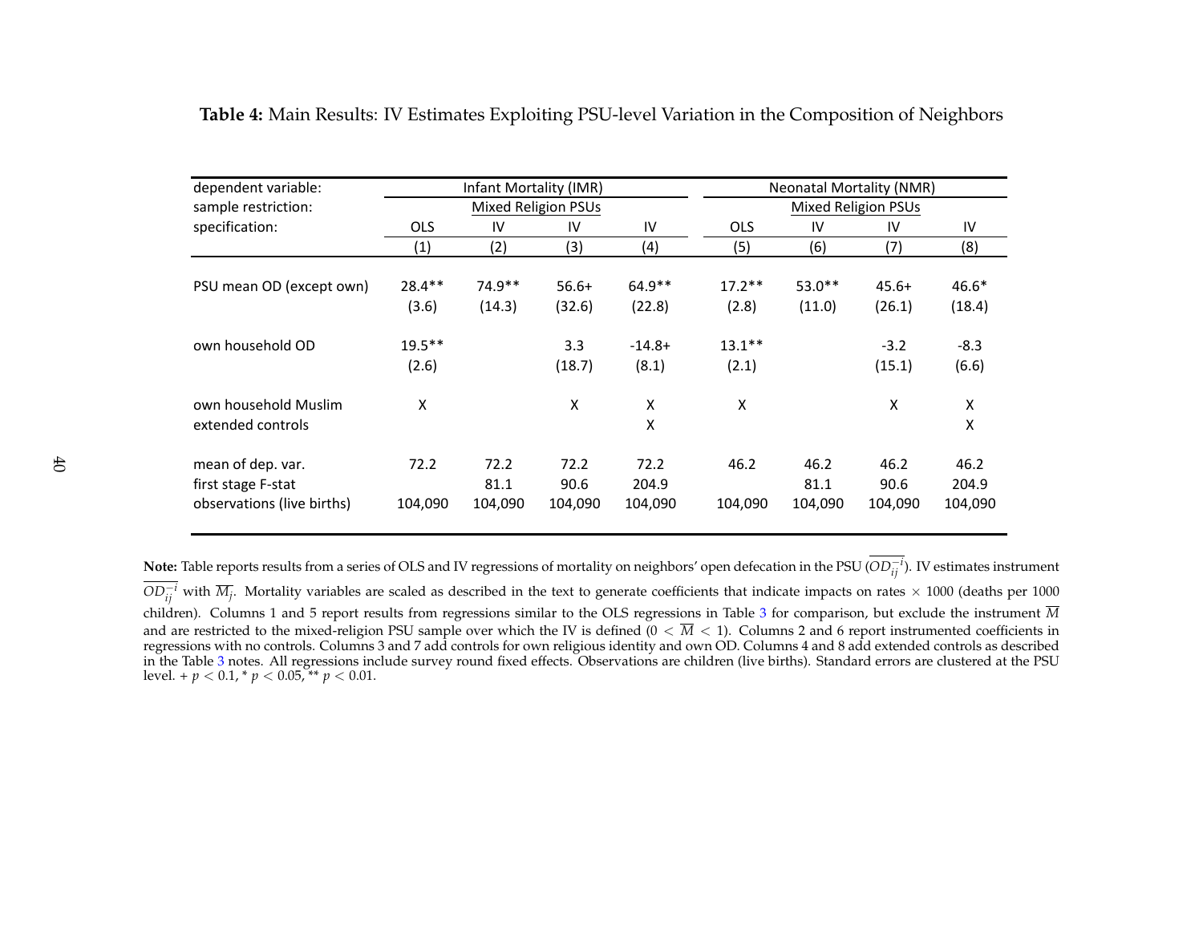**Table 4:** Main Results: IV Estimates Exploiting PSU-level Variation in the Composition of Neighbors

| dependent variable: | Infant Mortality (IMR) | | | | Neonatal Mortality (NMR) | | | |
|---|---|---|---|---|---|---|---|---|
| sample restriction: | Mixed Religion PSUs | | | | Mixed Religion PSUs | | | |
| specification: | OLS | IV | IV | IV | OLS | IV | IV | IV |
| | (1) | (2) | (3) | (4) | (5) | (6) | (7) | (8) |
| PSU mean OD (except own) | 28.4** | 74.9** | 56.6+ | 64.9** | 17.2** | 53.0** | 45.6+ | 46.6* |
| | (3.6) | (14.3) | (32.6) | (22.8) | (2.8) | (11.0) | (26.1) | (18.4) |
| own household OD | 19.5** | | 3.3 | -14.8+ | 13.1** | | -3.2 | -8.3 |
| | (2.6) | | (18.7) | (8.1) | (2.1) | | (15.1) | (6.6) |
| own household Muslim | X | | X | X | X | | X | X |
| extended controls | | | | X | | | | X |
| mean of dep. var. | 72.2 | 72.2 | 72.2 | 72.2 | 46.2 | 46.2 | 46.2 | 46.2 |
| first stage F-stat | | 81.1 | 90.6 | 204.9 | | 81.1 | 90.6 | 204.9 |
| observations (live births) | 104,090 | 104,090 | 104,090 | 104,090 | 104,090 | 104,090 | 104,090 | 104,090 |

**Note:** Table reports results from a series of OLS and IV regressions of mortality on neighbors' open defecation in the PSU ($\overline{OD_{ij}^{-i}}$). IV estimates instrument $\overline{OD_{ij}^{-i}}$ with $\overline{M_j}$. Mortality variables are scaled as described in the text to generate coefficients that indicate impacts on rates $\times$ 1000 (deaths per 1000 children). Columns 1 and 5 report results from regressions similar to the OLS regressions in Table 3 for comparison, but exclude the instrument $\overline{M}$ and are restricted to the mixed-religion PSU sample over which the IV is defined ($0 < \overline{M} < 1$). Columns 2 and 6 report instrumented coefficients in regressions with no controls. Columns 3 and 7 add controls for own religious identity and own OD. Columns 4 and 8 add extended controls as described in the Table 3 notes. All regressions include survey round fixed effects. Observations are children (live births). Standard errors are clustered at the PSU level. + $p < 0.1$, * $p < 0.05$, ** $p < 0.01$.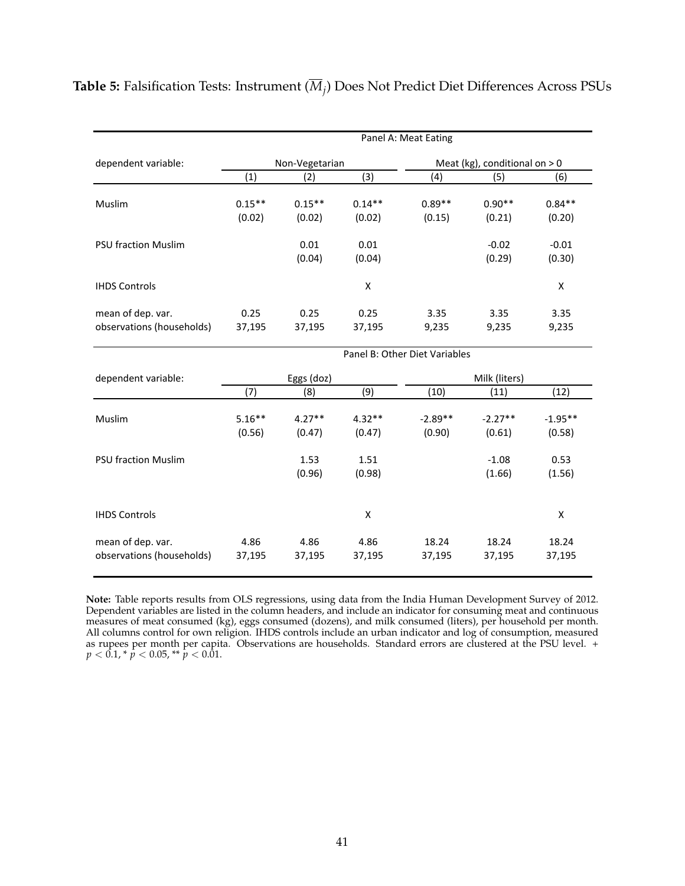**Table 5:** Falsification Tests: Instrument ($\overline{M}_j$) Does Not Predict Diet Differences Across PSUs

| | Panel A: Meat Eating | | | | | |
|---|---|---|---|---|---|---|
| dependent variable: | Non-Vegetarian | | | Meat (kg), conditional on > 0 | | |
| | (1) | (2) | (3) | (4) | (5) | (6) |
| Muslim | 0.15** | 0.15** | 0.14** | 0.89** | 0.90** | 0.84** |
| | (0.02) | (0.02) | (0.02) | (0.15) | (0.21) | (0.20) |
| PSU fraction Muslim | | 0.01 | 0.01 | | -0.02 | -0.01 |
| | | (0.04) | (0.04) | | (0.29) | (0.30) |
| IHDS Controls | | | X | | | X |
| mean of dep. var. | 0.25 | 0.25 | 0.25 | 3.35 | 3.35 | 3.35 |
| observations (households) | 37,195 | 37,195 | 37,195 | 9,235 | 9,235 | 9,235 |
| | **Panel B: Other Diet Variables** | | | | | |
| dependent variable: | Eggs (doz) | | | Milk (liters) | | |
| | (7) | (8) | (9) | (10) | (11) | (12) |
| Muslim | 5.16** | 4.27** | 4.32** | -2.89** | -2.27** | -1.95** |
| | (0.56) | (0.47) | (0.47) | (0.90) | (0.61) | (0.58) |
| PSU fraction Muslim | | 1.53 | 1.51 | | -1.08 | 0.53 |
| | | (0.96) | (0.98) | | (1.66) | (1.56) |
| IHDS Controls | | | X | | | X |
| mean of dep. var. | 4.86 | 4.86 | 4.86 | 18.24 | 18.24 | 18.24 |
| observations (households) | 37,195 | 37,195 | 37,195 | 37,195 | 37,195 | 37,195 |

**Note:** Table reports results from OLS regressions, using data from the India Human Development Survey of 2012. Dependent variables are listed in the column headers, and include an indicator for consuming meat and continuous measures of meat consumed (kg), eggs consumed (dozens), and milk consumed (liters), per household per month. All columns control for own religion. IHDS controls include an urban indicator and log of consumption, measured as rupees per month per capita. Observations are households. Standard errors are clustered at the PSU level. + $p < 0.1$, * $p < 0.05$, ** $p < 0.01$.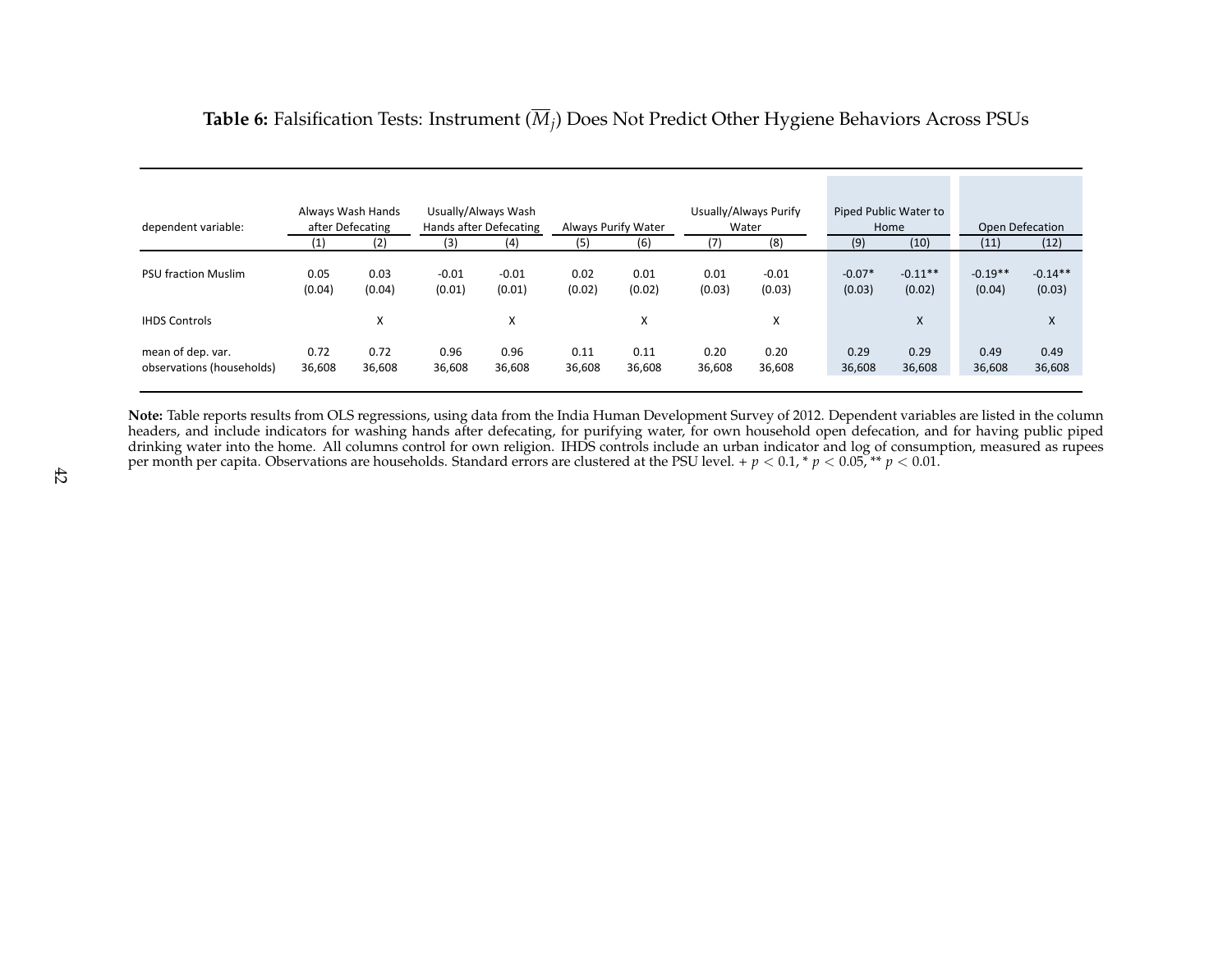**Table 6:** Falsification Tests: Instrument ($\overline{M}_j$) Does Not Predict Other Hygiene Behaviors Across PSUs

| dependent variable: | Always Wash Hands after Defecating | | Usually/Always Wash Hands after Defecating | | Always Purify Water | | Usually/Always Purify Water | | Piped Public Water to Home | | Open Defecation | |
|---|---|---|---|---|---|---|---|---|---|---|---|---|
| | (1) | (2) | (3) | (4) | (5) | (6) | (7) | (8) | (9) | (10) | (11) | (12) |
| PSU fraction Muslim | 0.05 | 0.03 | -0.01 | -0.01 | 0.02 | 0.01 | 0.01 | -0.01 | -0.07* | -0.11** | -0.19** | -0.14** |
| | (0.04) | (0.04) | (0.01) | (0.01) | (0.02) | (0.02) | (0.03) | (0.03) | (0.03) | (0.02) | (0.04) | (0.03) |
| IHDS Controls | | X | | X | | X | | X | | X | | X |
| mean of dep. var. | 0.72 | 0.72 | 0.96 | 0.96 | 0.11 | 0.11 | 0.20 | 0.20 | 0.29 | 0.29 | 0.49 | 0.49 |
| observations (households) | 36,608 | 36,608 | 36,608 | 36,608 | 36,608 | 36,608 | 36,608 | 36,608 | 36,608 | 36,608 | 36,608 | 36,608 |

**Note:** Table reports results from OLS regressions, using data from the India Human Development Survey of 2012. Dependent variables are listed in the column headers, and include indicators for washing hands after defecating, for purifying water, for own household open defecation, and for having public piped drinking water into the home. All columns control for own religion. IHDS controls include an urban indicator and log of consumption, measured as rupees per month per capita. Observations are households. Standard errors are clustered at the PSU level. + $p < 0.1$, * $p < 0.05$, ** $p < 0.01$.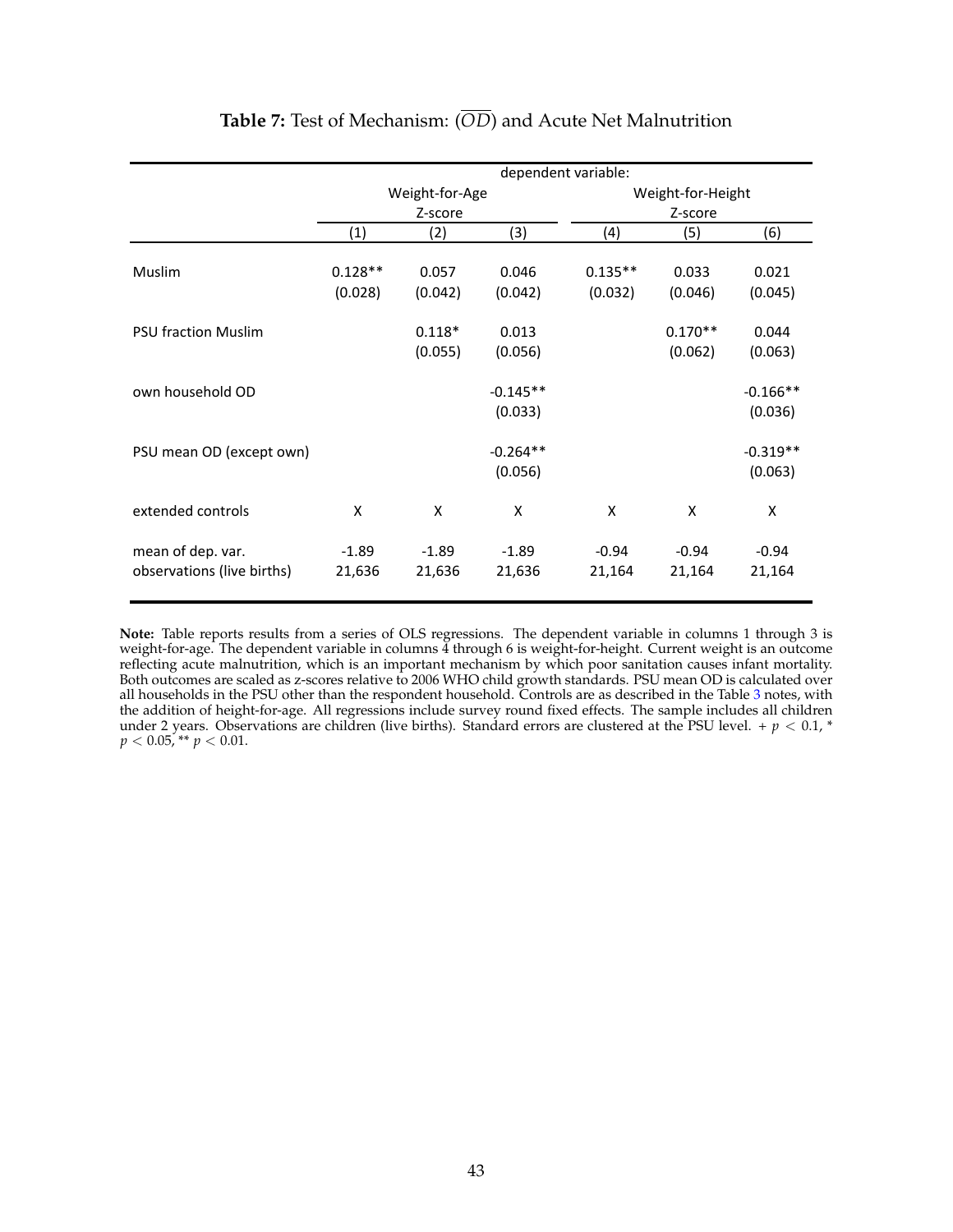**Table 7:** Test of Mechanism: ($\overline{OD}$) and Acute Net Malnutrition

| | dependent variable: | | | | | |
|---|---|---|---|---|---|---|
| | Weight-for-Age Z-score | | | Weight-for-Height Z-score | | |
| | (1) | (2) | (3) | (4) | (5) | (6) |
| Muslim | 0.128** | 0.057 | 0.046 | 0.135** | 0.033 | 0.021 |
| | (0.028) | (0.042) | (0.042) | (0.032) | (0.046) | (0.045) |
| PSU fraction Muslim | | 0.118* | 0.013 | | 0.170** | 0.044 |
| | | (0.055) | (0.056) | | (0.062) | (0.063) |
| own household OD | | | -0.145** | | | -0.166** |
| | | | (0.033) | | | (0.036) |
| PSU mean OD (except own) | | | -0.264** | | | -0.319** |
| | | | (0.056) | | | (0.063) |
| extended controls | X | X | X | X | X | X |
| mean of dep. var. | -1.89 | -1.89 | -1.89 | -0.94 | -0.94 | -0.94 |
| observations (live births) | 21,636 | 21,636 | 21,636 | 21,164 | 21,164 | 21,164 |

**Note:** Table reports results from a series of OLS regressions. The dependent variable in columns 1 through 3 is weight-for-age. The dependent variable in columns 4 through 6 is weight-for-height. Current weight is an outcome reflecting acute malnutrition, which is an important mechanism by which poor sanitation causes infant mortality. Both outcomes are scaled as z-scores relative to 2006 WHO child growth standards. PSU mean OD is calculated over all households in the PSU other than the respondent household. Controls are as described in the Table 3 notes, with the addition of height-for-age. All regressions include survey round fixed effects. The sample includes all children under 2 years. Observations are children (live births). Standard errors are clustered at the PSU level. + $p < 0.1$, * $p < 0.05$, ** $p < 0.01$.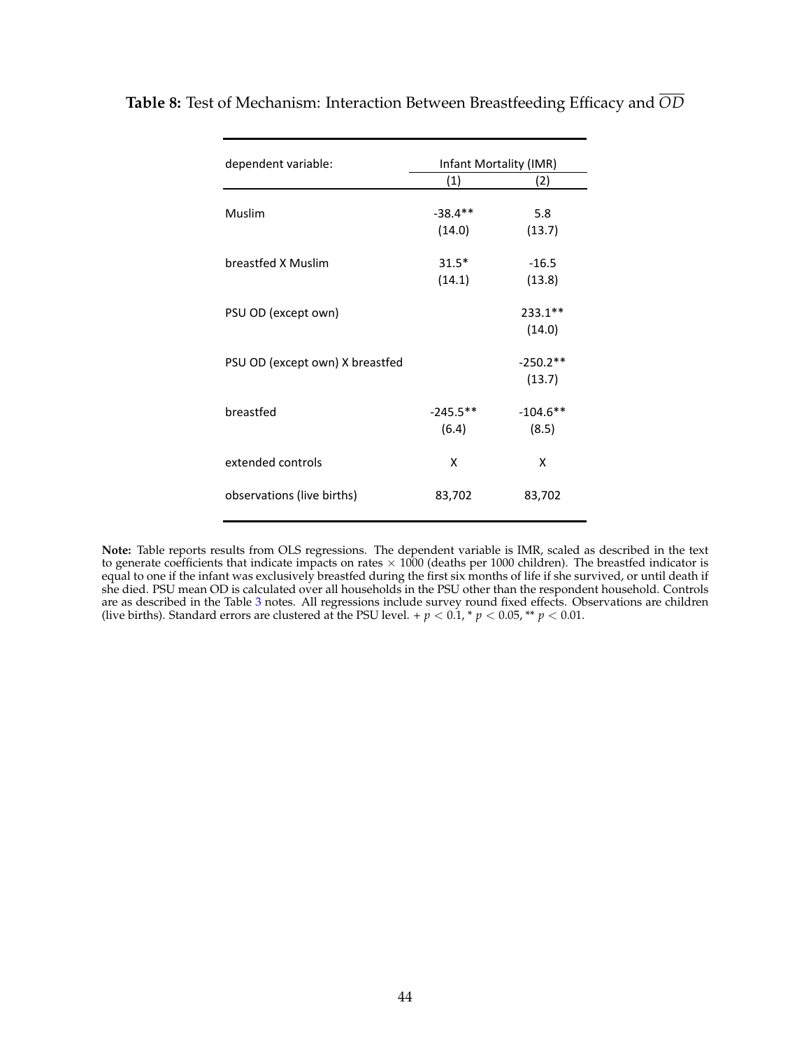**Table 8:** Test of Mechanism: Interaction Between Breastfeeding Efficacy and $\overline{OD}$

| dependent variable: | Infant Mortality (IMR) | |
|---|---|---|
| | (1) | (2) |
| Muslim | -38.4** | 5.8 |
| | (14.0) | (13.7) |
| breastfed X Muslim | 31.5* | -16.5 |
| | (14.1) | (13.8) |
| PSU OD (except own) | | 233.1** |
| | | (14.0) |
| PSU OD (except own) X breastfed | | -250.2** |
| | | (13.7) |
| breastfed | -245.5** | -104.6** |
| | (6.4) | (8.5) |
| extended controls | X | X |
| observations (live births) | 83,702 | 83,702 |

**Note:** Table reports results from OLS regressions. The dependent variable is IMR, scaled as described in the text to generate coefficients that indicate impacts on rates $\times$ 1000 (deaths per 1000 children). The breastfed indicator is equal to one if the infant was exclusively breastfed during the first six months of life if she survived, or until death if she died. PSU mean OD is calculated over all households in the PSU other than the respondent household. Controls are as described in the Table 3 notes. All regressions include survey round fixed effects. Observations are children (live births). Standard errors are clustered at the PSU level. + $p < 0.1$, * $p < 0.05$, ** $p < 0.01$.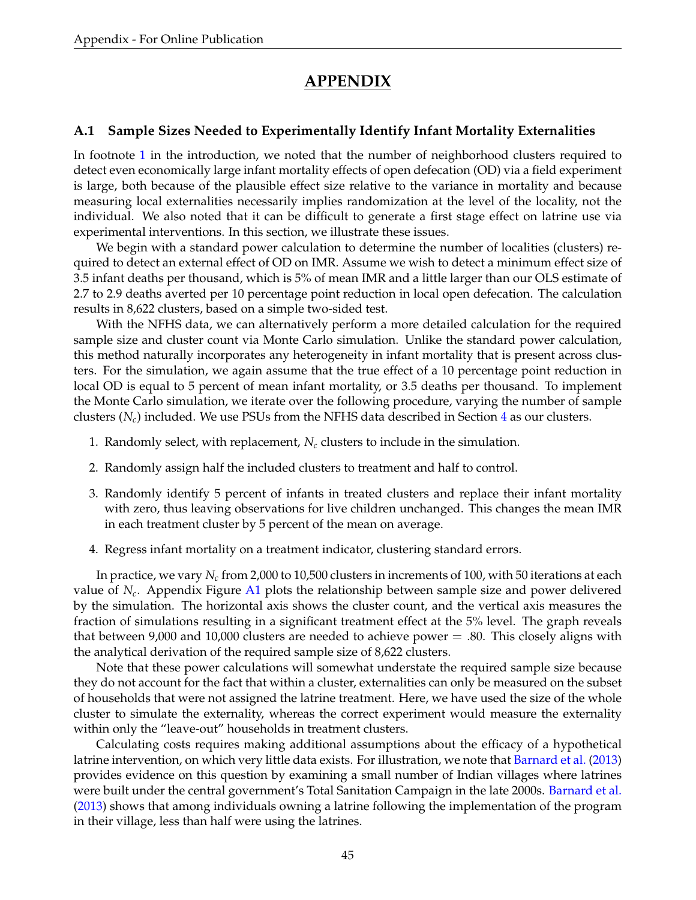# APPENDIX

### A.1 Sample Sizes Needed to Experimentally Identify Infant Mortality Externalities

In footnote 1 in the introduction, we noted that the number of neighborhood clusters required to detect even economically large infant mortality effects of open defecation (OD) via a field experiment is large, both because of the plausible effect size relative to the variance in mortality and because measuring local externalities necessarily implies randomization at the level of the locality, not the individual. We also noted that it can be difficult to generate a first stage effect on latrine use via experimental interventions. In this section, we illustrate these issues.

We begin with a standard power calculation to determine the number of localities (clusters) required to detect an external effect of OD on IMR. Assume we wish to detect a minimum effect size of 3.5 infant deaths per thousand, which is 5% of mean IMR and a little larger than our OLS estimate of 2.7 to 2.9 deaths averted per 10 percentage point reduction in local open defecation. The calculation results in 8,622 clusters, based on a simple two-sided test.

With the NFHS data, we can alternatively perform a more detailed calculation for the required sample size and cluster count via Monte Carlo simulation. Unlike the standard power calculation, this method naturally incorporates any heterogeneity in infant mortality that is present across clusters. For the simulation, we again assume that the true effect of a 10 percentage point reduction in local OD is equal to 5 percent of mean infant mortality, or 3.5 deaths per thousand. To implement the Monte Carlo simulation, we iterate over the following procedure, varying the number of sample clusters ($N_c$) included. We use PSUs from the NFHS data described in Section 4 as our clusters.

1. Randomly select, with replacement, $N_c$ clusters to include in the simulation.
2. Randomly assign half the included clusters to treatment and half to control.
3. Randomly identify 5 percent of infants in treated clusters and replace their infant mortality with zero, thus leaving observations for live children unchanged. This changes the mean IMR in each treatment cluster by 5 percent of the mean on average.
4. Regress infant mortality on a treatment indicator, clustering standard errors.

In practice, we vary $N_c$ from 2,000 to 10,500 clusters in increments of 100, with 50 iterations at each value of $N_c$. Appendix Figure A1 plots the relationship between sample size and power delivered by the simulation. The horizontal axis shows the cluster count, and the vertical axis measures the fraction of simulations resulting in a significant treatment effect at the 5% level. The graph reveals that between 9,000 and 10,000 clusters are needed to achieve power = .80. This closely aligns with the analytical derivation of the required sample size of 8,622 clusters.

Note that these power calculations will somewhat understate the required sample size because they do not account for the fact that within a cluster, externalities can only be measured on the subset of households that were not assigned the latrine treatment. Here, we have used the size of the whole cluster to simulate the externality, whereas the correct experiment would measure the externality within only the "leave-out" households in treatment clusters.

Calculating costs requires making additional assumptions about the efficacy of a hypothetical latrine intervention, on which very little data exists. For illustration, we note that Barnard et al. (2013) provides evidence on this question by examining a small number of Indian villages where latrines were built under the central government's Total Sanitation Campaign in the late 2000s. Barnard et al. (2013) shows that among individuals owning a latrine following the implementation of the program in their village, less than half were using the latrines.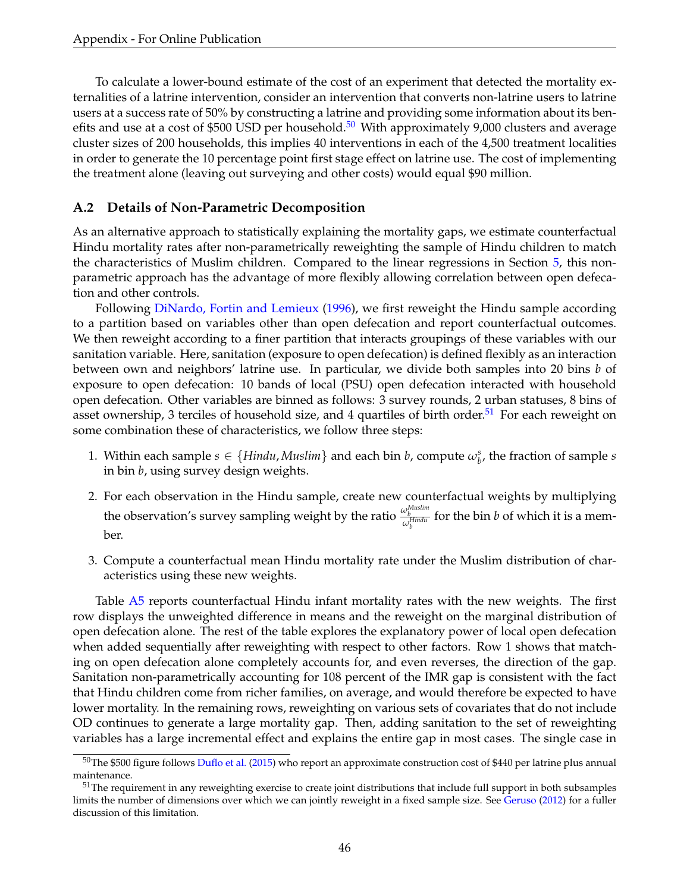To calculate a lower-bound estimate of the cost of an experiment that detected the mortality externalities of a latrine intervention, consider an intervention that converts non-latrine users to latrine users at a success rate of 50% by constructing a latrine and providing some information about its benefits and use at a cost of $500 USD per household.[50] With approximately 9,000 clusters and average cluster sizes of 200 households, this implies 40 interventions in each of the 4,500 treatment localities in order to generate the 10 percentage point first stage effect on latrine use. The cost of implementing the treatment alone (leaving out surveying and other costs) would equal $90 million.

### A.2 Details of Non-Parametric Decomposition

As an alternative approach to statistically explaining the mortality gaps, we estimate counterfactual Hindu mortality rates after non-parametrically reweighting the sample of Hindu children to match the characteristics of Muslim children. Compared to the linear regressions in Section 5, this non-parametric approach has the advantage of more flexibly allowing correlation between open defecation and other controls.

Following DiNardo, Fortin and Lemieux (1996), we first reweight the Hindu sample according to a partition based on variables other than open defecation and report counterfactual outcomes. We then reweight according to a finer partition that interacts groupings of these variables with our sanitation variable. Here, sanitation (exposure to open defecation) is defined flexibly as an interaction between own and neighbors' latrine use. In particular, we divide both samples into 20 bins $b$ of exposure to open defecation: 10 bands of local (PSU) open defecation interacted with household open defecation. Other variables are binned as follows: 3 survey rounds, 2 urban statuses, 8 bins of asset ownership, 3 terciles of household size, and 4 quartiles of birth order.[51] For each reweight on some combination these of characteristics, we follow three steps:

1. Within each sample $s \in \{Hindu, Muslim\}$ and each bin $b$, compute $\omega_b^s$, the fraction of sample $s$ in bin $b$, using survey design weights.
2. For each observation in the Hindu sample, create new counterfactual weights by multiplying the observation's survey sampling weight by the ratio $\frac{\omega_b^{Muslim}}{\omega_b^{Hindu}}$ for the bin $b$ of which it is a member.
3. Compute a counterfactual mean Hindu mortality rate under the Muslim distribution of characteristics using these new weights.

Table A5 reports counterfactual Hindu infant mortality rates with the new weights. The first row displays the unweighted difference in means and the reweight on the marginal distribution of open defecation alone. The rest of the table explores the explanatory power of local open defecation when added sequentially after reweighting with respect to other factors. Row 1 shows that matching on open defecation alone completely accounts for, and even reverses, the direction of the gap. Sanitation non-parametrically accounting for 108 percent of the IMR gap is consistent with the fact that Hindu children come from richer families, on average, and would therefore be expected to have lower mortality. In the remaining rows, reweighting on various sets of covariates that do not include OD continues to generate a large mortality gap. Then, adding sanitation to the set of reweighting variables has a large incremental effect and explains the entire gap in most cases. The single case in

[50] The $500 figure follows Duflo et al. (2015) who report an approximate construction cost of $440 per latrine plus annual maintenance.

[51] The requirement in any reweighting exercise to create joint distributions that include full support in both subsamples limits the number of dimensions over which we can jointly reweight in a fixed sample size. See Geruso (2012) for a fuller discussion of this limitation.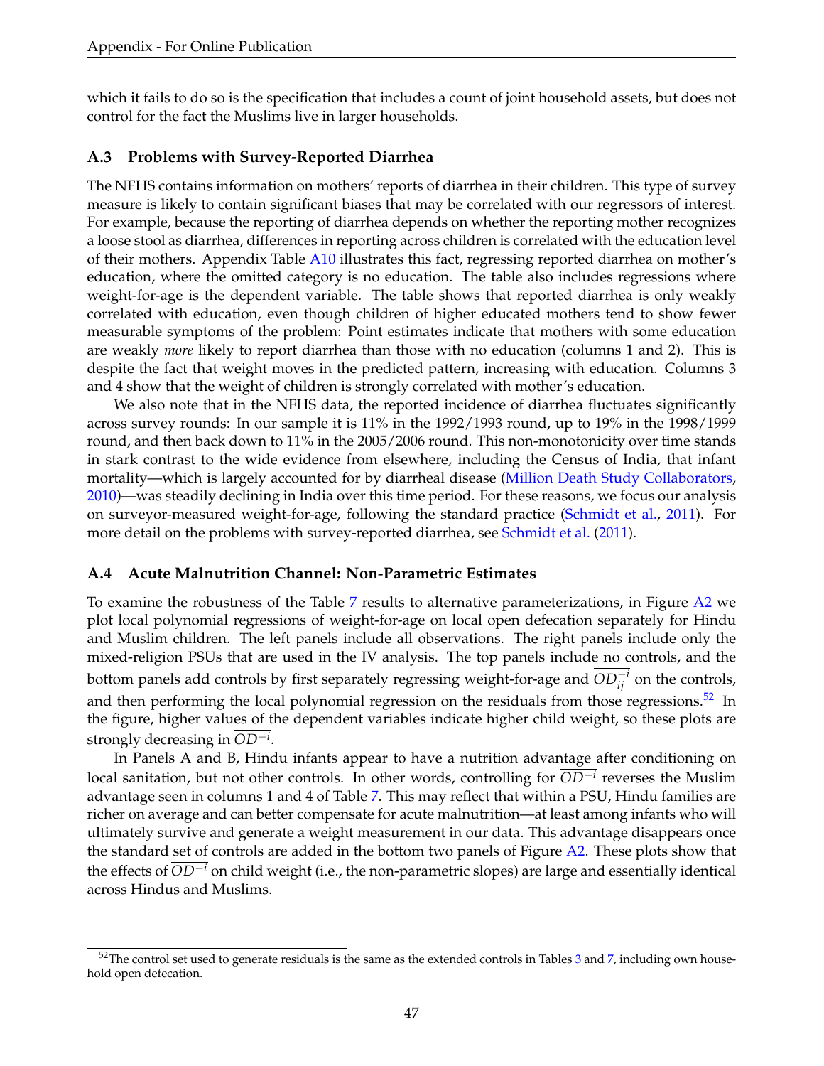which it fails to do so is the specification that includes a count of joint household assets, but does not control for the fact the Muslims live in larger households.

### A.3 Problems with Survey-Reported Diarrhea

The NFHS contains information on mothers' reports of diarrhea in their children. This type of survey measure is likely to contain significant biases that may be correlated with our regressors of interest. For example, because the reporting of diarrhea depends on whether the reporting mother recognizes a loose stool as diarrhea, differences in reporting across children is correlated with the education level of their mothers. Appendix Table A10 illustrates this fact, regressing reported diarrhea on mother's education, where the omitted category is no education. The table also includes regressions where weight-for-age is the dependent variable. The table shows that reported diarrhea is only weakly correlated with education, even though children of higher educated mothers tend to show fewer measurable symptoms of the problem: Point estimates indicate that mothers with some education are weakly *more* likely to report diarrhea than those with no education (columns 1 and 2). This is despite the fact that weight moves in the predicted pattern, increasing with education. Columns 3 and 4 show that the weight of children is strongly correlated with mother's education.

We also note that in the NFHS data, the reported incidence of diarrhea fluctuates significantly across survey rounds: In our sample it is 11% in the 1992/1993 round, up to 19% in the 1998/1999 round, and then back down to 11% in the 2005/2006 round. This non-monotonicity over time stands in stark contrast to the wide evidence from elsewhere, including the Census of India, that infant mortality—which is largely accounted for by diarrheal disease (Million Death Study Collaborators, 2010)—was steadily declining in India over this time period. For these reasons, we focus our analysis on surveyor-measured weight-for-age, following the standard practice (Schmidt et al., 2011). For more detail on the problems with survey-reported diarrhea, see Schmidt et al. (2011).

### A.4 Acute Malnutrition Channel: Non-Parametric Estimates

To examine the robustness of the Table 7 results to alternative parameterizations, in Figure A2 we plot local polynomial regressions of weight-for-age on local open defecation separately for Hindu and Muslim children. The left panels include all observations. The right panels include only the mixed-religion PSUs that are used in the IV analysis. The top panels include no controls, and the bottom panels add controls by first separately regressing weight-for-age and $\overline{OD}_{ij}^{-i}$ on the controls, and then performing the local polynomial regression on the residuals from those regressions.[52] In the figure, higher values of the dependent variables indicate higher child weight, so these plots are strongly decreasing in $\overline{OD}^{-i}$.

In Panels A and B, Hindu infants appear to have a nutrition advantage after conditioning on local sanitation, but not other controls. In other words, controlling for $\overline{OD}^{-i}$ reverses the Muslim advantage seen in columns 1 and 4 of Table 7. This may reflect that within a PSU, Hindu families are richer on average and can better compensate for acute malnutrition—at least among infants who will ultimately survive and generate a weight measurement in our data. This advantage disappears once the standard set of controls are added in the bottom two panels of Figure A2. These plots show that the effects of $\overline{OD}^{-i}$ on child weight (i.e., the non-parametric slopes) are large and essentially identical across Hindus and Muslims.

[52] The control set used to generate residuals is the same as the extended controls in Tables 3 and 7, including own household open defecation.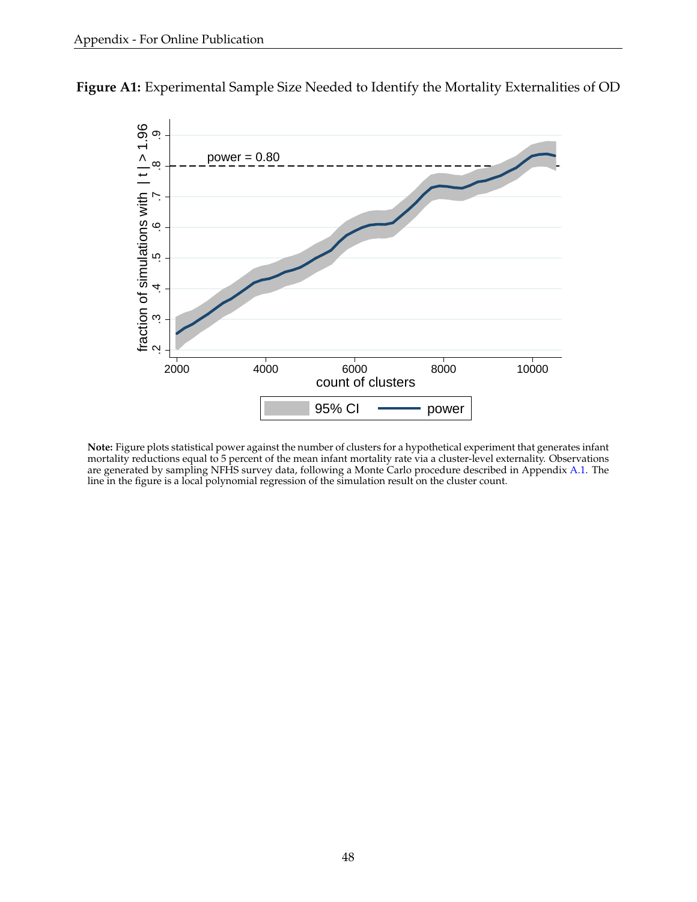**Figure A1:** Experimental Sample Size Needed to Identify the Mortality Externalities of OD

**Note:** Figure plots statistical power against the number of clusters for a hypothetical experiment that generates infant mortality reductions equal to 5 percent of the mean infant mortality rate via a cluster-level externality. Observations are generated by sampling NFHS survey data, following a Monte Carlo procedure described in Appendix A.1. The line in the figure is a local polynomial regression of the simulation result on the cluster count.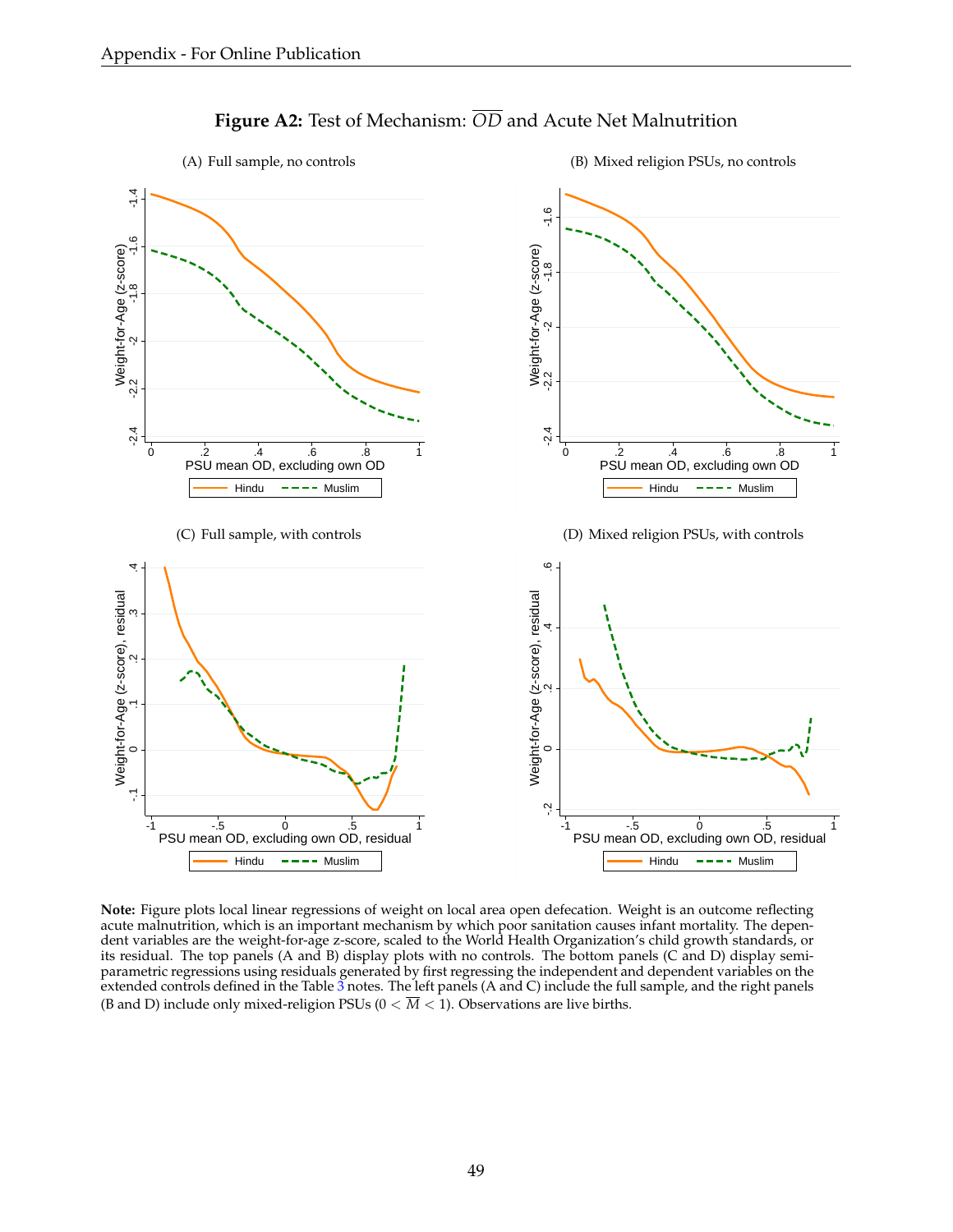**Figure A2:** Test of Mechanism: $\overline{OD}$ and Acute Net Malnutrition

(A) Full sample, no controls

(B) Mixed religion PSUs, no controls

(C) Full sample, with controls

(D) Mixed religion PSUs, with controls

**Note:** Figure plots local linear regressions of weight on local area open defecation. Weight is an outcome reflecting acute malnutrition, which is an important mechanism by which poor sanitation causes infant mortality. The dependent variables are the weight-for-age z-score, scaled to the World Health Organization's child growth standards, or its residual. The top panels (A and B) display plots with no controls. The bottom panels (C and D) display semi-parametric regressions using residuals generated by first regressing the independent and dependent variables on the extended controls defined in the Table 3 notes. The left panels (A and C) include the full sample, and the right panels (B and D) include only mixed-religion PSUs ($0 < \overline{M} < 1$). Observations are live births.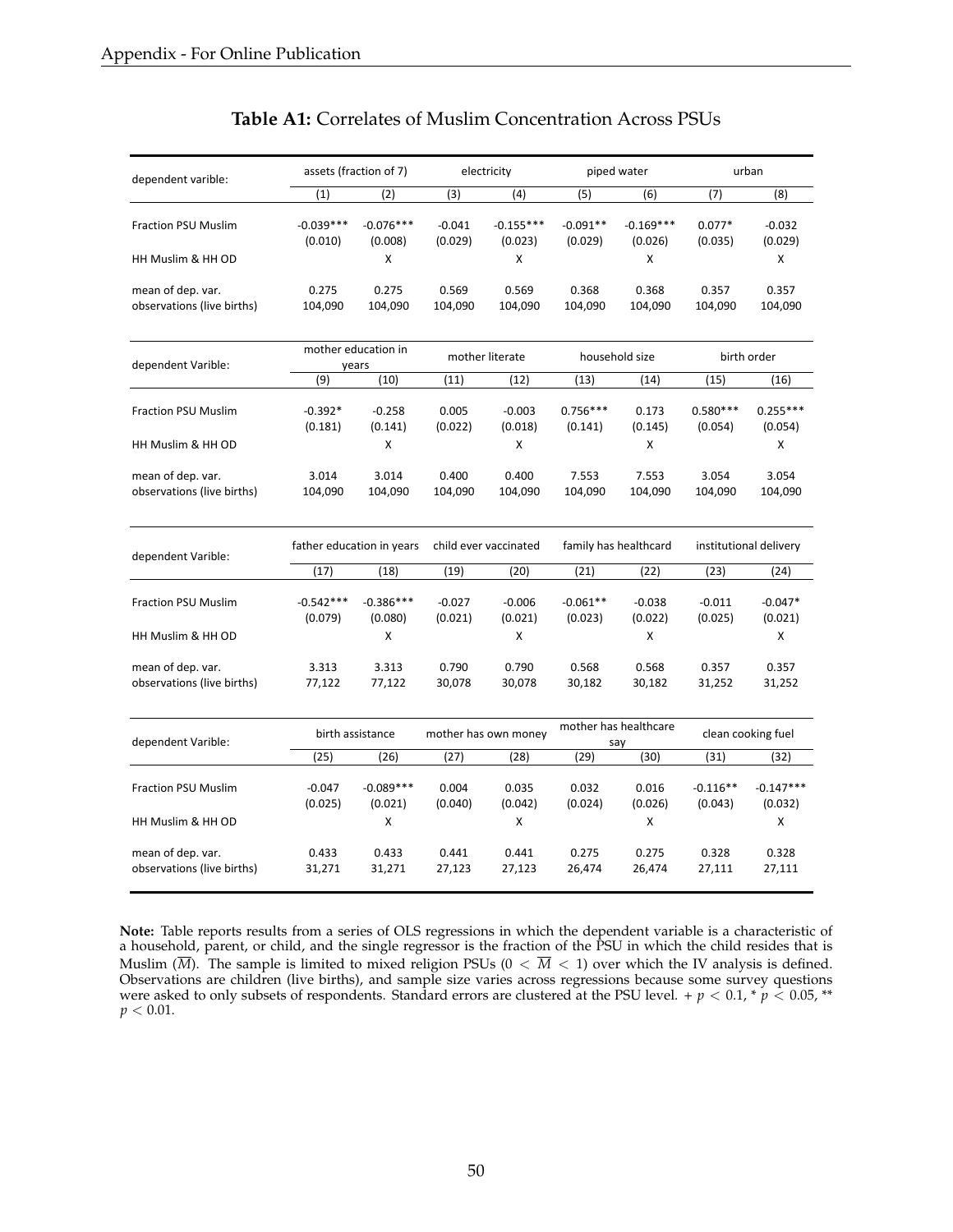**Table A1:** Correlates of Muslim Concentration Across PSUs

| dependent varible: | assets (fraction of 7) | | electricity | | piped water | | urban | |
|---|---|---|---|---|---|---|---|---|
| | (1) | (2) | (3) | (4) | (5) | (6) | (7) | (8) |
| Fraction PSU Muslim | -0.039*** | -0.076*** | -0.041 | -0.155*** | -0.091** | -0.169*** | 0.077* | -0.032 |
| | (0.010) | (0.008) | (0.029) | (0.023) | (0.029) | (0.026) | (0.035) | (0.029) |
| HH Muslim & HH OD | | X | | X | | X | | X |
| mean of dep. var. | 0.275 | 0.275 | 0.569 | 0.569 | 0.368 | 0.368 | 0.357 | 0.357 |
| observations (live births) | 104,090 | 104,090 | 104,090 | 104,090 | 104,090 | 104,090 | 104,090 | 104,090 |

| dependent Varible: | mother education in years | | mother literate | | household size | | birth order | |
|---|---|---|---|---|---|---|---|---|
| | (9) | (10) | (11) | (12) | (13) | (14) | (15) | (16) |
| Fraction PSU Muslim | -0.392* | -0.258 | 0.005 | -0.003 | 0.756*** | 0.173 | 0.580*** | 0.255*** |
| | (0.181) | (0.141) | (0.022) | (0.018) | (0.141) | (0.145) | (0.054) | (0.054) |
| HH Muslim & HH OD | | X | | X | | X | | X |
| mean of dep. var. | 3.014 | 3.014 | 0.400 | 0.400 | 7.553 | 7.553 | 3.054 | 3.054 |
| observations (live births) | 104,090 | 104,090 | 104,090 | 104,090 | 104,090 | 104,090 | 104,090 | 104,090 |

| dependent Varible: | father education in years | | child ever vaccinated | | family has healthcard | | institutional delivery | |
|---|---|---|---|---|---|---|---|---|
| | (17) | (18) | (19) | (20) | (21) | (22) | (23) | (24) |
| Fraction PSU Muslim | -0.542*** | -0.386*** | -0.027 | -0.006 | -0.061** | -0.038 | -0.011 | -0.047* |
| | (0.079) | (0.080) | (0.021) | (0.021) | (0.023) | (0.022) | (0.025) | (0.021) |
| HH Muslim & HH OD | | X | | X | | X | | X |
| mean of dep. var. | 3.313 | 3.313 | 0.790 | 0.790 | 0.568 | 0.568 | 0.357 | 0.357 |
| observations (live births) | 77,122 | 77,122 | 30,078 | 30,078 | 30,182 | 30,182 | 31,252 | 31,252 |

| dependent Varible: | birth assistance | | mother has own money | | mother has healthcare say | | clean cooking fuel | |
|---|---|---|---|---|---|---|---|---|
| | (25) | (26) | (27) | (28) | (29) | (30) | (31) | (32) |
| Fraction PSU Muslim | -0.047 | -0.089*** | 0.004 | 0.035 | 0.032 | 0.016 | -0.116** | -0.147*** |
| | (0.025) | (0.021) | (0.040) | (0.042) | (0.024) | (0.026) | (0.043) | (0.032) |
| HH Muslim & HH OD | | X | | X | | X | | X |
| mean of dep. var. | 0.433 | 0.433 | 0.441 | 0.441 | 0.275 | 0.275 | 0.328 | 0.328 |
| observations (live births) | 31,271 | 31,271 | 27,123 | 27,123 | 26,474 | 26,474 | 27,111 | 27,111 |

**Note:** Table reports results from a series of OLS regressions in which the dependent variable is a characteristic of a household, parent, or child, and the single regressor is the fraction of the PSU in which the child resides that is Muslim ($\overline{M}$). The sample is limited to mixed religion PSUs ($0 < \overline{M} < 1$) over which the IV analysis is defined. Observations are children (live births), and sample size varies across regressions because some survey questions were asked to only subsets of respondents. Standard errors are clustered at the PSU level. + $p < 0.1$, * $p < 0.05$, ** $p < 0.01$.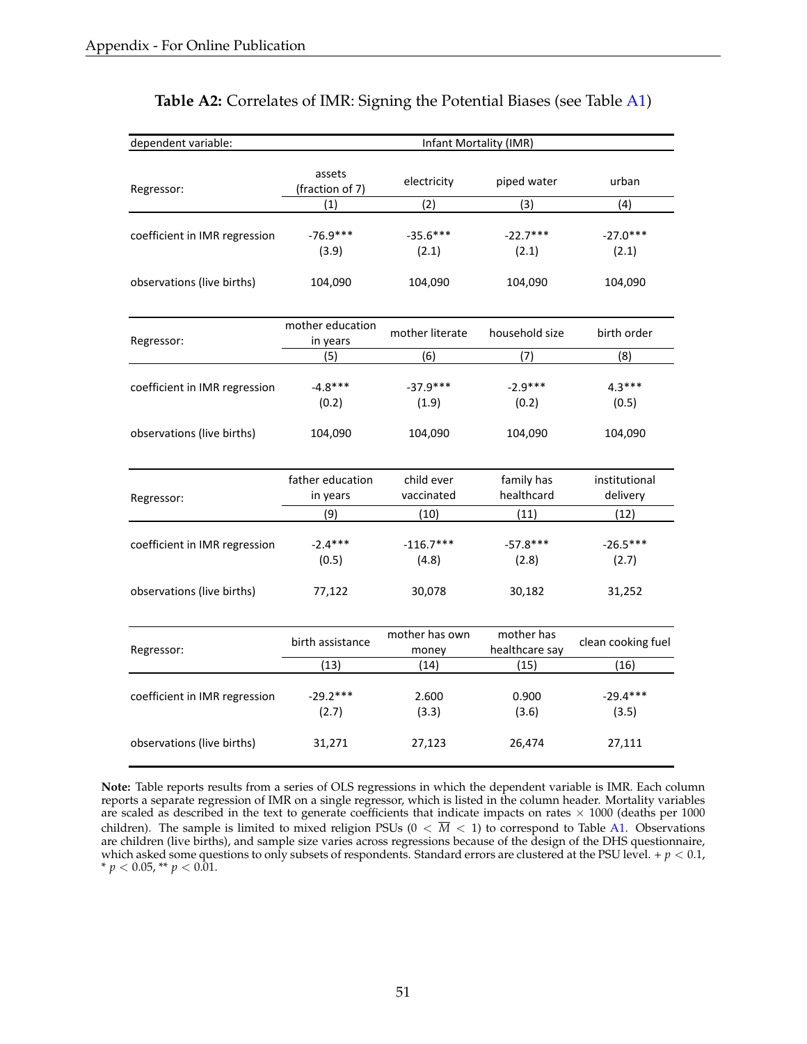**Table A2:** Correlates of IMR: Signing the Potential Biases (see Table A1)

| dependent variable: | Infant Mortality (IMR) | | | |
|---|---|---|---|---|
| Regressor: | assets (fraction of 7) | electricity | piped water | urban |
| | (1) | (2) | (3) | (4) |
| coefficient in IMR regression | -76.9*** | -35.6*** | -22.7*** | -27.0*** |
| | (3.9) | (2.1) | (2.1) | (2.1) |
| observations (live births) | 104,090 | 104,090 | 104,090 | 104,090 |
| Regressor: | mother education in years | mother literate | household size | birth order |
| | (5) | (6) | (7) | (8) |
| coefficient in IMR regression | -4.8*** | -37.9*** | -2.9*** | 4.3*** |
| | (0.2) | (1.9) | (0.2) | (0.5) |
| observations (live births) | 104,090 | 104,090 | 104,090 | 104,090 |
| Regressor: | father education in years | child ever vaccinated | family has healthcard | institutional delivery |
| | (9) | (10) | (11) | (12) |
| coefficient in IMR regression | -2.4*** | -116.7*** | -57.8*** | -26.5*** |
| | (0.5) | (4.8) | (2.8) | (2.7) |
| observations (live births) | 77,122 | 30,078 | 30,182 | 31,252 |
| Regressor: | birth assistance | mother has own money | mother has healthcare say | clean cooking fuel |
| | (13) | (14) | (15) | (16) |
| coefficient in IMR regression | -29.2*** | 2.600 | 0.900 | -29.4*** |
| | (2.7) | (3.3) | (3.6) | (3.5) |
| observations (live births) | 31,271 | 27,123 | 26,474 | 27,111 |

**Note:** Table reports results from a series of OLS regressions in which the dependent variable is IMR. Each column reports a separate regression of IMR on a single regressor, which is listed in the column header. Mortality variables are scaled as described in the text to generate coefficients that indicate impacts on rates $\times$ 1000 (deaths per 1000 children). The sample is limited to mixed religion PSUs ($0 < \overline{M} < 1$) to correspond to Table A1. Observations are children (live births), and sample size varies across regressions because of the design of the DHS questionnaire, which asked some questions to only subsets of respondents. Standard errors are clustered at the PSU level. + $p < 0.1$, * $p < 0.05$, ** $p < 0.01$.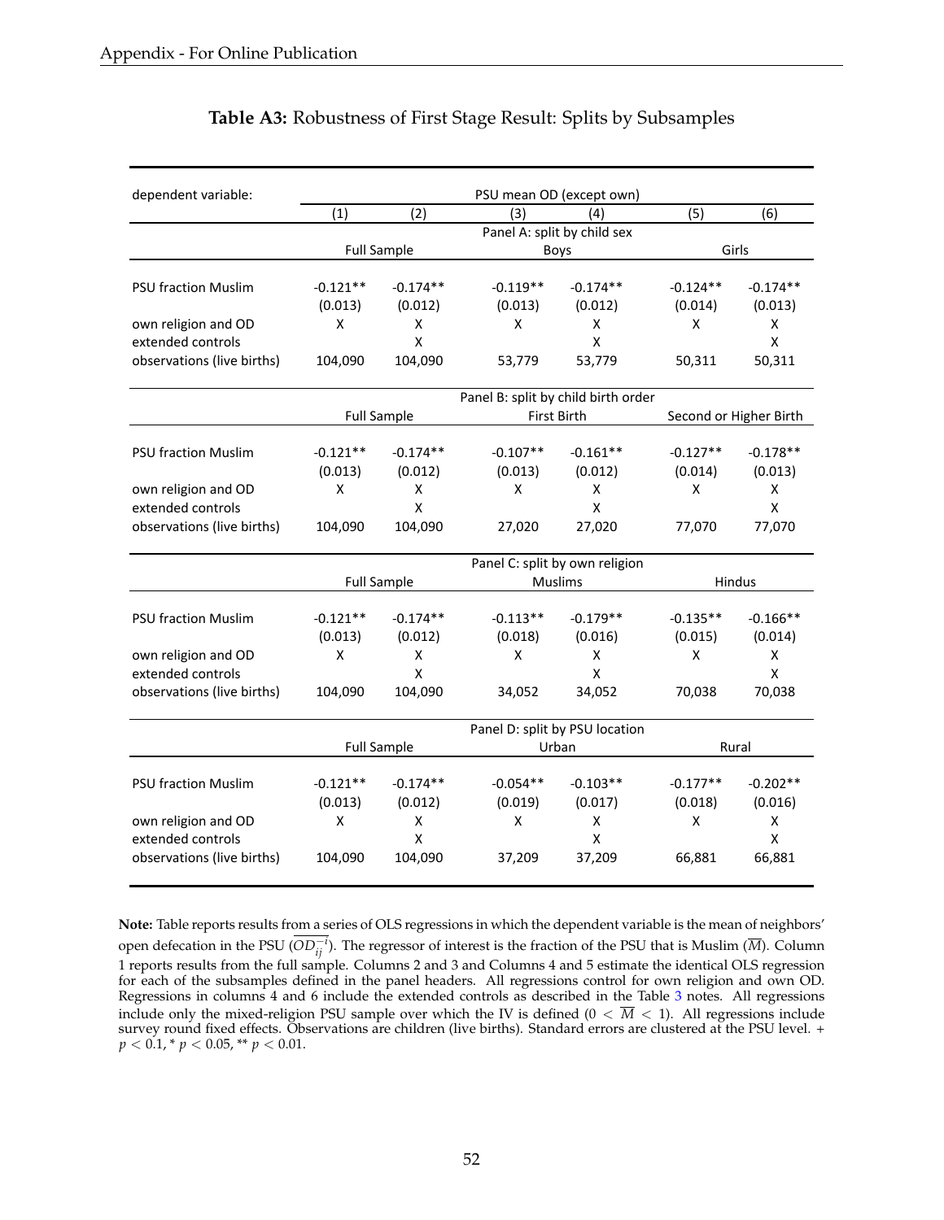**Table A3:** Robustness of First Stage Result: Splits by Subsamples

| dependent variable: | PSU mean OD (except own) | | | | | |
|---|---|---|---|---|---|---|
| | (1) | (2) | (3) | (4) | (5) | (6) |
| | Panel A: split by child sex | | | | | |
| | Full Sample | | Boys | | Girls | |
| PSU fraction Muslim | -0.121** | -0.174** | -0.119** | -0.174** | -0.124** | -0.174** |
| | (0.013) | (0.012) | (0.013) | (0.012) | (0.014) | (0.013) |
| own religion and OD | X | X | X | X | X | X |
| extended controls | | X | | X | | X |
| observations (live births) | 104,090 | 104,090 | 53,779 | 53,779 | 50,311 | 50,311 |
| | Panel B: split by child birth order | | | | | |
| | Full Sample | | First Birth | | Second or Higher Birth | |
| PSU fraction Muslim | -0.121** | -0.174** | -0.107** | -0.161** | -0.127** | -0.178** |
| | (0.013) | (0.012) | (0.013) | (0.012) | (0.014) | (0.013) |
| own religion and OD | X | X | X | X | X | X |
| extended controls | | X | | X | | X |
| observations (live births) | 104,090 | 104,090 | 27,020 | 27,020 | 77,070 | 77,070 |
| | Panel C: split by own religion | | | | | |
| | Full Sample | | Muslims | | Hindus | |
| PSU fraction Muslim | -0.121** | -0.174** | -0.113** | -0.179** | -0.135** | -0.166** |
| | (0.013) | (0.012) | (0.018) | (0.016) | (0.015) | (0.014) |
| own religion and OD | X | X | X | X | X | X |
| extended controls | | X | | X | | X |
| observations (live births) | 104,090 | 104,090 | 34,052 | 34,052 | 70,038 | 70,038 |
| | Panel D: split by PSU location | | | | | |
| | Full Sample | | Urban | | Rural | |
| PSU fraction Muslim | -0.121** | -0.174** | -0.054** | -0.103** | -0.177** | -0.202** |
| | (0.013) | (0.012) | (0.019) | (0.017) | (0.018) | (0.016) |
| own religion and OD | X | X | X | X | X | X |
| extended controls | | X | | X | | X |
| observations (live births) | 104,090 | 104,090 | 37,209 | 37,209 | 66,881 | 66,881 |

**Note:** Table reports results from a series of OLS regressions in which the dependent variable is the mean of neighbors' open defecation in the PSU ($\overline{OD_{ij}^{-i}}$). The regressor of interest is the fraction of the PSU that is Muslim ($\overline{M}$). Column 1 reports results from the full sample. Columns 2 and 3 and Columns 4 and 5 estimate the identical OLS regression for each of the subsamples defined in the panel headers. All regressions control for own religion and own OD. Regressions in columns 4 and 6 include the extended controls as described in the Table 3 notes. All regressions include only the mixed-religion PSU sample over which the IV is defined ($0 < \overline{M} < 1$). All regressions include survey round fixed effects. Observations are children (live births). Standard errors are clustered at the PSU level. + $p < 0.1$, * $p < 0.05$, ** $p < 0.01$.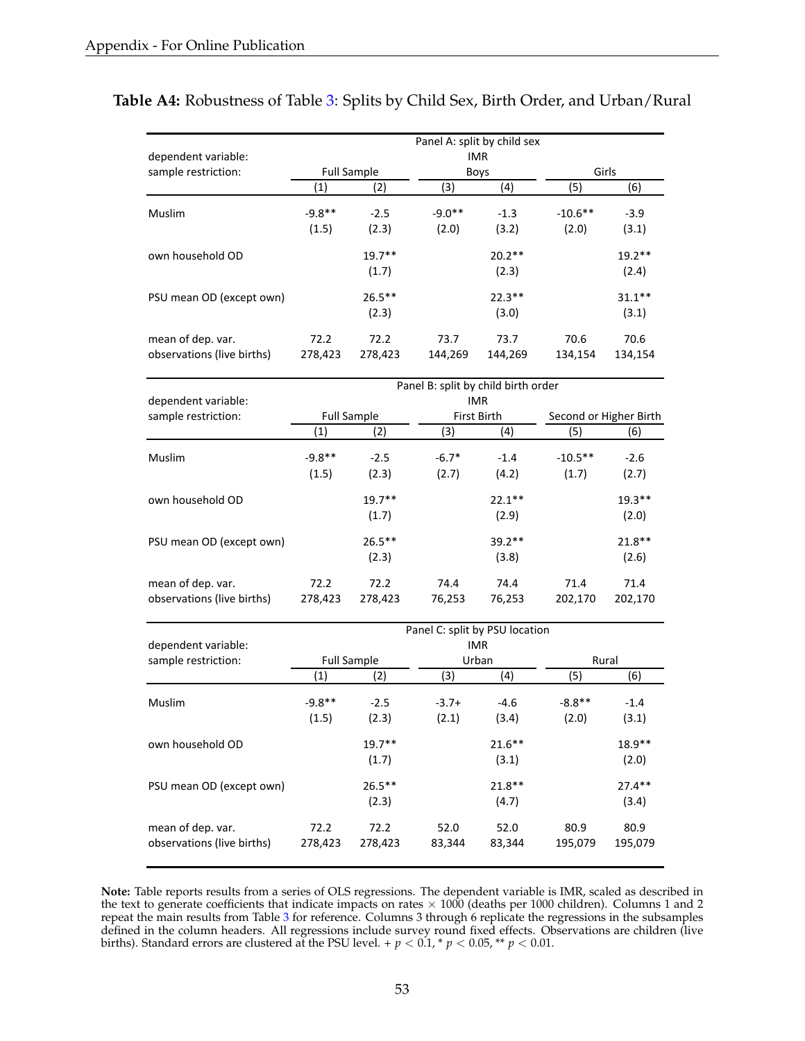**Table A4:** Robustness of Table 3: Splits by Child Sex, Birth Order, and Urban/Rural

| | Panel A: split by child sex | | | | | |
|---|---|---|---|---|---|---|
| dependent variable: | IMR | | | | | |
| sample restriction: | Full Sample | | Boys | | Girls | |
| | (1) | (2) | (3) | (4) | (5) | (6) |
| Muslim | -9.8** | -2.5 | -9.0** | -1.3 | -10.6** | -3.9 |
| | (1.5) | (2.3) | (2.0) | (3.2) | (2.0) | (3.1) |
| own household OD | | 19.7** | | 20.2** | | 19.2** |
| | | (1.7) | | (2.3) | | (2.4) |
| PSU mean OD (except own) | | 26.5** | | 22.3** | | 31.1** |
| | | (2.3) | | (3.0) | | (3.1) |
| mean of dep. var. | 72.2 | 72.2 | 73.7 | 73.7 | 70.6 | 70.6 |
| observations (live births) | 278,423 | 278,423 | 144,269 | 144,269 | 134,154 | 134,154 |

| | Panel B: split by child birth order | | | | | |
|---|---|---|---|---|---|---|
| dependent variable: | IMR | | | | | |
| sample restriction: | Full Sample | | First Birth | | Second or Higher Birth | |
| | (1) | (2) | (3) | (4) | (5) | (6) |
| Muslim | -9.8** | -2.5 | -6.7* | -1.4 | -10.5** | -2.6 |
| | (1.5) | (2.3) | (2.7) | (4.2) | (1.7) | (2.7) |
| own household OD | | 19.7** | | 22.1** | | 19.3** |
| | | (1.7) | | (2.9) | | (2.0) |
| PSU mean OD (except own) | | 26.5** | | 39.2** | | 21.8** |
| | | (2.3) | | (3.8) | | (2.6) |
| mean of dep. var. | 72.2 | 72.2 | 74.4 | 74.4 | 71.4 | 71.4 |
| observations (live births) | 278,423 | 278,423 | 76,253 | 76,253 | 202,170 | 202,170 |

| | Panel C: split by PSU location | | | | | |
|---|---|---|---|---|---|---|
| dependent variable: | IMR | | | | | |
| sample restriction: | Full Sample | | Urban | | Rural | |
| | (1) | (2) | (3) | (4) | (5) | (6) |
| Muslim | -9.8** | -2.5 | -3.7+ | -4.6 | -8.8** | -1.4 |
| | (1.5) | (2.3) | (2.1) | (3.4) | (2.0) | (3.1) |
| own household OD | | 19.7** | | 21.6** | | 18.9** |
| | | (1.7) | | (3.1) | | (2.0) |
| PSU mean OD (except own) | | 26.5** | | 21.8** | | 27.4** |
| | | (2.3) | | (4.7) | | (3.4) |
| mean of dep. var. | 72.2 | 72.2 | 52.0 | 52.0 | 80.9 | 80.9 |
| observations (live births) | 278,423 | 278,423 | 83,344 | 83,344 | 195,079 | 195,079 |

**Note:** Table reports results from a series of OLS regressions. The dependent variable is IMR, scaled as described in the text to generate coefficients that indicate impacts on rates $\times$ 1000 (deaths per 1000 children). Columns 1 and 2 repeat the main results from Table 3 for reference. Columns 3 through 6 replicate the regressions in the subsamples defined in the column headers. All regressions include survey round fixed effects. Observations are children (live births). Standard errors are clustered at the PSU level. + $p < 0.1$, * $p < 0.05$, ** $p < 0.01$.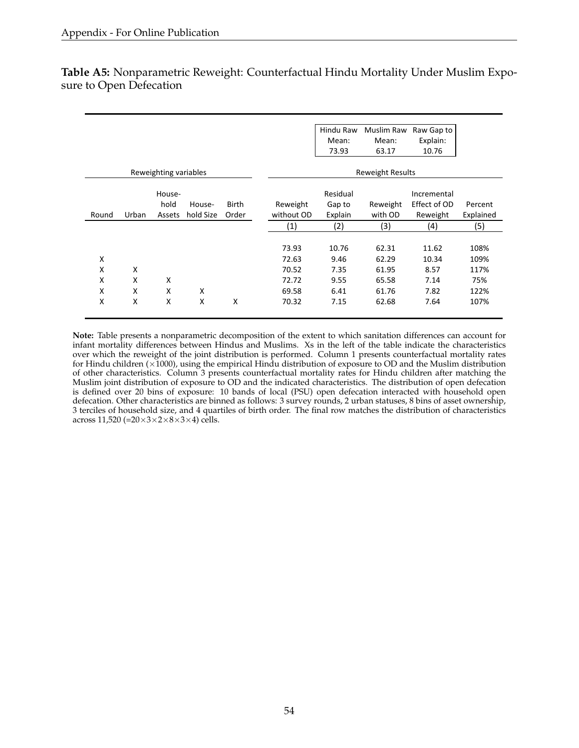**Table A5:** Nonparametric Reweight: Counterfactual Hindu Mortality Under Muslim Exposure to Open Defecation

| | | | | | Hindu Raw Mean: 73.93 | Muslim Raw Mean: 63.17 | Raw Gap to Explain: 10.76 | | |
|---|---|---|---|---|---|---|---|---|---|
| Reweighting variables | | | | | Reweight Results | | | | |
| Round | Urban | Household Assets | Household Size | Birth Order | Reweight without OD | Residual Gap to Explain | Reweight with OD | Incremental Effect of OD Reweight | Percent Explained |
| | | | | | (1) | (2) | (3) | (4) | (5) |
| | | | | | 73.93 | 10.76 | 62.31 | 11.62 | 108% |
| X | | | | | 72.63 | 9.46 | 62.29 | 10.34 | 109% |
| X | X | | | | 70.52 | 7.35 | 61.95 | 8.57 | 117% |
| X | X | X | | | 72.72 | 9.55 | 65.58 | 7.14 | 75% |
| X | X | X | X | | 69.58 | 6.41 | 61.76 | 7.82 | 122% |
| X | X | X | X | X | 70.32 | 7.15 | 62.68 | 7.64 | 107% |

**Note:** Table presents a nonparametric decomposition of the extent to which sanitation differences can account for infant mortality differences between Hindus and Muslims. Xs in the left of the table indicate the characteristics over which the reweight of the joint distribution is performed. Column 1 presents counterfactual mortality rates for Hindu children ($\times 1000$), using the empirical Hindu distribution of exposure to OD and the Muslim distribution of other characteristics. Column 3 presents counterfactual mortality rates for Hindu children after matching the Muslim joint distribution of exposure to OD and the indicated characteristics. The distribution of open defecation is defined over 20 bins of exposure: 10 bands of local (PSU) open defecation interacted with household open defecation. Other characteristics are binned as follows: 3 survey rounds, 2 urban statuses, 8 bins of asset ownership, 3 terciles of household size, and 4 quartiles of birth order. The final row matches the distribution of characteristics across 11,520 ($=20\times3\times2\times8\times3\times4$) cells.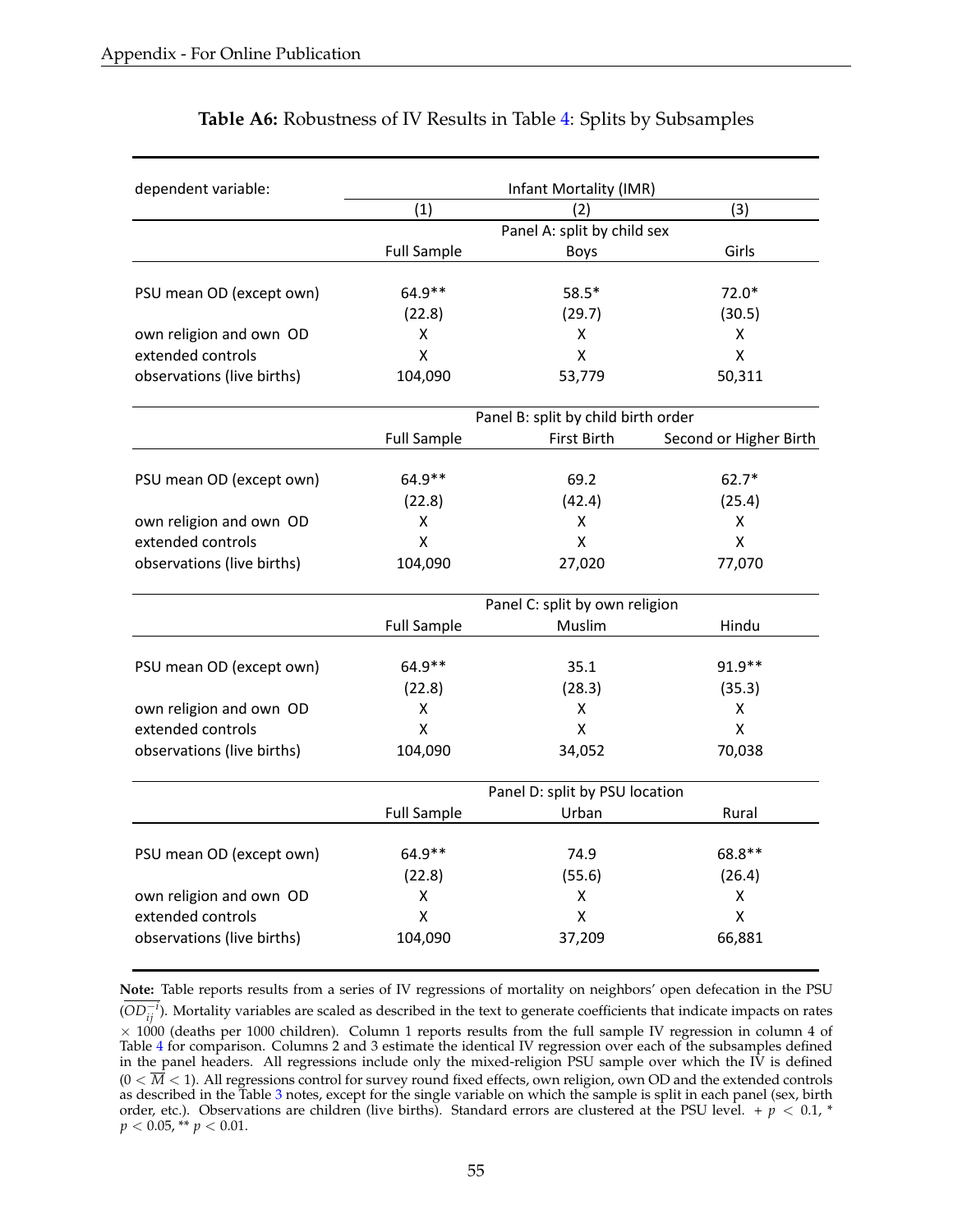**Table A6:** Robustness of IV Results in Table 4: Splits by Subsamples

| dependent variable: | Infant Mortality (IMR) | | |
|---|---|---|---|
| | (1) | (2) | (3) |
| | Panel A: split by child sex | | |
| | Full Sample | Boys | Girls |
| PSU mean OD (except own) | 64.9** | 58.5* | 72.0* |
| | (22.8) | (29.7) | (30.5) |
| own religion and own OD | X | X | X |
| extended controls | X | X | X |
| observations (live births) | 104,090 | 53,779 | 50,311 |
| | Panel B: split by child birth order | | |
| | Full Sample | First Birth | Second or Higher Birth |
| PSU mean OD (except own) | 64.9** | 69.2 | 62.7* |
| | (22.8) | (42.4) | (25.4) |
| own religion and own OD | X | X | X |
| extended controls | X | X | X |
| observations (live births) | 104,090 | 27,020 | 77,070 |
| | Panel C: split by own religion | | |
| | Full Sample | Muslim | Hindu |
| PSU mean OD (except own) | 64.9** | 35.1 | 91.9** |
| | (22.8) | (28.3) | (35.3) |
| own religion and own OD | X | X | X |
| extended controls | X | X | X |
| observations (live births) | 104,090 | 34,052 | 70,038 |
| | Panel D: split by PSU location | | |
| | Full Sample | Urban | Rural |
| PSU mean OD (except own) | 64.9** | 74.9 | 68.8** |
| | (22.8) | (55.6) | (26.4) |
| own religion and own OD | X | X | X |
| extended controls | X | X | X |
| observations (live births) | 104,090 | 37,209 | 66,881 |

**Note:** Table reports results from a series of IV regressions of mortality on neighbors' open defecation in the PSU ($\overline{OD}_{ij}^{-i}$). Mortality variables are scaled as described in the text to generate coefficients that indicate impacts on rates $\times$ 1000 (deaths per 1000 children). Column 1 reports results from the full sample IV regression in column 4 of Table 4 for comparison. Columns 2 and 3 estimate the identical IV regression over each of the subsamples defined in the panel headers. All regressions include only the mixed-religion PSU sample over which the IV is defined ($0 < \overline{M} < 1$). All regressions control for survey round fixed effects, own religion, own OD and the extended controls as described in the Table 3 notes, except for the single variable on which the sample is split in each panel (sex, birth order, etc.). Observations are children (live births). Standard errors are clustered at the PSU level. + $p < 0.1$, * $p < 0.05$, ** $p < 0.01$.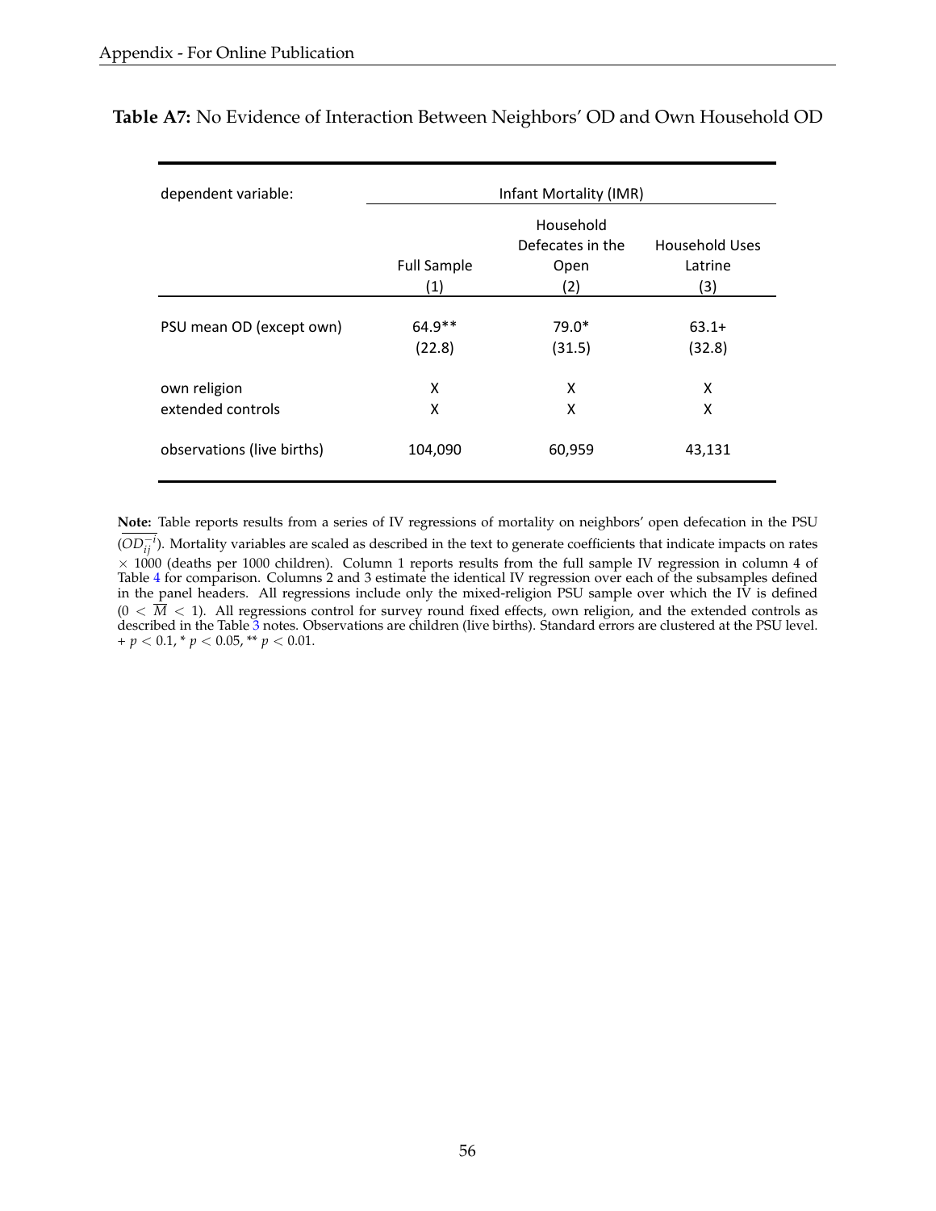**Table A7:** No Evidence of Interaction Between Neighbors' OD and Own Household OD

| dependent variable: | Infant Mortality (IMR) | | |
|---|---|---|---|
| | Full Sample<br>(1) | Household Defecates in the Open<br>(2) | Household Uses Latrine<br>(3) |
| PSU mean OD (except own) | 64.9** | 79.0* | 63.1+ |
| | (22.8) | (31.5) | (32.8) |
| own religion | X | X | X |
| extended controls | X | X | X |
| observations (live births) | 104,090 | 60,959 | 43,131 |

**Note:** Table reports results from a series of IV regressions of mortality on neighbors' open defecation in the PSU ($\overline{OD_{ij}^{-i}}$). Mortality variables are scaled as described in the text to generate coefficients that indicate impacts on rates $\times$ 1000 (deaths per 1000 children). Column 1 reports results from the full sample IV regression in column 4 of Table 4 for comparison. Columns 2 and 3 estimate the identical IV regression over each of the subsamples defined in the panel headers. All regressions include only the mixed-religion PSU sample over which the IV is defined ($0 < \overline{M} < 1$). All regressions control for survey round fixed effects, own religion, and the extended controls as described in the Table 3 notes. Observations are children (live births). Standard errors are clustered at the PSU level. + $p < 0.1$, * $p < 0.05$, ** $p < 0.01$.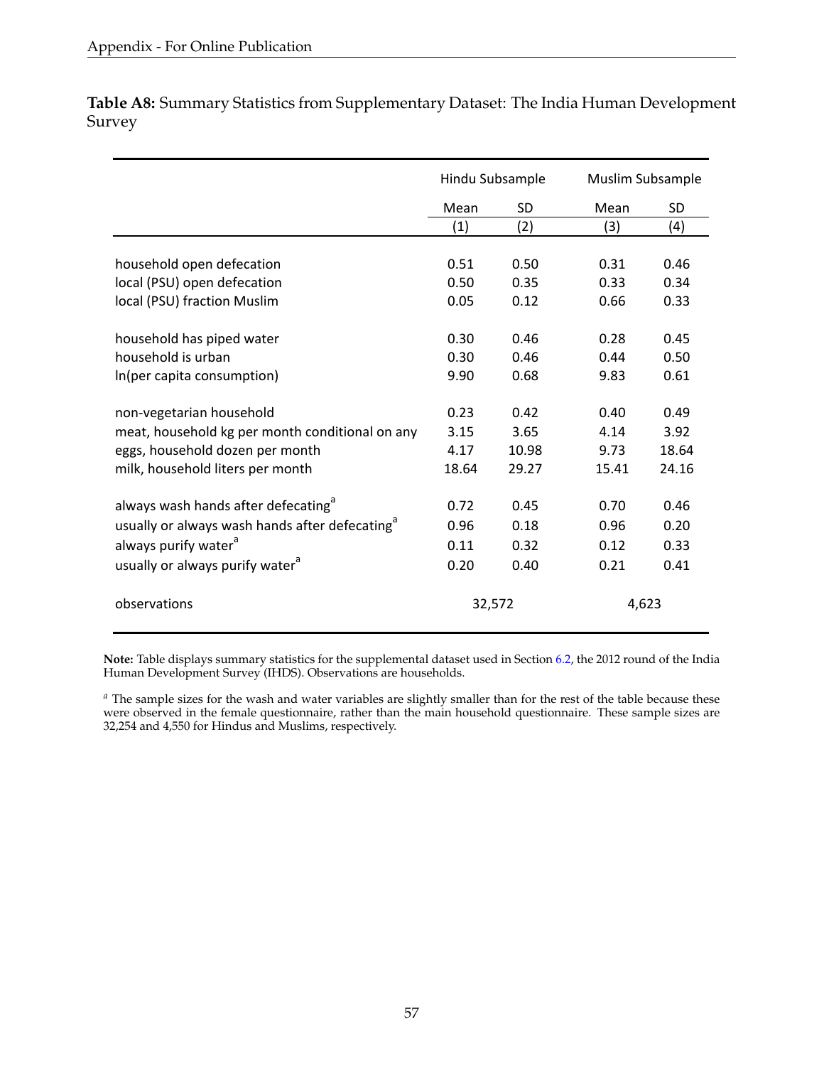**Table A8:** Summary Statistics from Supplementary Dataset: The India Human Development Survey

| | Hindu Subsample | | Muslim Subsample | |
|---|---|---|---|---|
| | Mean | SD | Mean | SD |
| | (1) | (2) | (3) | (4) |
| household open defecation | 0.51 | 0.50 | 0.31 | 0.46 |
| local (PSU) open defecation | 0.50 | 0.35 | 0.33 | 0.34 |
| local (PSU) fraction Muslim | 0.05 | 0.12 | 0.66 | 0.33 |
| household has piped water | 0.30 | 0.46 | 0.28 | 0.45 |
| household is urban | 0.30 | 0.46 | 0.44 | 0.50 |
| ln(per capita consumption) | 9.90 | 0.68 | 9.83 | 0.61 |
| non-vegetarian household | 0.23 | 0.42 | 0.40 | 0.49 |
| meat, household kg per month conditional on any | 3.15 | 3.65 | 4.14 | 3.92 |
| eggs, household dozen per month | 4.17 | 10.98 | 9.73 | 18.64 |
| milk, household liters per month | 18.64 | 29.27 | 15.41 | 24.16 |
| always wash hands after defecating[a] | 0.72 | 0.45 | 0.70 | 0.46 |
| usually or always wash hands after defecating[a] | 0.96 | 0.18 | 0.96 | 0.20 |
| always purify water[a] | 0.11 | 0.32 | 0.12 | 0.33 |
| usually or always purify water[a] | 0.20 | 0.40 | 0.21 | 0.41 |
| observations | 32,572 | | 4,623 | |

**Note:** Table displays summary statistics for the supplemental dataset used in Section 6.2, the 2012 round of the India Human Development Survey (IHDS). Observations are households.

[a] The sample sizes for the wash and water variables are slightly smaller than for the rest of the table because these were observed in the female questionnaire, rather than the main household questionnaire. These sample sizes are 32,254 and 4,550 for Hindus and Muslims, respectively.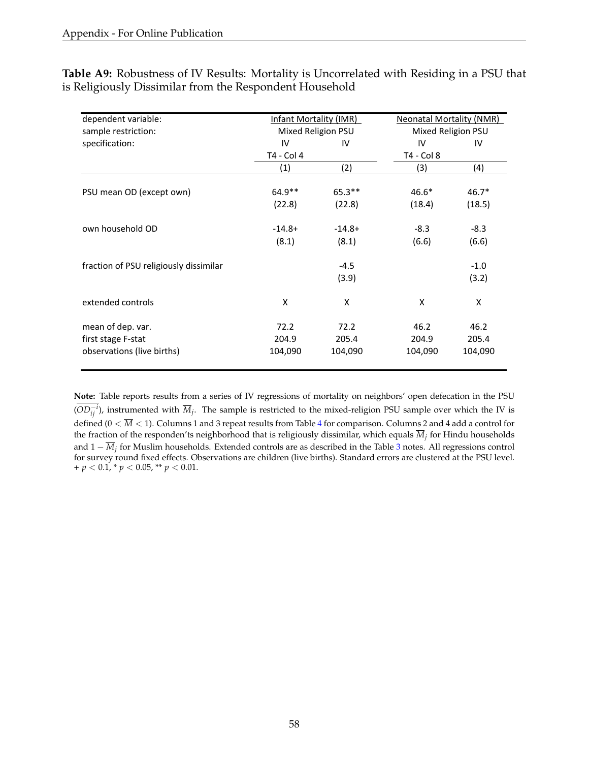**Table A9:** Robustness of IV Results: Mortality is Uncorrelated with Residing in a PSU that is Religiously Dissimilar from the Respondent Household

| dependent variable: | Infant Mortality (IMR) | | Neonatal Mortality (NMR) | |
|---|---|---|---|---|
| sample restriction: | Mixed Religion PSU | | Mixed Religion PSU | |
| specification: | IV | IV | IV | IV |
| | T4 - Col 4 | | T4 - Col 8 | |
| | (1) | (2) | (3) | (4) |
| PSU mean OD (except own) | 64.9** | 65.3** | 46.6* | 46.7* |
| | (22.8) | (22.8) | (18.4) | (18.5) |
| own household OD | -14.8+ | -14.8+ | -8.3 | -8.3 |
| | (8.1) | (8.1) | (6.6) | (6.6) |
| fraction of PSU religiously dissimilar | | -4.5 | | -1.0 |
| | | (3.9) | | (3.2) |
| extended controls | X | X | X | X |
| mean of dep. var. | 72.2 | 72.2 | 46.2 | 46.2 |
| first stage F-stat | 204.9 | 205.4 | 204.9 | 205.4 |
| observations (live births) | 104,090 | 104,090 | 104,090 | 104,090 |

**Note:** Table reports results from a series of IV regressions of mortality on neighbors' open defecation in the PSU ($\overline{OD_{ij}^{-i}}$), instrumented with $\overline{M}_j$. The sample is restricted to the mixed-religion PSU sample over which the IV is defined ($0 < \overline{M} < 1$). Columns 1 and 3 repeat results from Table 4 for comparison. Columns 2 and 4 add a control for the fraction of the responden'ts neighborhood that is religiously dissimilar, which equals $\overline{M}_j$ for Hindu households and $1 - \overline{M}_j$ for Muslim households. Extended controls are as described in the Table 3 notes. All regressions control for survey round fixed effects. Observations are children (live births). Standard errors are clustered at the PSU level. + $p < 0.1$, * $p < 0.05$, ** $p < 0.01$.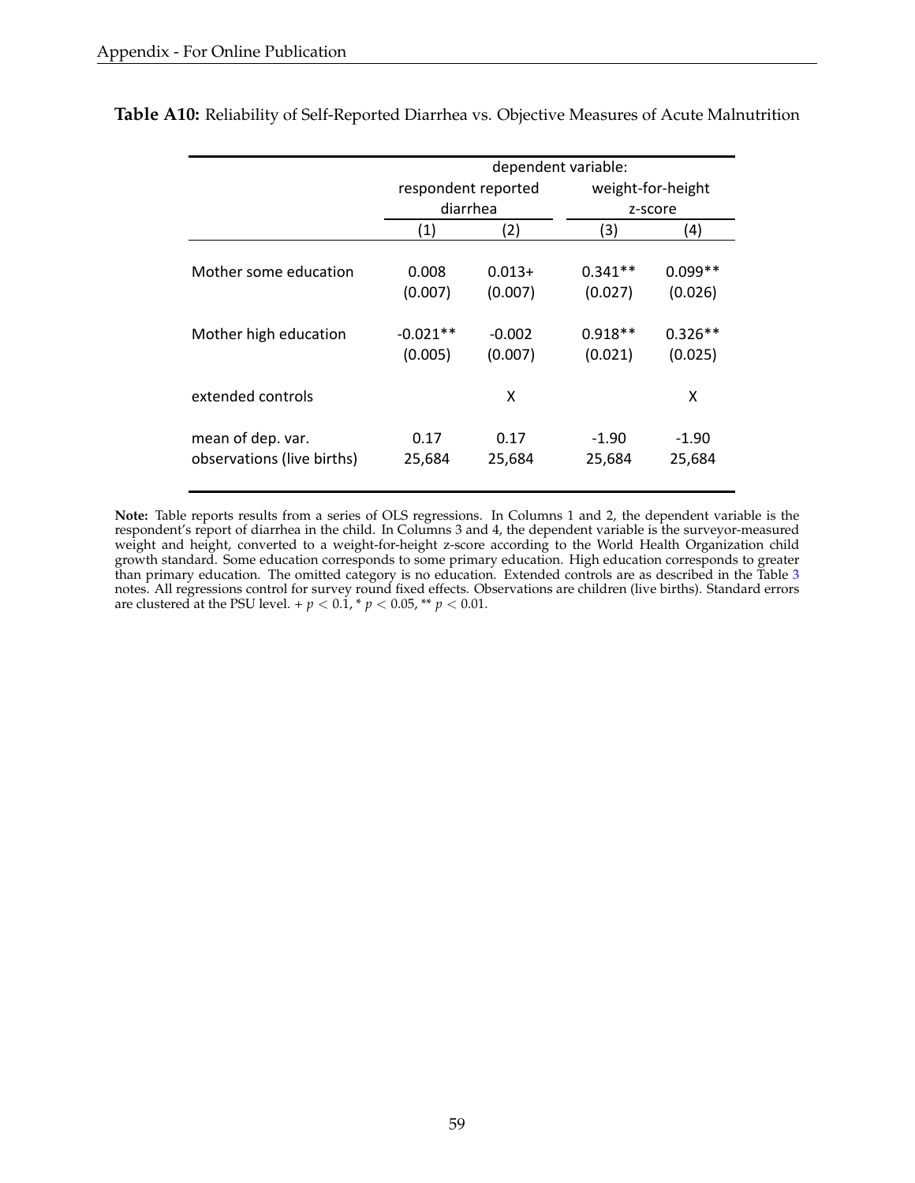**Table A10:** Reliability of Self-Reported Diarrhea vs. Objective Measures of Acute Malnutrition

| | dependent variable: | | | |
|---|---|---|---|---|
| | respondent reported diarrhea | | weight-for-height z-score | |
| | (1) | (2) | (3) | (4) |
| Mother some education | 0.008 | 0.013+ | 0.341** | 0.099** |
| | (0.007) | (0.007) | (0.027) | (0.026) |
| Mother high education | -0.021** | -0.002 | 0.918** | 0.326** |
| | (0.005) | (0.007) | (0.021) | (0.025) |
| extended controls | | X | | X |
| mean of dep. var. | 0.17 | 0.17 | -1.90 | -1.90 |
| observations (live births) | 25,684 | 25,684 | 25,684 | 25,684 |

**Note:** Table reports results from a series of OLS regressions. In Columns 1 and 2, the dependent variable is the respondent's report of diarrhea in the child. In Columns 3 and 4, the dependent variable is the surveyor-measured weight and height, converted to a weight-for-height z-score according to the World Health Organization child growth standard. Some education corresponds to some primary education. High education corresponds to greater than primary education. The omitted category is no education. Extended controls are as described in the Table 3 notes. All regressions control for survey round fixed effects. Observations are children (live births). Standard errors are clustered at the PSU level. + $p < 0.1$, * $p < 0.05$, ** $p < 0.01$.